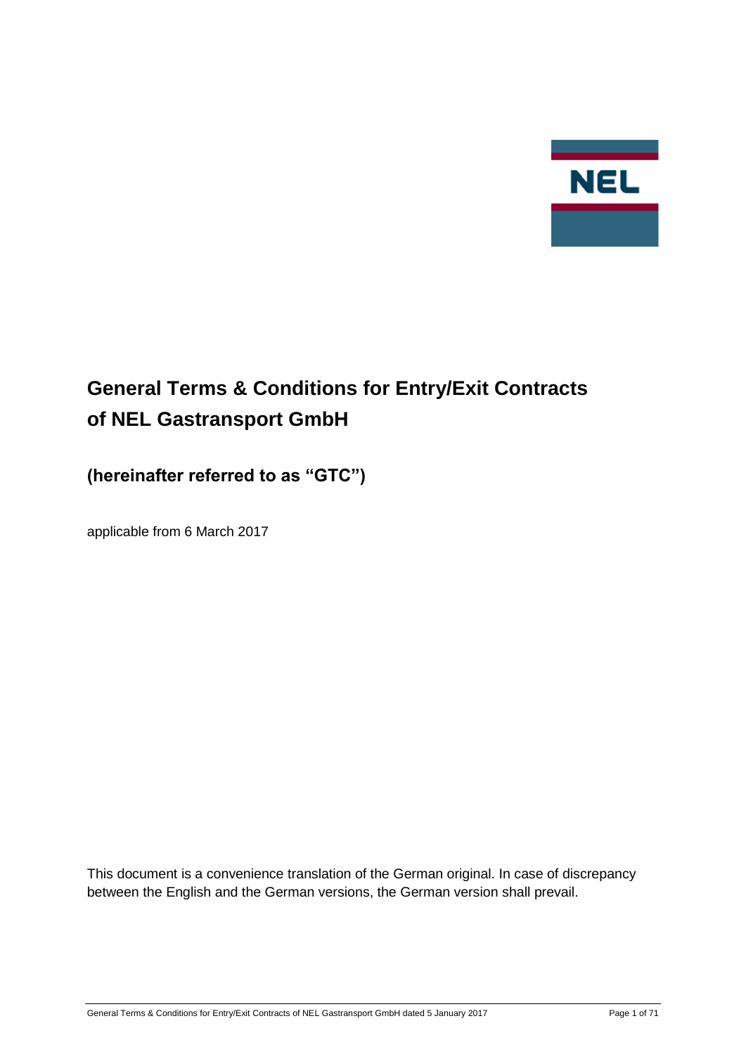# General Terms & Conditions for Entry/Exit Contracts of NEL Gastransport GmbH

## (hereinafter referred to as "GTC")

applicable from 6 March 2017

This document is a convenience translation of the German original. In case of discrepancy between the English and the German versions, the German version shall prevail.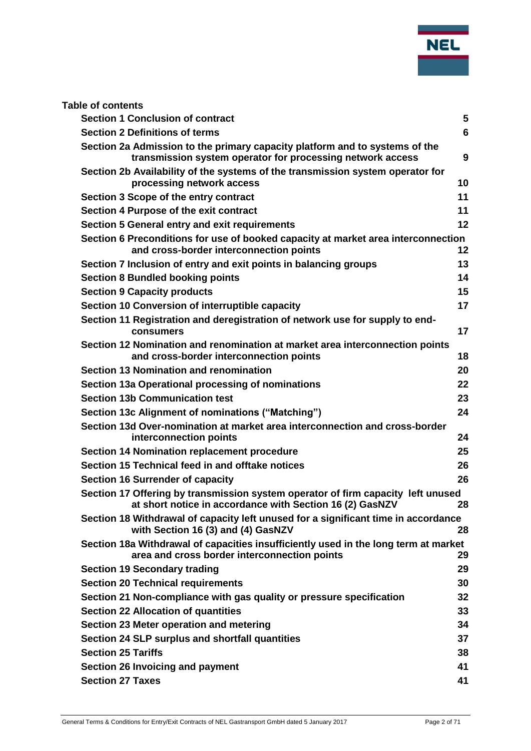**Table of contents**

| | |
|---|---|
| **Section 1 Conclusion of contract** | **5** |
| **Section 2 Definitions of terms** | **6** |
| **Section 2a Admission to the primary capacity platform and to systems of the transmission system operator for processing network access** | **9** |
| **Section 2b Availability of the systems of the transmission system operator for processing network access** | **10** |
| **Section 3 Scope of the entry contract** | **11** |
| **Section 4 Purpose of the exit contract** | **11** |
| **Section 5 General entry and exit requirements** | **12** |
| **Section 6 Preconditions for use of booked capacity at market area interconnection and cross-border interconnection points** | **12** |
| **Section 7 Inclusion of entry and exit points in balancing groups** | **13** |
| **Section 8 Bundled booking points** | **14** |
| **Section 9 Capacity products** | **15** |
| **Section 10 Conversion of interruptible capacity** | **17** |
| **Section 11 Registration and deregistration of network use for supply to end-consumers** | **17** |
| **Section 12 Nomination and renomination at market area interconnection points and cross-border interconnection points** | **18** |
| **Section 13 Nomination and renomination** | **20** |
| **Section 13a Operational processing of nominations** | **22** |
| **Section 13b Communication test** | **23** |
| **Section 13c Alignment of nominations ("Matching")** | **24** |
| **Section 13d Over-nomination at market area interconnection and cross-border interconnection points** | **24** |
| **Section 14 Nomination replacement procedure** | **25** |
| **Section 15 Technical feed in and offtake notices** | **26** |
| **Section 16 Surrender of capacity** | **26** |
| **Section 17 Offering by transmission system operator of firm capacity left unused at short notice in accordance with Section 16 (2) GasNZV** | **28** |
| **Section 18 Withdrawal of capacity left unused for a significant time in accordance with Section 16 (3) and (4) GasNZV** | **28** |
| **Section 18a Withdrawal of capacities insufficiently used in the long term at market area and cross border interconnection points** | **29** |
| **Section 19 Secondary trading** | **29** |
| **Section 20 Technical requirements** | **30** |
| **Section 21 Non-compliance with gas quality or pressure specification** | **32** |
| **Section 22 Allocation of quantities** | **33** |
| **Section 23 Meter operation and metering** | **34** |
| **Section 24 SLP surplus and shortfall quantities** | **37** |
| **Section 25 Tariffs** | **38** |
| **Section 26 Invoicing and payment** | **41** |
| **Section 27 Taxes** | **41** |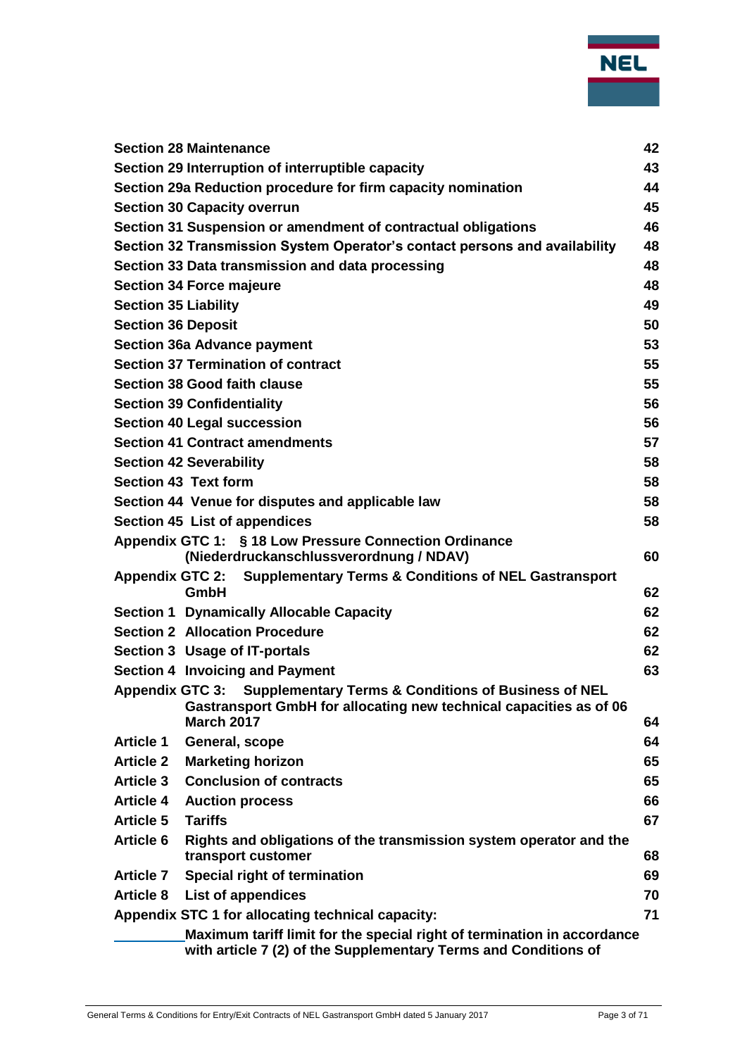| | |
|---|---|
| **Section 28 Maintenance** | **42** |
| **Section 29 Interruption of interruptible capacity** | **43** |
| **Section 29a Reduction procedure for firm capacity nomination** | **44** |
| **Section 30 Capacity overrun** | **45** |
| **Section 31 Suspension or amendment of contractual obligations** | **46** |
| **Section 32 Transmission System Operator's contact persons and availability** | **48** |
| **Section 33 Data transmission and data processing** | **48** |
| **Section 34 Force majeure** | **48** |
| **Section 35 Liability** | **49** |
| **Section 36 Deposit** | **50** |
| **Section 36a Advance payment** | **53** |
| **Section 37 Termination of contract** | **55** |
| **Section 38 Good faith clause** | **55** |
| **Section 39 Confidentiality** | **56** |
| **Section 40 Legal succession** | **56** |
| **Section 41 Contract amendments** | **57** |
| **Section 42 Severability** | **58** |
| **Section 43 Text form** | **58** |
| **Section 44 Venue for disputes and applicable law** | **58** |
| **Section 45 List of appendices** | **58** |
| **Appendix GTC 1: § 18 Low Pressure Connection Ordinance (Niederdruckanschlussverordnung / NDAV)** | **60** |
| **Appendix GTC 2: Supplementary Terms & Conditions of NEL Gastransport GmbH** | **62** |
| **Section 1 Dynamically Allocable Capacity** | **62** |
| **Section 2 Allocation Procedure** | **62** |
| **Section 3 Usage of IT-portals** | **62** |
| **Section 4 Invoicing and Payment** | **63** |
| **Appendix GTC 3: Supplementary Terms & Conditions of Business of NEL Gastransport GmbH for allocating new technical capacities as of 06 March 2017** | **64** |
| **Article 1 General, scope** | **64** |
| **Article 2 Marketing horizon** | **65** |
| **Article 3 Conclusion of contracts** | **65** |
| **Article 4 Auction process** | **66** |
| **Article 5 Tariffs** | **67** |
| **Article 6 Rights and obligations of the transmission system operator and the transport customer** | **68** |
| **Article 7 Special right of termination** | **69** |
| **Article 8 List of appendices** | **70** |
| **Appendix STC 1 for allocating technical capacity:** | **71** |
| **Maximum tariff limit for the special right of termination in accordance with article 7 (2) of the Supplementary Terms and Conditions of** | |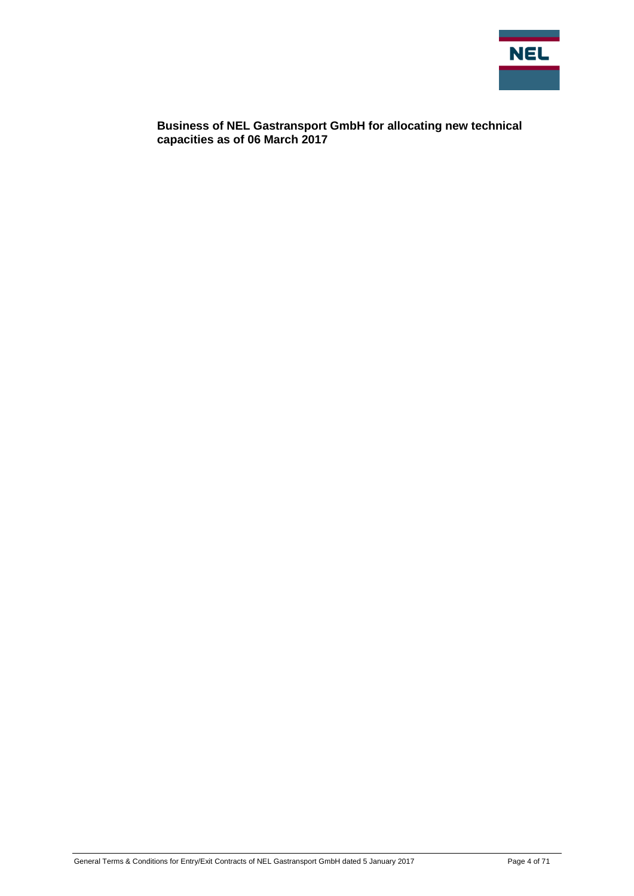**Business of NEL Gastransport GmbH for allocating new technical capacities as of 06 March 2017**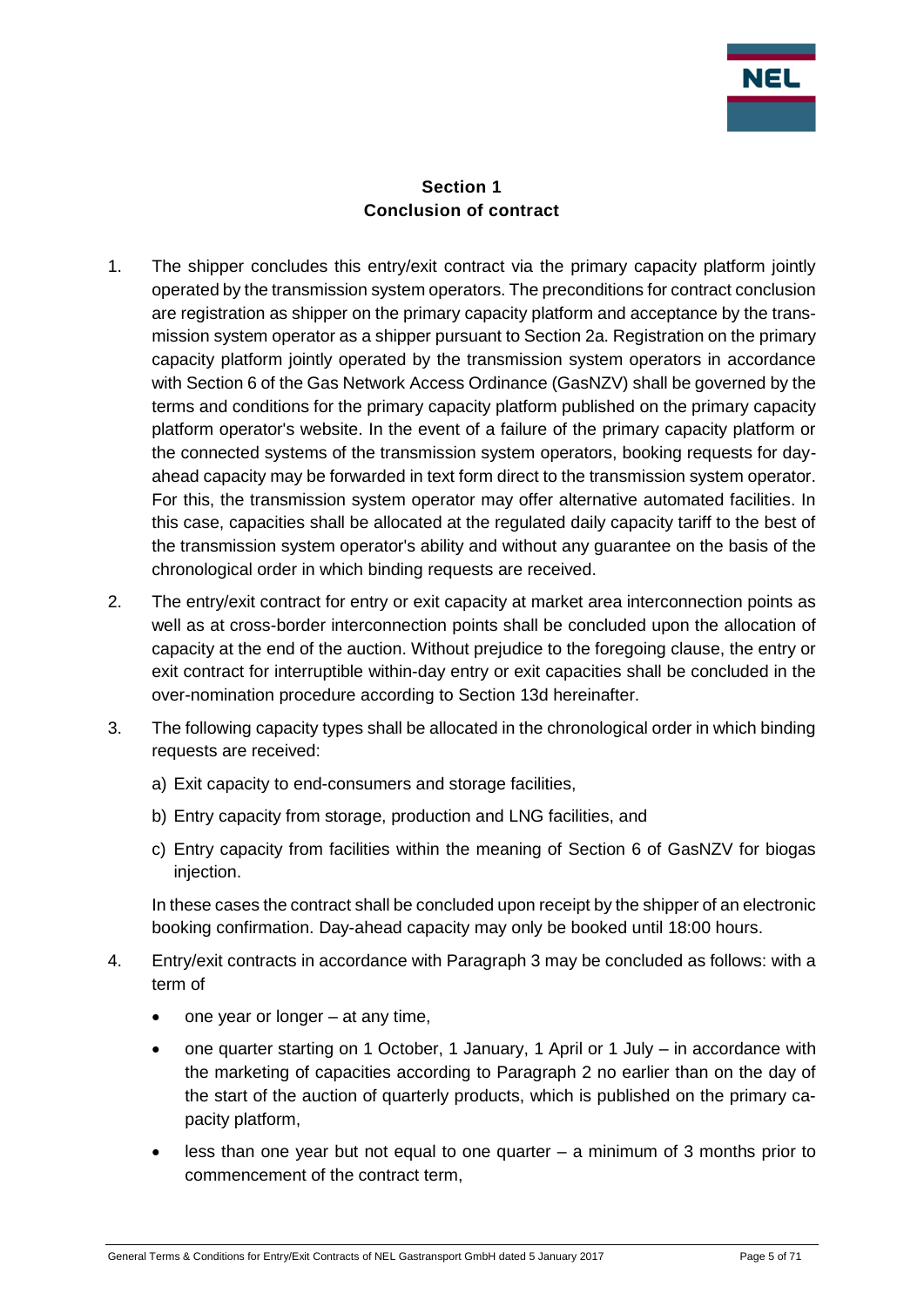## Section 1
## Conclusion of contract

1. The shipper concludes this entry/exit contract via the primary capacity platform jointly operated by the transmission system operators. The preconditions for contract conclusion are registration as shipper on the primary capacity platform and acceptance by the transmission system operator as a shipper pursuant to Section 2a. Registration on the primary capacity platform jointly operated by the transmission system operators in accordance with Section 6 of the Gas Network Access Ordinance (GasNZV) shall be governed by the terms and conditions for the primary capacity platform published on the primary capacity platform operator's website. In the event of a failure of the primary capacity platform or the connected systems of the transmission system operators, booking requests for day-ahead capacity may be forwarded in text form direct to the transmission system operator. For this, the transmission system operator may offer alternative automated facilities. In this case, capacities shall be allocated at the regulated daily capacity tariff to the best of the transmission system operator's ability and without any guarantee on the basis of the chronological order in which binding requests are received.

2. The entry/exit contract for entry or exit capacity at market area interconnection points as well as at cross-border interconnection points shall be concluded upon the allocation of capacity at the end of the auction. Without prejudice to the foregoing clause, the entry or exit contract for interruptible within-day entry or exit capacities shall be concluded in the over-nomination procedure according to Section 13d hereinafter.

3. The following capacity types shall be allocated in the chronological order in which binding requests are received:

   a) Exit capacity to end-consumers and storage facilities,

   b) Entry capacity from storage, production and LNG facilities, and

   c) Entry capacity from facilities within the meaning of Section 6 of GasNZV for biogas injection.

   In these cases the contract shall be concluded upon receipt by the shipper of an electronic booking confirmation. Day-ahead capacity may only be booked until 18:00 hours.

4. Entry/exit contracts in accordance with Paragraph 3 may be concluded as follows: with a term of

   - one year or longer – at any time,
   - one quarter starting on 1 October, 1 January, 1 April or 1 July – in accordance with the marketing of capacities according to Paragraph 2 no earlier than on the day of the start of the auction of quarterly products, which is published on the primary capacity platform,
   - less than one year but not equal to one quarter – a minimum of 3 months prior to commencement of the contract term,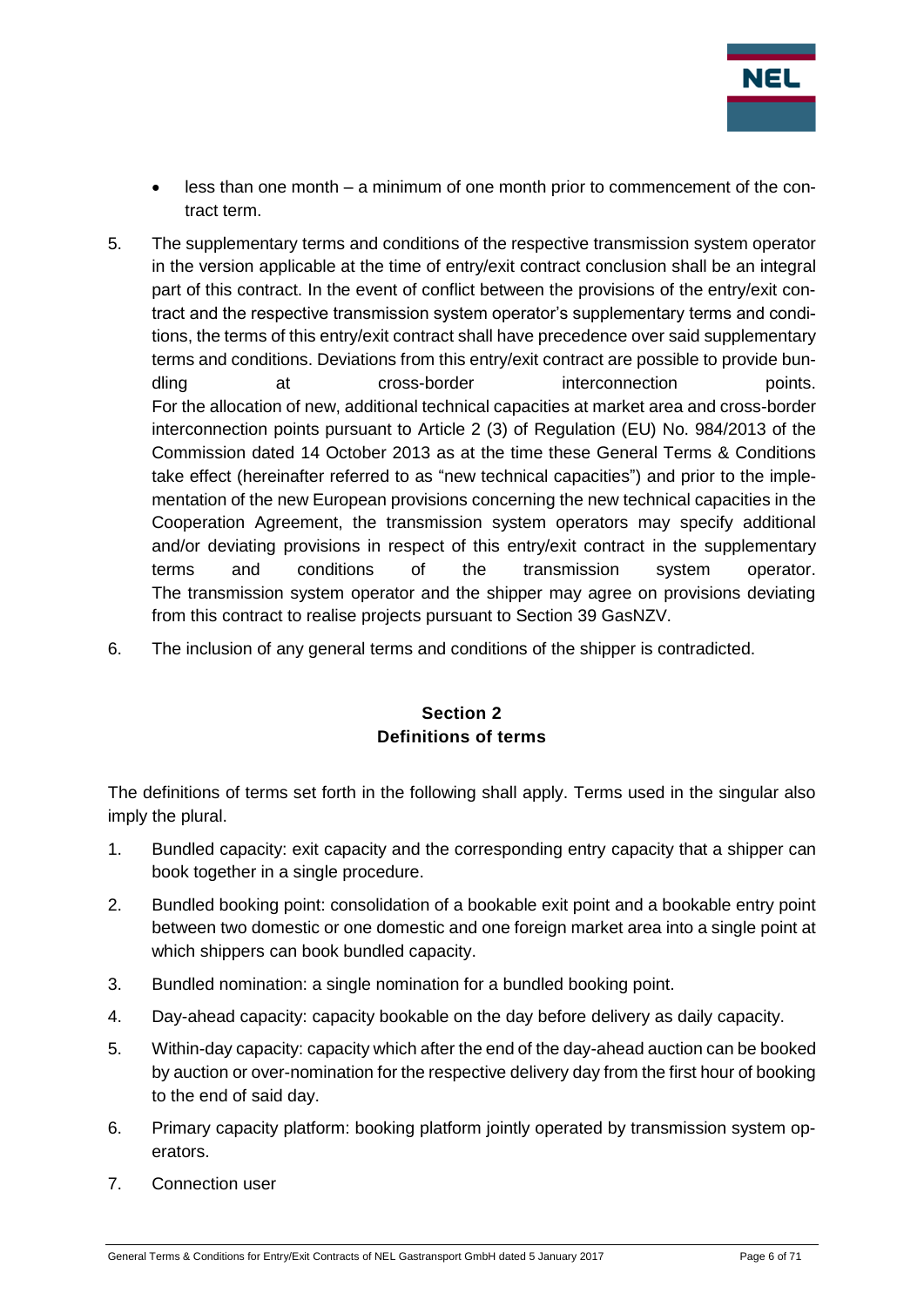- less than one month – a minimum of one month prior to commencement of the contract term.

5. The supplementary terms and conditions of the respective transmission system operator in the version applicable at the time of entry/exit contract conclusion shall be an integral part of this contract. In the event of conflict between the provisions of the entry/exit contract and the respective transmission system operator's supplementary terms and conditions, the terms of this entry/exit contract shall have precedence over said supplementary terms and conditions. Deviations from this entry/exit contract are possible to provide bundling at cross-border interconnection points.
For the allocation of new, additional technical capacities at market area and cross-border interconnection points pursuant to Article 2 (3) of Regulation (EU) No. 984/2013 of the Commission dated 14 October 2013 as at the time these General Terms & Conditions take effect (hereinafter referred to as "new technical capacities") and prior to the implementation of the new European provisions concerning the new technical capacities in the Cooperation Agreement, the transmission system operators may specify additional and/or deviating provisions in respect of this entry/exit contract in the supplementary terms and conditions of the transmission system operator.
The transmission system operator and the shipper may agree on provisions deviating from this contract to realise projects pursuant to Section 39 GasNZV.

6. The inclusion of any general terms and conditions of the shipper is contradicted.

## Section 2
## Definitions of terms

The definitions of terms set forth in the following shall apply. Terms used in the singular also imply the plural.

1. Bundled capacity: exit capacity and the corresponding entry capacity that a shipper can book together in a single procedure.
2. Bundled booking point: consolidation of a bookable exit point and a bookable entry point between two domestic or one domestic and one foreign market area into a single point at which shippers can book bundled capacity.
3. Bundled nomination: a single nomination for a bundled booking point.
4. Day-ahead capacity: capacity bookable on the day before delivery as daily capacity.
5. Within-day capacity: capacity which after the end of the day-ahead auction can be booked by auction or over-nomination for the respective delivery day from the first hour of booking to the end of said day.
6. Primary capacity platform: booking platform jointly operated by transmission system operators.
7. Connection user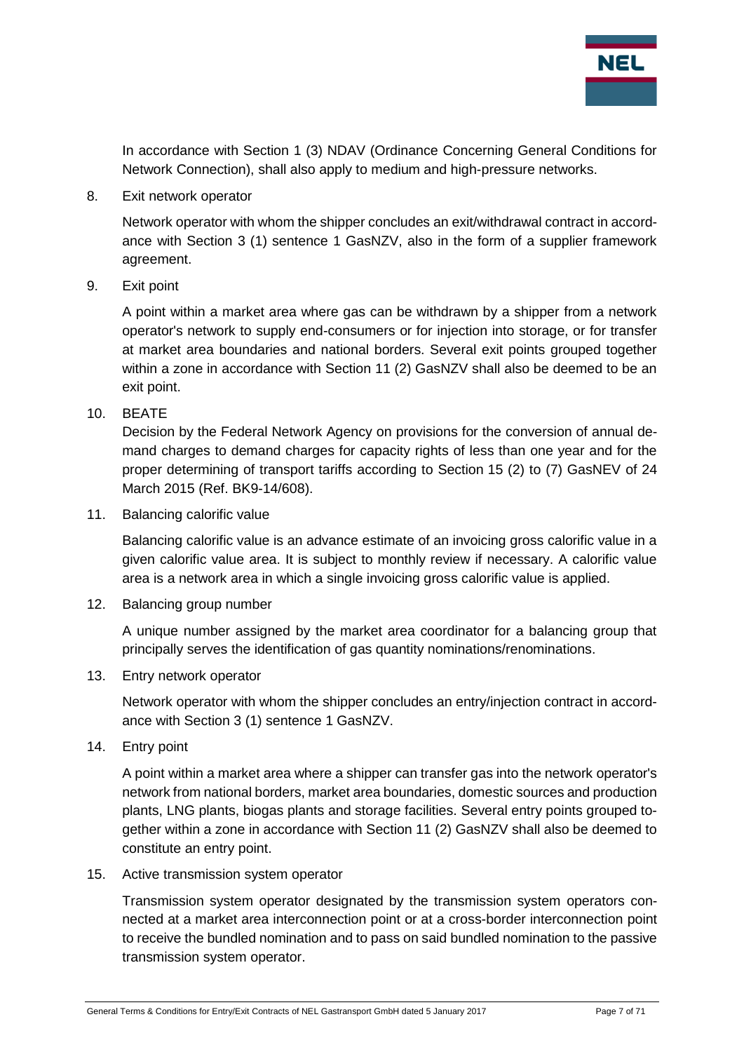In accordance with Section 1 (3) NDAV (Ordinance Concerning General Conditions for Network Connection), shall also apply to medium and high-pressure networks.

8. Exit network operator

   Network operator with whom the shipper concludes an exit/withdrawal contract in accordance with Section 3 (1) sentence 1 GasNZV, also in the form of a supplier framework agreement.

9. Exit point

   A point within a market area where gas can be withdrawn by a shipper from a network operator's network to supply end-consumers or for injection into storage, or for transfer at market area boundaries and national borders. Several exit points grouped together within a zone in accordance with Section 11 (2) GasNZV shall also be deemed to be an exit point.

10. BEATE

    Decision by the Federal Network Agency on provisions for the conversion of annual demand charges to demand charges for capacity rights of less than one year and for the proper determining of transport tariffs according to Section 15 (2) to (7) GasNEV of 24 March 2015 (Ref. BK9-14/608).

11. Balancing calorific value

    Balancing calorific value is an advance estimate of an invoicing gross calorific value in a given calorific value area. It is subject to monthly review if necessary. A calorific value area is a network area in which a single invoicing gross calorific value is applied.

12. Balancing group number

    A unique number assigned by the market area coordinator for a balancing group that principally serves the identification of gas quantity nominations/renominations.

13. Entry network operator

    Network operator with whom the shipper concludes an entry/injection contract in accordance with Section 3 (1) sentence 1 GasNZV.

14. Entry point

    A point within a market area where a shipper can transfer gas into the network operator's network from national borders, market area boundaries, domestic sources and production plants, LNG plants, biogas plants and storage facilities. Several entry points grouped together within a zone in accordance with Section 11 (2) GasNZV shall also be deemed to constitute an entry point.

15. Active transmission system operator

    Transmission system operator designated by the transmission system operators connected at a market area interconnection point or at a cross-border interconnection point to receive the bundled nomination and to pass on said bundled nomination to the passive transmission system operator.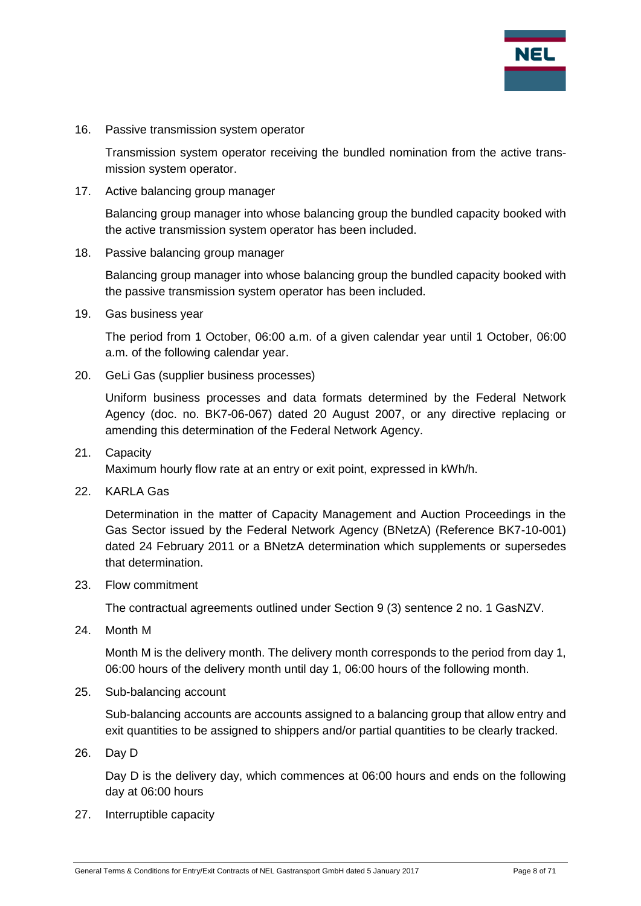16. Passive transmission system operator

    Transmission system operator receiving the bundled nomination from the active transmission system operator.

17. Active balancing group manager

    Balancing group manager into whose balancing group the bundled capacity booked with the active transmission system operator has been included.

18. Passive balancing group manager

    Balancing group manager into whose balancing group the bundled capacity booked with the passive transmission system operator has been included.

19. Gas business year

    The period from 1 October, 06:00 a.m. of a given calendar year until 1 October, 06:00 a.m. of the following calendar year.

20. GeLi Gas (supplier business processes)

    Uniform business processes and data formats determined by the Federal Network Agency (doc. no. BK7-06-067) dated 20 August 2007, or any directive replacing or amending this determination of the Federal Network Agency.

21. Capacity

    Maximum hourly flow rate at an entry or exit point, expressed in kWh/h.

22. KARLA Gas

    Determination in the matter of Capacity Management and Auction Proceedings in the Gas Sector issued by the Federal Network Agency (BNetzA) (Reference BK7-10-001) dated 24 February 2011 or a BNetzA determination which supplements or supersedes that determination.

23. Flow commitment

    The contractual agreements outlined under Section 9 (3) sentence 2 no. 1 GasNZV.

24. Month M

    Month M is the delivery month. The delivery month corresponds to the period from day 1, 06:00 hours of the delivery month until day 1, 06:00 hours of the following month.

25. Sub-balancing account

    Sub-balancing accounts are accounts assigned to a balancing group that allow entry and exit quantities to be assigned to shippers and/or partial quantities to be clearly tracked.

26. Day D

    Day D is the delivery day, which commences at 06:00 hours and ends on the following day at 06:00 hours

27. Interruptible capacity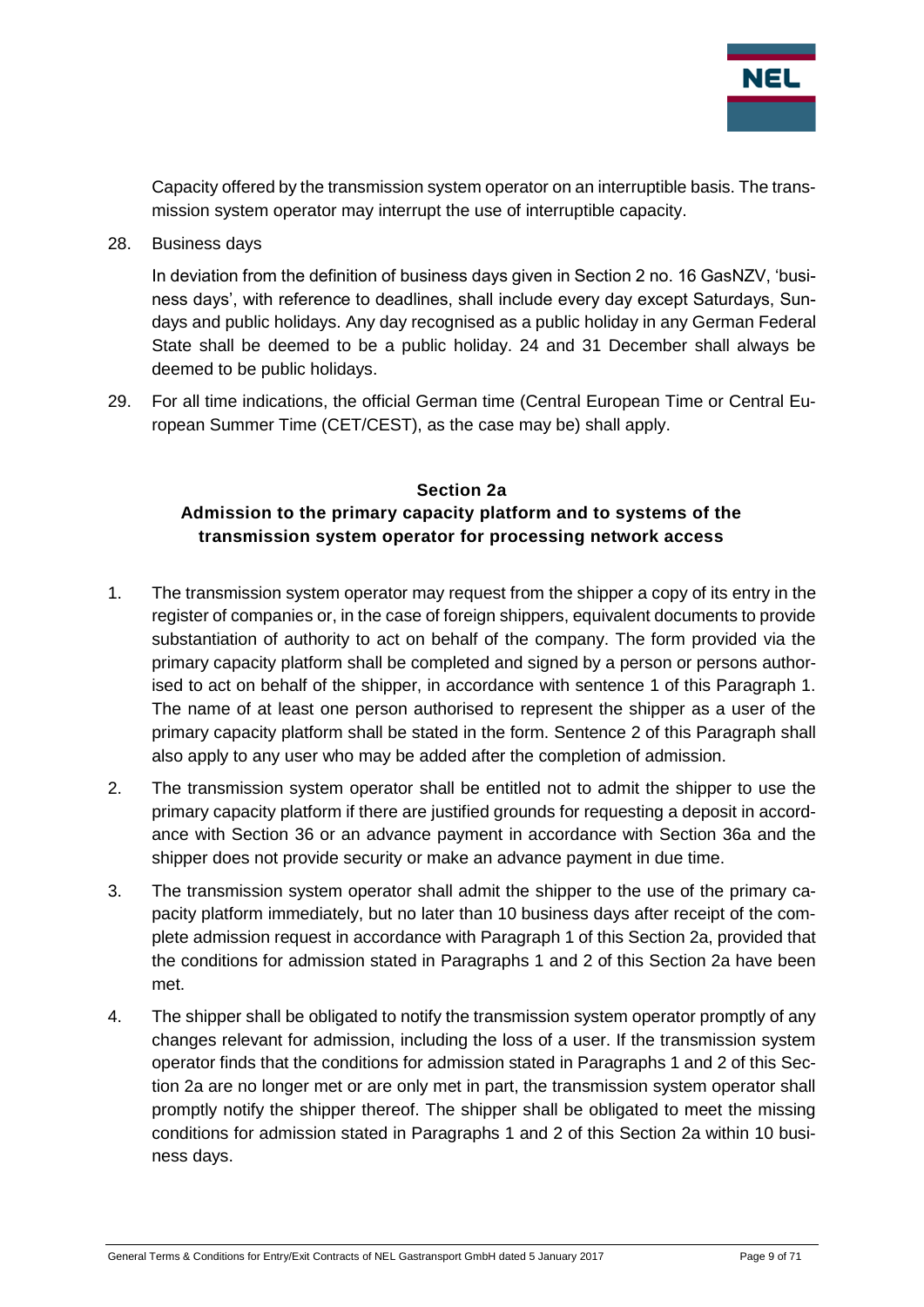Capacity offered by the transmission system operator on an interruptible basis. The transmission system operator may interrupt the use of interruptible capacity.

28. Business days

    In deviation from the definition of business days given in Section 2 no. 16 GasNZV, 'business days', with reference to deadlines, shall include every day except Saturdays, Sundays and public holidays. Any day recognised as a public holiday in any German Federal State shall be deemed to be a public holiday. 24 and 31 December shall always be deemed to be public holidays.

29. For all time indications, the official German time (Central European Time or Central European Summer Time (CET/CEST), as the case may be) shall apply.

## Section 2a
## Admission to the primary capacity platform and to systems of the transmission system operator for processing network access

1. The transmission system operator may request from the shipper a copy of its entry in the register of companies or, in the case of foreign shippers, equivalent documents to provide substantiation of authority to act on behalf of the company. The form provided via the primary capacity platform shall be completed and signed by a person or persons authorised to act on behalf of the shipper, in accordance with sentence 1 of this Paragraph 1. The name of at least one person authorised to represent the shipper as a user of the primary capacity platform shall be stated in the form. Sentence 2 of this Paragraph shall also apply to any user who may be added after the completion of admission.

2. The transmission system operator shall be entitled not to admit the shipper to use the primary capacity platform if there are justified grounds for requesting a deposit in accordance with Section 36 or an advance payment in accordance with Section 36a and the shipper does not provide security or make an advance payment in due time.

3. The transmission system operator shall admit the shipper to the use of the primary capacity platform immediately, but no later than 10 business days after receipt of the complete admission request in accordance with Paragraph 1 of this Section 2a, provided that the conditions for admission stated in Paragraphs 1 and 2 of this Section 2a have been met.

4. The shipper shall be obligated to notify the transmission system operator promptly of any changes relevant for admission, including the loss of a user. If the transmission system operator finds that the conditions for admission stated in Paragraphs 1 and 2 of this Section 2a are no longer met or are only met in part, the transmission system operator shall promptly notify the shipper thereof. The shipper shall be obligated to meet the missing conditions for admission stated in Paragraphs 1 and 2 of this Section 2a within 10 business days.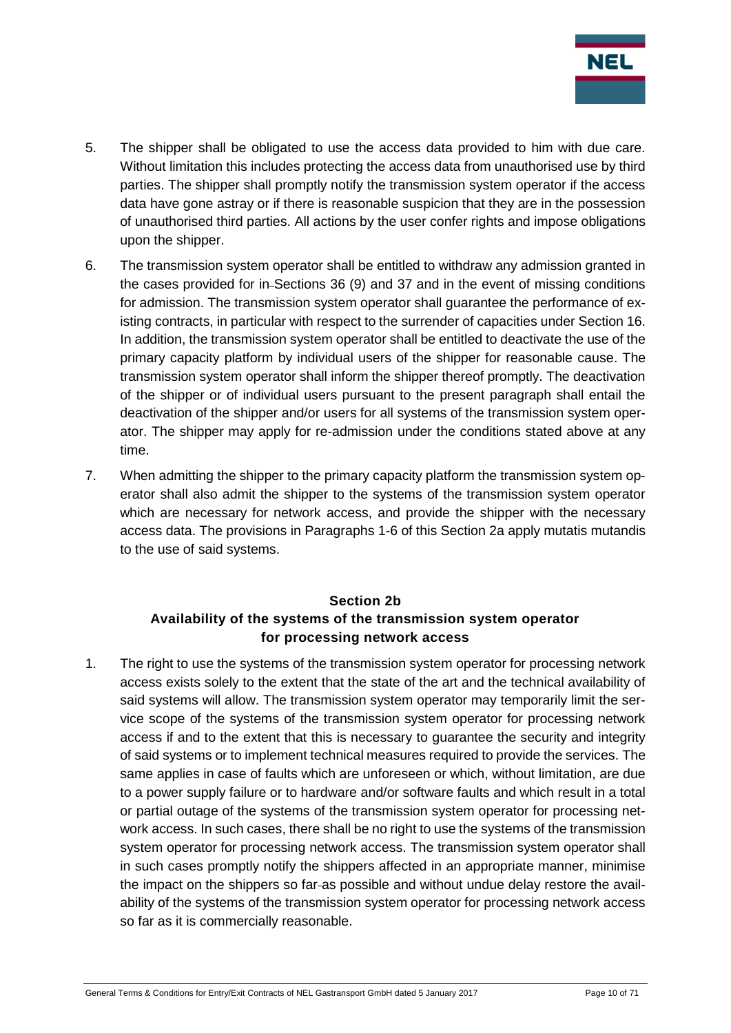5. The shipper shall be obligated to use the access data provided to him with due care. Without limitation this includes protecting the access data from unauthorised use by third parties. The shipper shall promptly notify the transmission system operator if the access data have gone astray or if there is reasonable suspicion that they are in the possession of unauthorised third parties. All actions by the user confer rights and impose obligations upon the shipper.

6. The transmission system operator shall be entitled to withdraw any admission granted in the cases provided for in Sections 36 (9) and 37 and in the event of missing conditions for admission. The transmission system operator shall guarantee the performance of existing contracts, in particular with respect to the surrender of capacities under Section 16. In addition, the transmission system operator shall be entitled to deactivate the use of the primary capacity platform by individual users of the shipper for reasonable cause. The transmission system operator shall inform the shipper thereof promptly. The deactivation of the shipper or of individual users pursuant to the present paragraph shall entail the deactivation of the shipper and/or users for all systems of the transmission system operator. The shipper may apply for re-admission under the conditions stated above at any time.

7. When admitting the shipper to the primary capacity platform the transmission system operator shall also admit the shipper to the systems of the transmission system operator which are necessary for network access, and provide the shipper with the necessary access data. The provisions in Paragraphs 1-6 of this Section 2a apply mutatis mutandis to the use of said systems.

## Section 2b
## Availability of the systems of the transmission system operator for processing network access

1. The right to use the systems of the transmission system operator for processing network access exists solely to the extent that the state of the art and the technical availability of said systems will allow. The transmission system operator may temporarily limit the service scope of the systems of the transmission system operator for processing network access if and to the extent that this is necessary to guarantee the security and integrity of said systems or to implement technical measures required to provide the services. The same applies in case of faults which are unforeseen or which, without limitation, are due to a power supply failure or to hardware and/or software faults and which result in a total or partial outage of the systems of the transmission system operator for processing network access. In such cases, there shall be no right to use the systems of the transmission system operator for processing network access. The transmission system operator shall in such cases promptly notify the shippers affected in an appropriate manner, minimise the impact on the shippers so far as possible and without undue delay restore the availability of the systems of the transmission system operator for processing network access so far as it is commercially reasonable.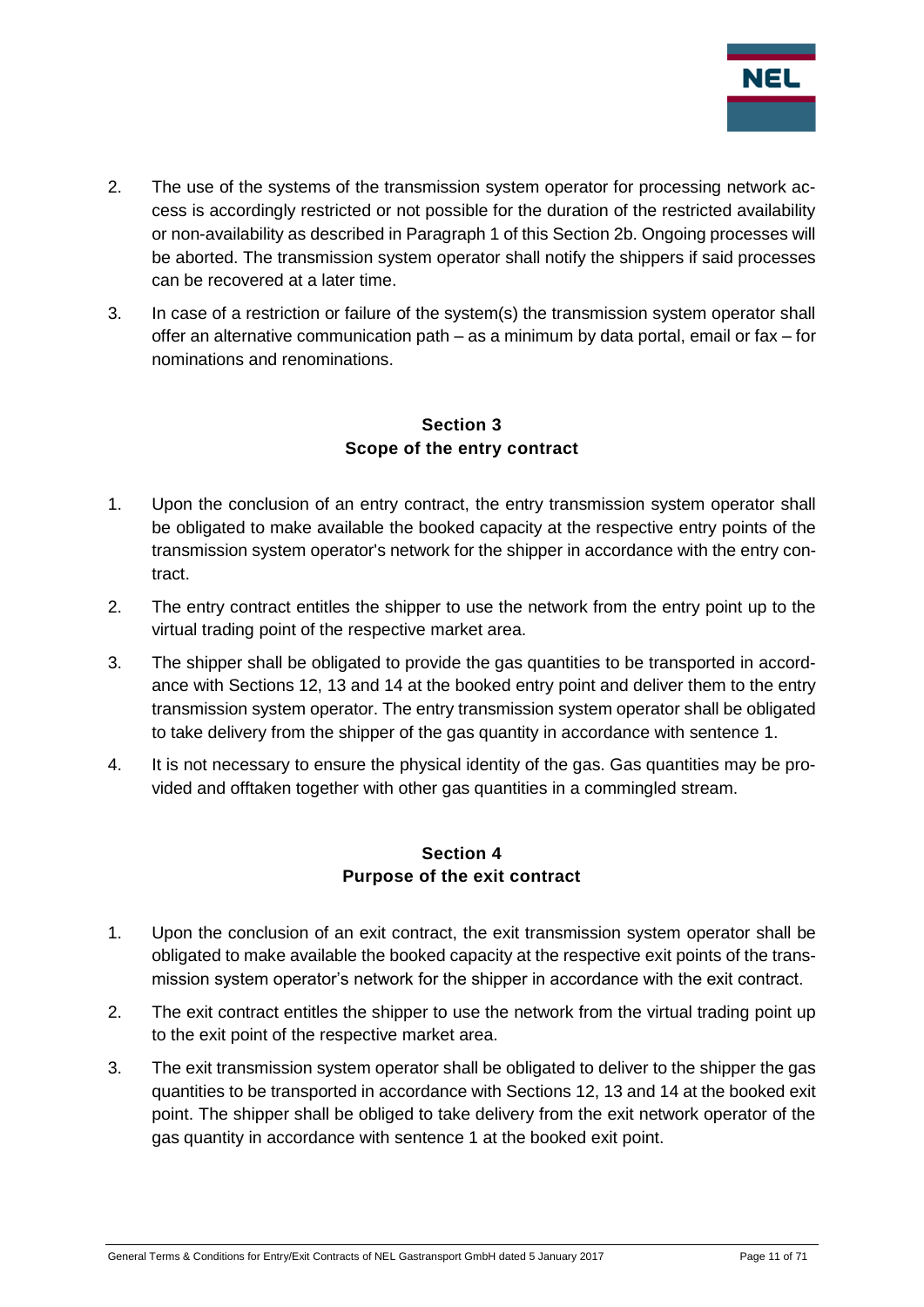2. The use of the systems of the transmission system operator for processing network access is accordingly restricted or not possible for the duration of the restricted availability or non-availability as described in Paragraph 1 of this Section 2b. Ongoing processes will be aborted. The transmission system operator shall notify the shippers if said processes can be recovered at a later time.

3. In case of a restriction or failure of the system(s) the transmission system operator shall offer an alternative communication path – as a minimum by data portal, email or fax – for nominations and renominations.

## Section 3
## Scope of the entry contract

1. Upon the conclusion of an entry contract, the entry transmission system operator shall be obligated to make available the booked capacity at the respective entry points of the transmission system operator's network for the shipper in accordance with the entry contract.

2. The entry contract entitles the shipper to use the network from the entry point up to the virtual trading point of the respective market area.

3. The shipper shall be obligated to provide the gas quantities to be transported in accordance with Sections 12, 13 and 14 at the booked entry point and deliver them to the entry transmission system operator. The entry transmission system operator shall be obligated to take delivery from the shipper of the gas quantity in accordance with sentence 1.

4. It is not necessary to ensure the physical identity of the gas. Gas quantities may be provided and offtaken together with other gas quantities in a commingled stream.

## Section 4
## Purpose of the exit contract

1. Upon the conclusion of an exit contract, the exit transmission system operator shall be obligated to make available the booked capacity at the respective exit points of the transmission system operator's network for the shipper in accordance with the exit contract.

2. The exit contract entitles the shipper to use the network from the virtual trading point up to the exit point of the respective market area.

3. The exit transmission system operator shall be obligated to deliver to the shipper the gas quantities to be transported in accordance with Sections 12, 13 and 14 at the booked exit point. The shipper shall be obliged to take delivery from the exit network operator of the gas quantity in accordance with sentence 1 at the booked exit point.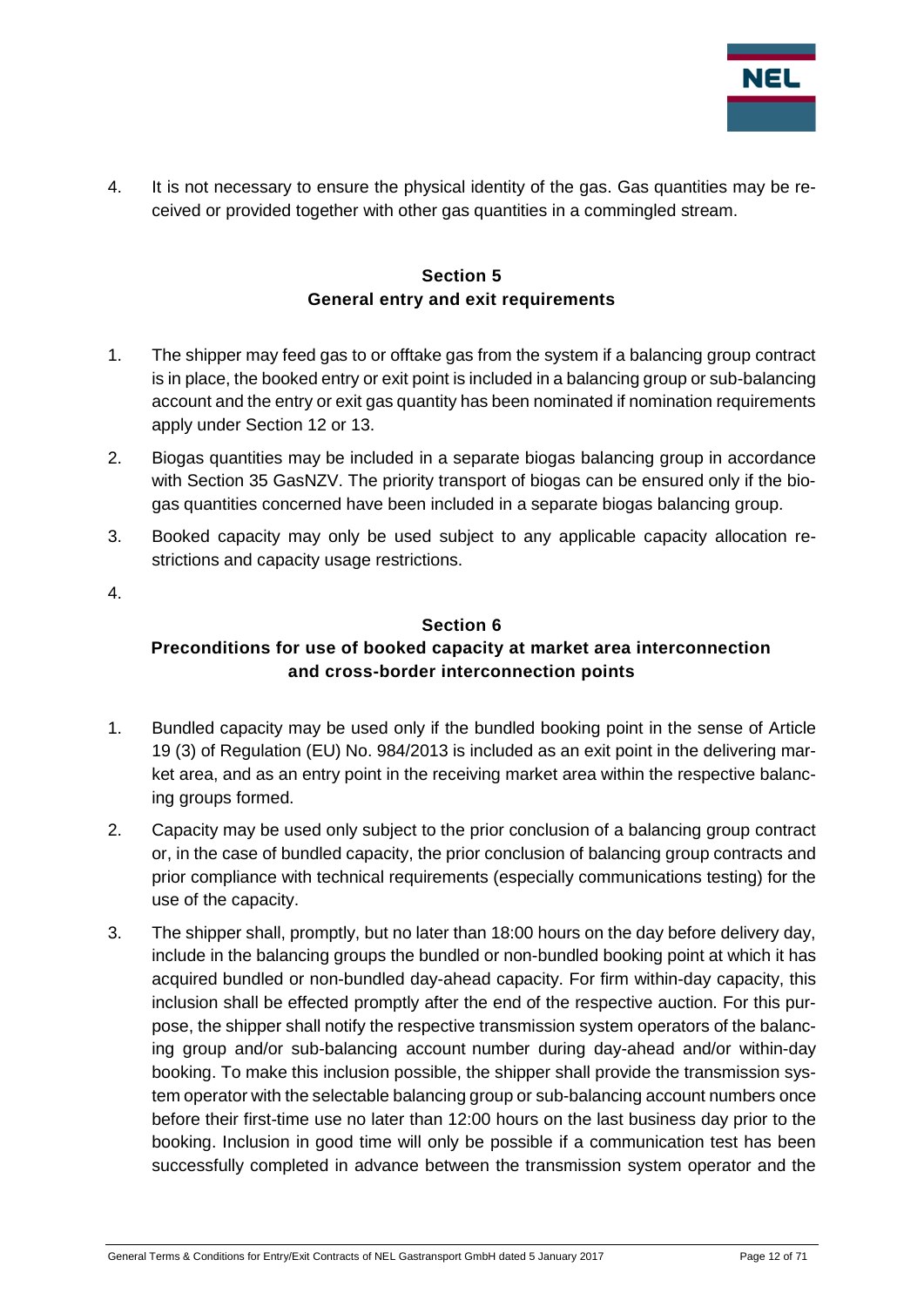4. It is not necessary to ensure the physical identity of the gas. Gas quantities may be received or provided together with other gas quantities in a commingled stream.

## Section 5
## General entry and exit requirements

1. The shipper may feed gas to or offtake gas from the system if a balancing group contract is in place, the booked entry or exit point is included in a balancing group or sub-balancing account and the entry or exit gas quantity has been nominated if nomination requirements apply under Section 12 or 13.
2. Biogas quantities may be included in a separate biogas balancing group in accordance with Section 35 GasNZV. The priority transport of biogas can be ensured only if the biogas quantities concerned have been included in a separate biogas balancing group.
3. Booked capacity may only be used subject to any applicable capacity allocation restrictions and capacity usage restrictions.
4.

## Section 6
## Preconditions for use of booked capacity at market area interconnection and cross-border interconnection points

1. Bundled capacity may be used only if the bundled booking point in the sense of Article 19 (3) of Regulation (EU) No. 984/2013 is included as an exit point in the delivering market area, and as an entry point in the receiving market area within the respective balancing groups formed.
2. Capacity may be used only subject to the prior conclusion of a balancing group contract or, in the case of bundled capacity, the prior conclusion of balancing group contracts and prior compliance with technical requirements (especially communications testing) for the use of the capacity.
3. The shipper shall, promptly, but no later than 18:00 hours on the day before delivery day, include in the balancing groups the bundled or non-bundled booking point at which it has acquired bundled or non-bundled day-ahead capacity. For firm within-day capacity, this inclusion shall be effected promptly after the end of the respective auction. For this purpose, the shipper shall notify the respective transmission system operators of the balancing group and/or sub-balancing account number during day-ahead and/or within-day booking. To make this inclusion possible, the shipper shall provide the transmission system operator with the selectable balancing group or sub-balancing account numbers once before their first-time use no later than 12:00 hours on the last business day prior to the booking. Inclusion in good time will only be possible if a communication test has been successfully completed in advance between the transmission system operator and the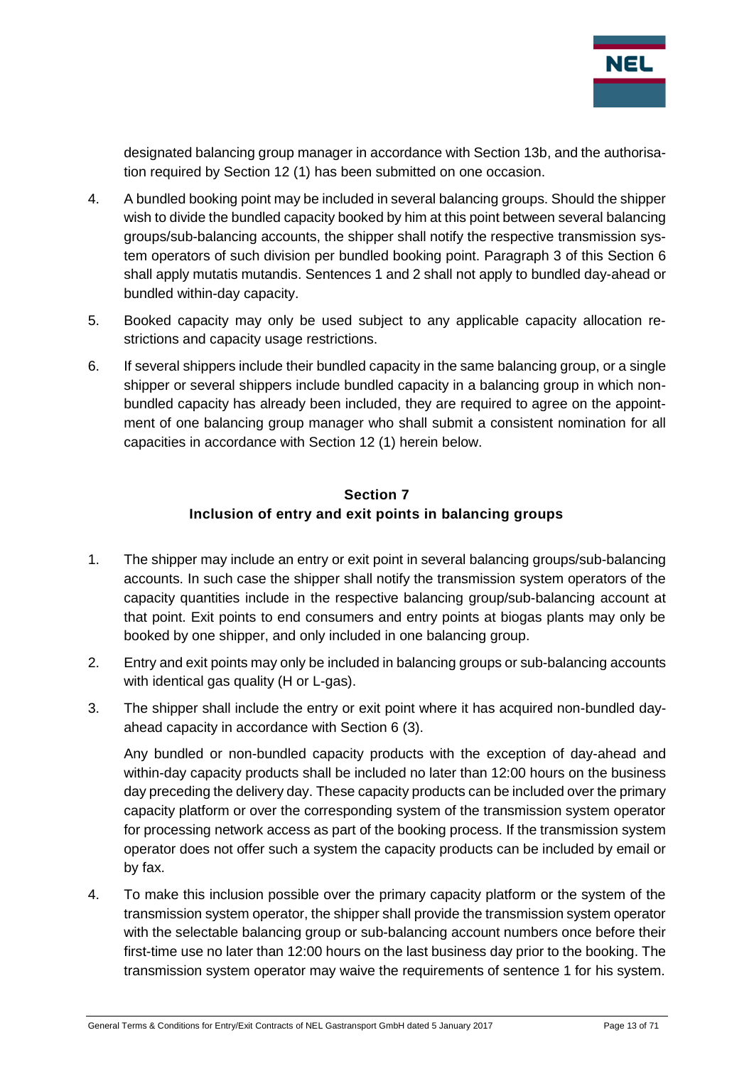designated balancing group manager in accordance with Section 13b, and the authorisation required by Section 12 (1) has been submitted on one occasion.

4. A bundled booking point may be included in several balancing groups. Should the shipper wish to divide the bundled capacity booked by him at this point between several balancing groups/sub-balancing accounts, the shipper shall notify the respective transmission system operators of such division per bundled booking point. Paragraph 3 of this Section 6 shall apply mutatis mutandis. Sentences 1 and 2 shall not apply to bundled day-ahead or bundled within-day capacity.

5. Booked capacity may only be used subject to any applicable capacity allocation restrictions and capacity usage restrictions.

6. If several shippers include their bundled capacity in the same balancing group, or a single shipper or several shippers include bundled capacity in a balancing group in which non-bundled capacity has already been included, they are required to agree on the appointment of one balancing group manager who shall submit a consistent nomination for all capacities in accordance with Section 12 (1) herein below.

## Section 7
## Inclusion of entry and exit points in balancing groups

1. The shipper may include an entry or exit point in several balancing groups/sub-balancing accounts. In such case the shipper shall notify the transmission system operators of the capacity quantities include in the respective balancing group/sub-balancing account at that point. Exit points to end consumers and entry points at biogas plants may only be booked by one shipper, and only included in one balancing group.

2. Entry and exit points may only be included in balancing groups or sub-balancing accounts with identical gas quality (H or L-gas).

3. The shipper shall include the entry or exit point where it has acquired non-bundled day-ahead capacity in accordance with Section 6 (3).

   Any bundled or non-bundled capacity products with the exception of day-ahead and within-day capacity products shall be included no later than 12:00 hours on the business day preceding the delivery day. These capacity products can be included over the primary capacity platform or over the corresponding system of the transmission system operator for processing network access as part of the booking process. If the transmission system operator does not offer such a system the capacity products can be included by email or by fax.

4. To make this inclusion possible over the primary capacity platform or the system of the transmission system operator, the shipper shall provide the transmission system operator with the selectable balancing group or sub-balancing account numbers once before their first-time use no later than 12:00 hours on the last business day prior to the booking. The transmission system operator may waive the requirements of sentence 1 for his system.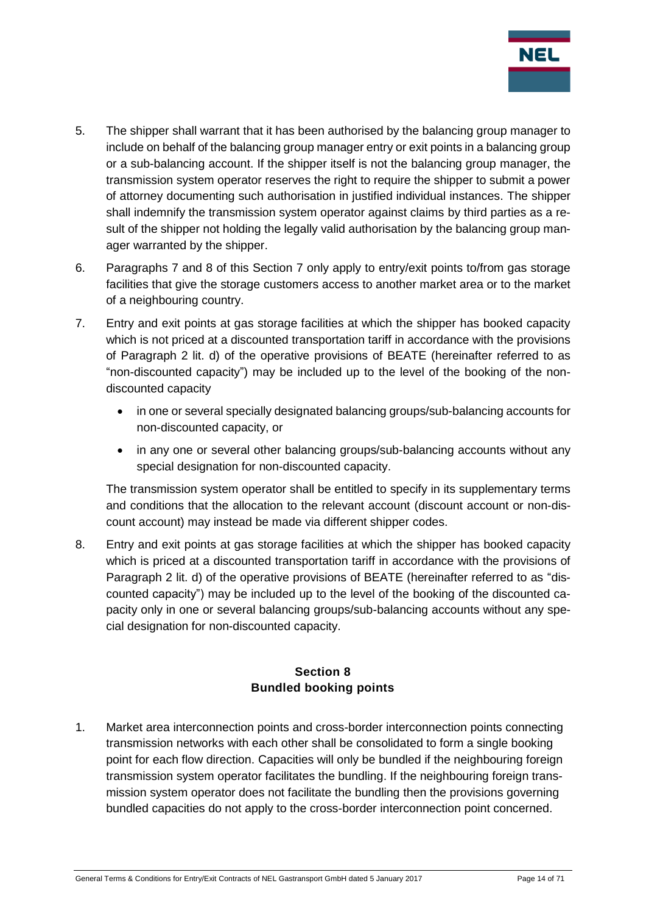5. The shipper shall warrant that it has been authorised by the balancing group manager to include on behalf of the balancing group manager entry or exit points in a balancing group or a sub-balancing account. If the shipper itself is not the balancing group manager, the transmission system operator reserves the right to require the shipper to submit a power of attorney documenting such authorisation in justified individual instances. The shipper shall indemnify the transmission system operator against claims by third parties as a result of the shipper not holding the legally valid authorisation by the balancing group manager warranted by the shipper.

6. Paragraphs 7 and 8 of this Section 7 only apply to entry/exit points to/from gas storage facilities that give the storage customers access to another market area or to the market of a neighbouring country.

7. Entry and exit points at gas storage facilities at which the shipper has booked capacity which is not priced at a discounted transportation tariff in accordance with the provisions of Paragraph 2 lit. d) of the operative provisions of BEATE (hereinafter referred to as "non-discounted capacity") may be included up to the level of the booking of the non-discounted capacity

   - in one or several specially designated balancing groups/sub-balancing accounts for non-discounted capacity, or
   - in any one or several other balancing groups/sub-balancing accounts without any special designation for non-discounted capacity.

   The transmission system operator shall be entitled to specify in its supplementary terms and conditions that the allocation to the relevant account (discount account or non-discount account) may instead be made via different shipper codes.

8. Entry and exit points at gas storage facilities at which the shipper has booked capacity which is priced at a discounted transportation tariff in accordance with the provisions of Paragraph 2 lit. d) of the operative provisions of BEATE (hereinafter referred to as "discounted capacity") may be included up to the level of the booking of the discounted capacity only in one or several balancing groups/sub-balancing accounts without any special designation for non-discounted capacity.

## Section 8
## Bundled booking points

1. Market area interconnection points and cross-border interconnection points connecting transmission networks with each other shall be consolidated to form a single booking point for each flow direction. Capacities will only be bundled if the neighbouring foreign transmission system operator facilitates the bundling. If the neighbouring foreign transmission system operator does not facilitate the bundling then the provisions governing bundled capacities do not apply to the cross-border interconnection point concerned.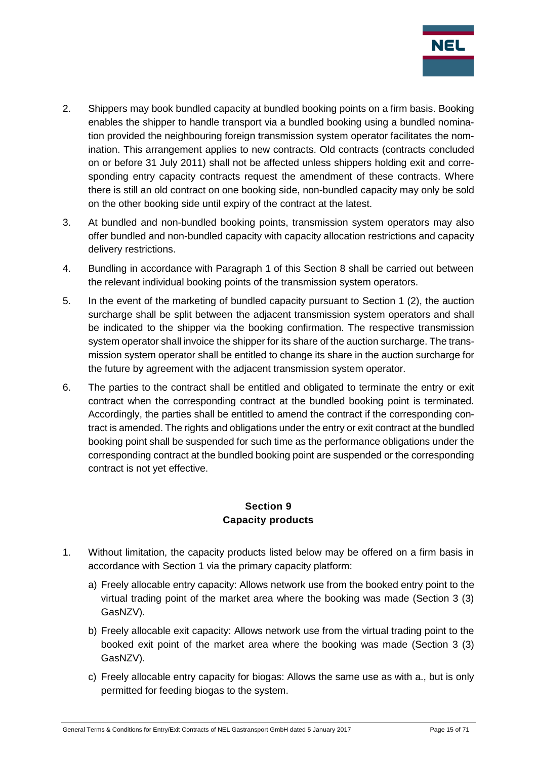2. Shippers may book bundled capacity at bundled booking points on a firm basis. Booking enables the shipper to handle transport via a bundled booking using a bundled nomination provided the neighbouring foreign transmission system operator facilitates the nomination. This arrangement applies to new contracts. Old contracts (contracts concluded on or before 31 July 2011) shall not be affected unless shippers holding exit and corresponding entry capacity contracts request the amendment of these contracts. Where there is still an old contract on one booking side, non-bundled capacity may only be sold on the other booking side until expiry of the contract at the latest.

3. At bundled and non-bundled booking points, transmission system operators may also offer bundled and non-bundled capacity with capacity allocation restrictions and capacity delivery restrictions.

4. Bundling in accordance with Paragraph 1 of this Section 8 shall be carried out between the relevant individual booking points of the transmission system operators.

5. In the event of the marketing of bundled capacity pursuant to Section 1 (2), the auction surcharge shall be split between the adjacent transmission system operators and shall be indicated to the shipper via the booking confirmation. The respective transmission system operator shall invoice the shipper for its share of the auction surcharge. The transmission system operator shall be entitled to change its share in the auction surcharge for the future by agreement with the adjacent transmission system operator.

6. The parties to the contract shall be entitled and obligated to terminate the entry or exit contract when the corresponding contract at the bundled booking point is terminated. Accordingly, the parties shall be entitled to amend the contract if the corresponding contract is amended. The rights and obligations under the entry or exit contract at the bundled booking point shall be suspended for such time as the performance obligations under the corresponding contract at the bundled booking point are suspended or the corresponding contract is not yet effective.

## Section 9
## Capacity products

1. Without limitation, the capacity products listed below may be offered on a firm basis in accordance with Section 1 via the primary capacity platform:

   a) Freely allocable entry capacity: Allows network use from the booked entry point to the virtual trading point of the market area where the booking was made (Section 3 (3) GasNZV).

   b) Freely allocable exit capacity: Allows network use from the virtual trading point to the booked exit point of the market area where the booking was made (Section 3 (3) GasNZV).

   c) Freely allocable entry capacity for biogas: Allows the same use as with a., but is only permitted for feeding biogas to the system.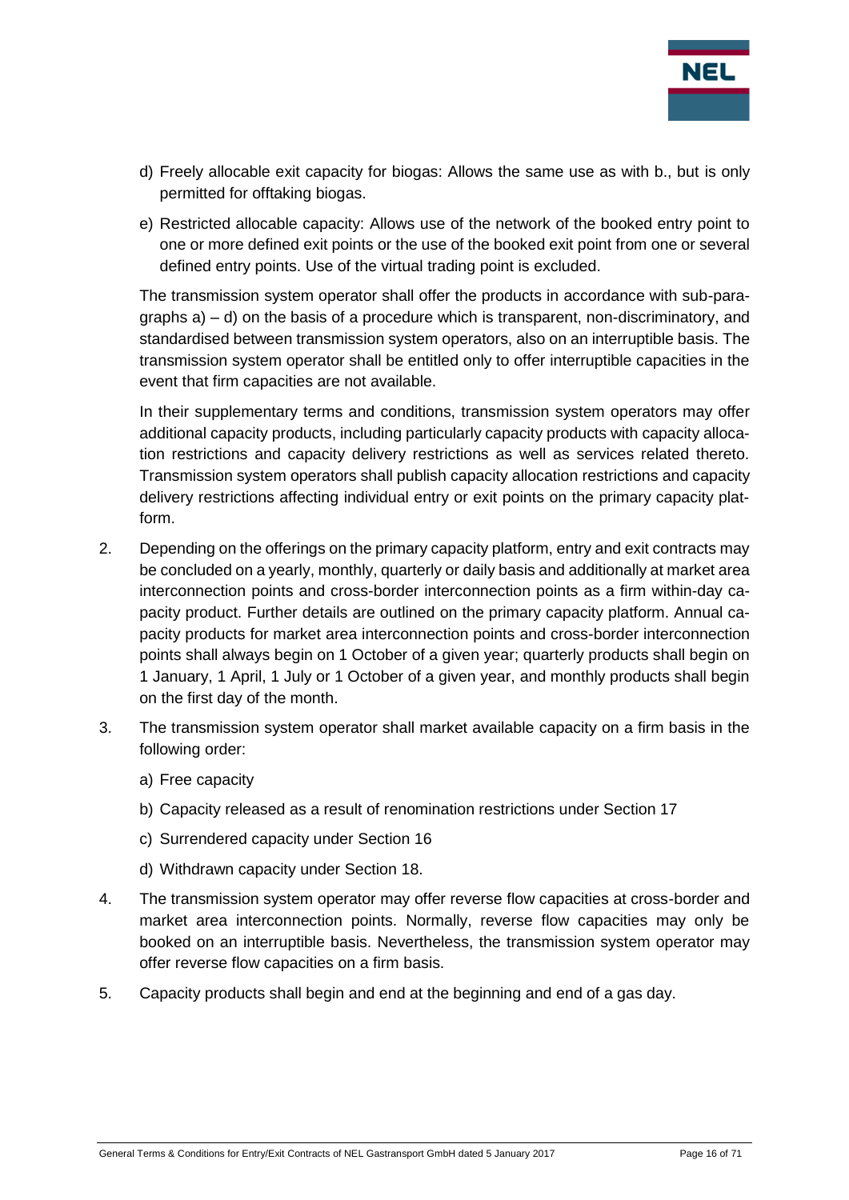d) Freely allocable exit capacity for biogas: Allows the same use as with b., but is only permitted for offtaking biogas.

e) Restricted allocable capacity: Allows use of the network of the booked entry point to one or more defined exit points or the use of the booked exit point from one or several defined entry points. Use of the virtual trading point is excluded.

The transmission system operator shall offer the products in accordance with sub-paragraphs a) – d) on the basis of a procedure which is transparent, non-discriminatory, and standardised between transmission system operators, also on an interruptible basis. The transmission system operator shall be entitled only to offer interruptible capacities in the event that firm capacities are not available.

In their supplementary terms and conditions, transmission system operators may offer additional capacity products, including particularly capacity products with capacity allocation restrictions and capacity delivery restrictions as well as services related thereto. Transmission system operators shall publish capacity allocation restrictions and capacity delivery restrictions affecting individual entry or exit points on the primary capacity platform.

2. Depending on the offerings on the primary capacity platform, entry and exit contracts may be concluded on a yearly, monthly, quarterly or daily basis and additionally at market area interconnection points and cross-border interconnection points as a firm within-day capacity product. Further details are outlined on the primary capacity platform. Annual capacity products for market area interconnection points and cross-border interconnection points shall always begin on 1 October of a given year; quarterly products shall begin on 1 January, 1 April, 1 July or 1 October of a given year, and monthly products shall begin on the first day of the month.

3. The transmission system operator shall market available capacity on a firm basis in the following order:

   a) Free capacity

   b) Capacity released as a result of renomination restrictions under Section 17

   c) Surrendered capacity under Section 16

   d) Withdrawn capacity under Section 18.

4. The transmission system operator may offer reverse flow capacities at cross-border and market area interconnection points. Normally, reverse flow capacities may only be booked on an interruptible basis. Nevertheless, the transmission system operator may offer reverse flow capacities on a firm basis.

5. Capacity products shall begin and end at the beginning and end of a gas day.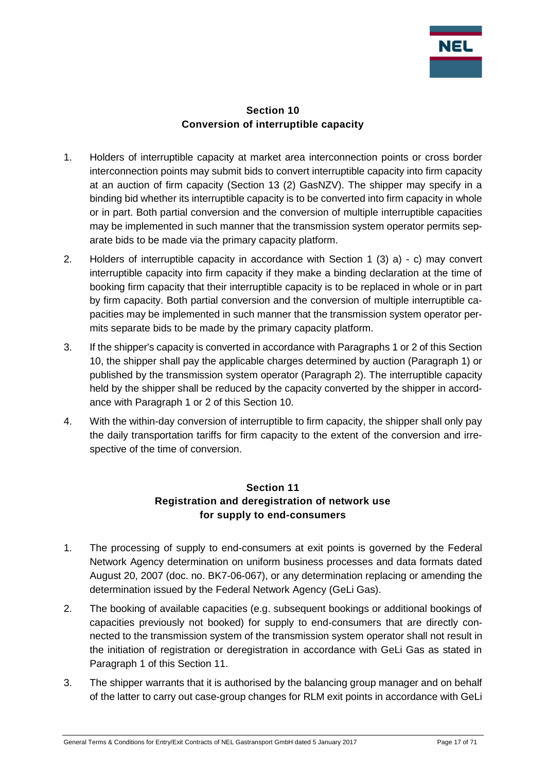## Section 10
## Conversion of interruptible capacity

1. Holders of interruptible capacity at market area interconnection points or cross border interconnection points may submit bids to convert interruptible capacity into firm capacity at an auction of firm capacity (Section 13 (2) GasNZV). The shipper may specify in a binding bid whether its interruptible capacity is to be converted into firm capacity in whole or in part. Both partial conversion and the conversion of multiple interruptible capacities may be implemented in such manner that the transmission system operator permits separate bids to be made via the primary capacity platform.
2. Holders of interruptible capacity in accordance with Section 1 (3) a) - c) may convert interruptible capacity into firm capacity if they make a binding declaration at the time of booking firm capacity that their interruptible capacity is to be replaced in whole or in part by firm capacity. Both partial conversion and the conversion of multiple interruptible capacities may be implemented in such manner that the transmission system operator permits separate bids to be made by the primary capacity platform.
3. If the shipper's capacity is converted in accordance with Paragraphs 1 or 2 of this Section 10, the shipper shall pay the applicable charges determined by auction (Paragraph 1) or published by the transmission system operator (Paragraph 2). The interruptible capacity held by the shipper shall be reduced by the capacity converted by the shipper in accordance with Paragraph 1 or 2 of this Section 10.
4. With the within-day conversion of interruptible to firm capacity, the shipper shall only pay the daily transportation tariffs for firm capacity to the extent of the conversion and irrespective of the time of conversion.

## Section 11
## Registration and deregistration of network use for supply to end-consumers

1. The processing of supply to end-consumers at exit points is governed by the Federal Network Agency determination on uniform business processes and data formats dated August 20, 2007 (doc. no. BK7-06-067), or any determination replacing or amending the determination issued by the Federal Network Agency (GeLi Gas).
2. The booking of available capacities (e.g. subsequent bookings or additional bookings of capacities previously not booked) for supply to end-consumers that are directly connected to the transmission system of the transmission system operator shall not result in the initiation of registration or deregistration in accordance with GeLi Gas as stated in Paragraph 1 of this Section 11.
3. The shipper warrants that it is authorised by the balancing group manager and on behalf of the latter to carry out case-group changes for RLM exit points in accordance with GeLi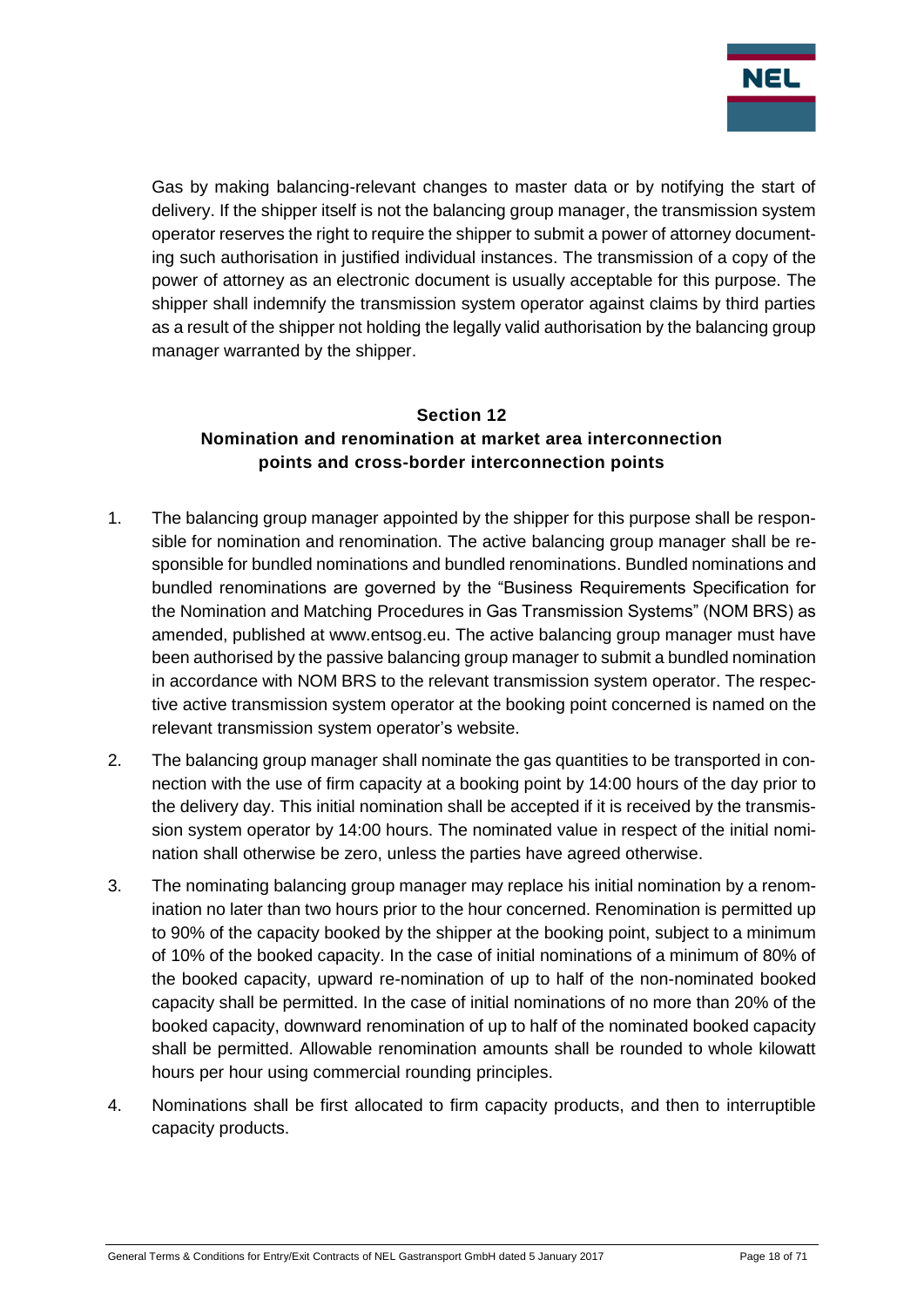Gas by making balancing-relevant changes to master data or by notifying the start of delivery. If the shipper itself is not the balancing group manager, the transmission system operator reserves the right to require the shipper to submit a power of attorney documenting such authorisation in justified individual instances. The transmission of a copy of the power of attorney as an electronic document is usually acceptable for this purpose. The shipper shall indemnify the transmission system operator against claims by third parties as a result of the shipper not holding the legally valid authorisation by the balancing group manager warranted by the shipper.

## Section 12
## Nomination and renomination at market area interconnection points and cross-border interconnection points

1. The balancing group manager appointed by the shipper for this purpose shall be responsible for nomination and renomination. The active balancing group manager shall be responsible for bundled nominations and bundled renominations. Bundled nominations and bundled renominations are governed by the "Business Requirements Specification for the Nomination and Matching Procedures in Gas Transmission Systems" (NOM BRS) as amended, published at www.entsog.eu. The active balancing group manager must have been authorised by the passive balancing group manager to submit a bundled nomination in accordance with NOM BRS to the relevant transmission system operator. The respective active transmission system operator at the booking point concerned is named on the relevant transmission system operator's website.

2. The balancing group manager shall nominate the gas quantities to be transported in connection with the use of firm capacity at a booking point by 14:00 hours of the day prior to the delivery day. This initial nomination shall be accepted if it is received by the transmission system operator by 14:00 hours. The nominated value in respect of the initial nomination shall otherwise be zero, unless the parties have agreed otherwise.

3. The nominating balancing group manager may replace his initial nomination by a renomination no later than two hours prior to the hour concerned. Renomination is permitted up to 90% of the capacity booked by the shipper at the booking point, subject to a minimum of 10% of the booked capacity. In the case of initial nominations of a minimum of 80% of the booked capacity, upward re-nomination of up to half of the non-nominated booked capacity shall be permitted. In the case of initial nominations of no more than 20% of the booked capacity, downward renomination of up to half of the nominated booked capacity shall be permitted. Allowable renomination amounts shall be rounded to whole kilowatt hours per hour using commercial rounding principles.

4. Nominations shall be first allocated to firm capacity products, and then to interruptible capacity products.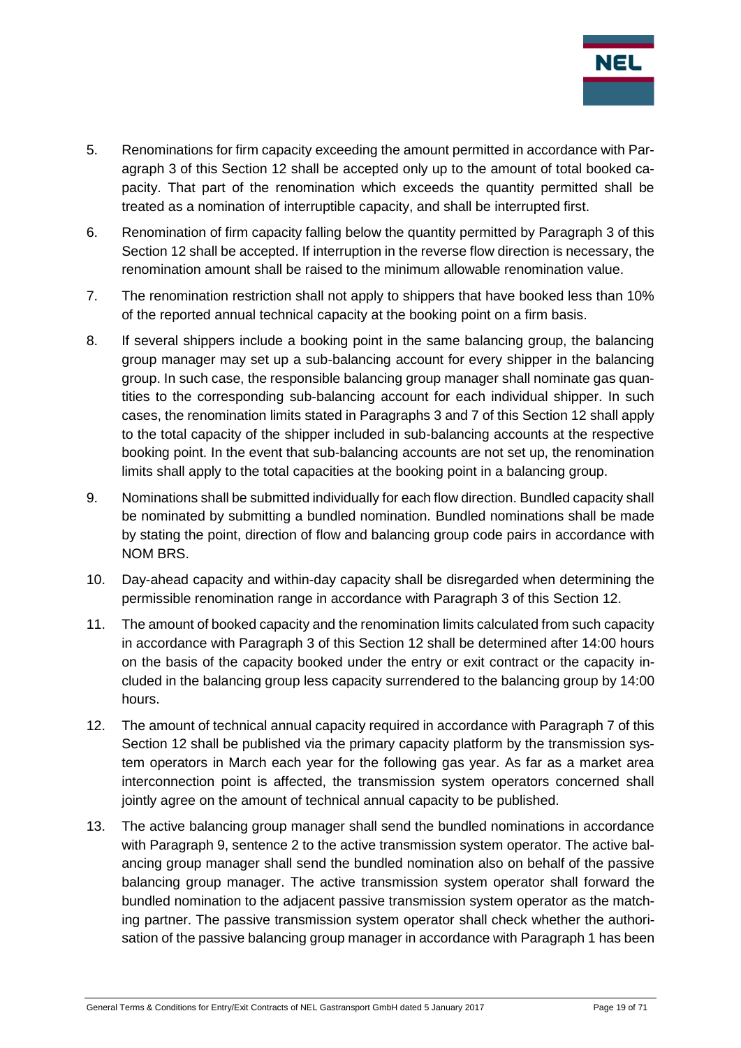5. Renominations for firm capacity exceeding the amount permitted in accordance with Paragraph 3 of this Section 12 shall be accepted only up to the amount of total booked capacity. That part of the renomination which exceeds the quantity permitted shall be treated as a nomination of interruptible capacity, and shall be interrupted first.

6. Renomination of firm capacity falling below the quantity permitted by Paragraph 3 of this Section 12 shall be accepted. If interruption in the reverse flow direction is necessary, the renomination amount shall be raised to the minimum allowable renomination value.

7. The renomination restriction shall not apply to shippers that have booked less than 10% of the reported annual technical capacity at the booking point on a firm basis.

8. If several shippers include a booking point in the same balancing group, the balancing group manager may set up a sub-balancing account for every shipper in the balancing group. In such case, the responsible balancing group manager shall nominate gas quantities to the corresponding sub-balancing account for each individual shipper. In such cases, the renomination limits stated in Paragraphs 3 and 7 of this Section 12 shall apply to the total capacity of the shipper included in sub-balancing accounts at the respective booking point. In the event that sub-balancing accounts are not set up, the renomination limits shall apply to the total capacities at the booking point in a balancing group.

9. Nominations shall be submitted individually for each flow direction. Bundled capacity shall be nominated by submitting a bundled nomination. Bundled nominations shall be made by stating the point, direction of flow and balancing group code pairs in accordance with NOM BRS.

10. Day-ahead capacity and within-day capacity shall be disregarded when determining the permissible renomination range in accordance with Paragraph 3 of this Section 12.

11. The amount of booked capacity and the renomination limits calculated from such capacity in accordance with Paragraph 3 of this Section 12 shall be determined after 14:00 hours on the basis of the capacity booked under the entry or exit contract or the capacity included in the balancing group less capacity surrendered to the balancing group by 14:00 hours.

12. The amount of technical annual capacity required in accordance with Paragraph 7 of this Section 12 shall be published via the primary capacity platform by the transmission system operators in March each year for the following gas year. As far as a market area interconnection point is affected, the transmission system operators concerned shall jointly agree on the amount of technical annual capacity to be published.

13. The active balancing group manager shall send the bundled nominations in accordance with Paragraph 9, sentence 2 to the active transmission system operator. The active balancing group manager shall send the bundled nomination also on behalf of the passive balancing group manager. The active transmission system operator shall forward the bundled nomination to the adjacent passive transmission system operator as the matching partner. The passive transmission system operator shall check whether the authorisation of the passive balancing group manager in accordance with Paragraph 1 has been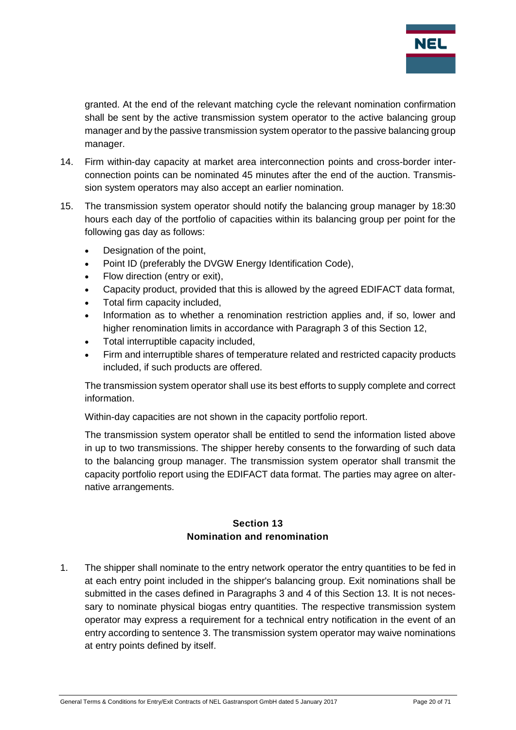granted. At the end of the relevant matching cycle the relevant nomination confirmation shall be sent by the active transmission system operator to the active balancing group manager and by the passive transmission system operator to the passive balancing group manager.

14. Firm within-day capacity at market area interconnection points and cross-border interconnection points can be nominated 45 minutes after the end of the auction. Transmission system operators may also accept an earlier nomination.

15. The transmission system operator should notify the balancing group manager by 18:30 hours each day of the portfolio of capacities within its balancing group per point for the following gas day as follows:

    - Designation of the point,
    - Point ID (preferably the DVGW Energy Identification Code),
    - Flow direction (entry or exit),
    - Capacity product, provided that this is allowed by the agreed EDIFACT data format,
    - Total firm capacity included,
    - Information as to whether a renomination restriction applies and, if so, lower and higher renomination limits in accordance with Paragraph 3 of this Section 12,
    - Total interruptible capacity included,
    - Firm and interruptible shares of temperature related and restricted capacity products included, if such products are offered.

    The transmission system operator shall use its best efforts to supply complete and correct information.

    Within-day capacities are not shown in the capacity portfolio report.

    The transmission system operator shall be entitled to send the information listed above in up to two transmissions. The shipper hereby consents to the forwarding of such data to the balancing group manager. The transmission system operator shall transmit the capacity portfolio report using the EDIFACT data format. The parties may agree on alternative arrangements.

## Section 13
## Nomination and renomination

1. The shipper shall nominate to the entry network operator the entry quantities to be fed in at each entry point included in the shipper's balancing group. Exit nominations shall be submitted in the cases defined in Paragraphs 3 and 4 of this Section 13. It is not necessary to nominate physical biogas entry quantities. The respective transmission system operator may express a requirement for a technical entry notification in the event of an entry according to sentence 3. The transmission system operator may waive nominations at entry points defined by itself.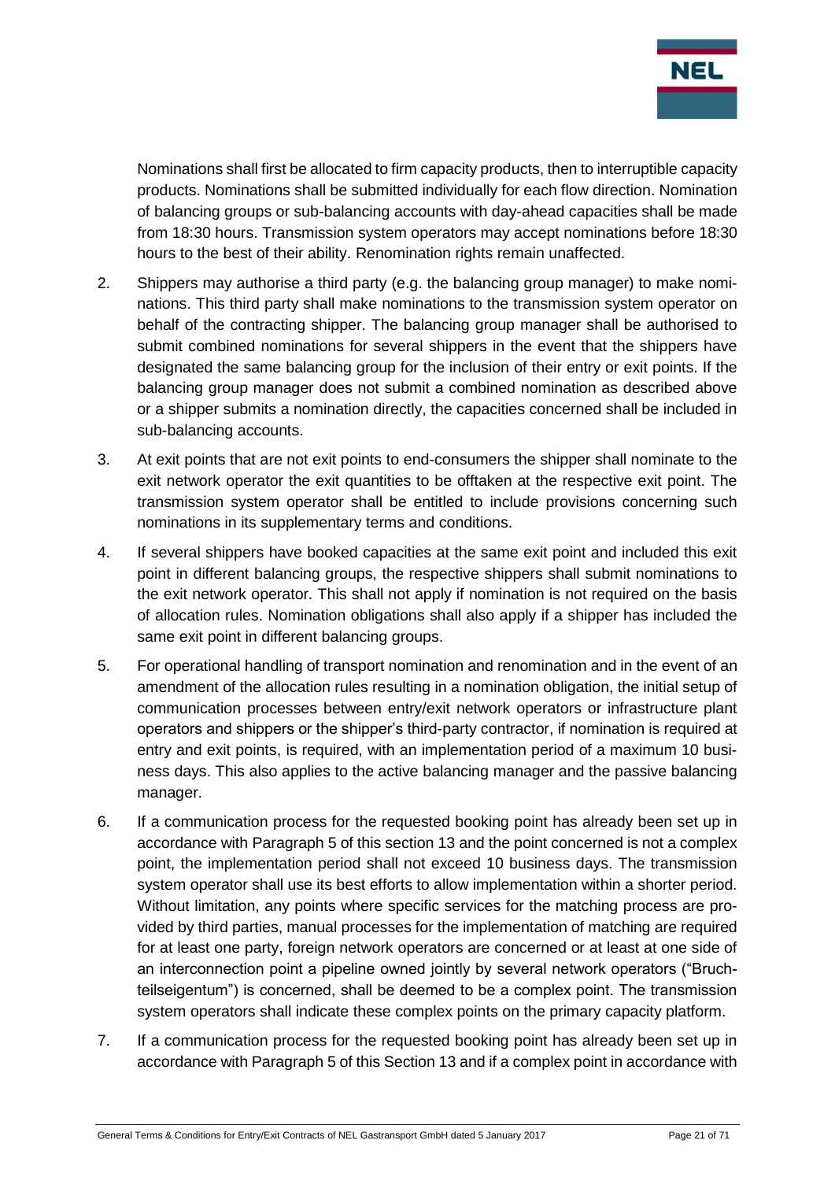Nominations shall first be allocated to firm capacity products, then to interruptible capacity products. Nominations shall be submitted individually for each flow direction. Nomination of balancing groups or sub-balancing accounts with day-ahead capacities shall be made from 18:30 hours. Transmission system operators may accept nominations before 18:30 hours to the best of their ability. Renomination rights remain unaffected.

2. Shippers may authorise a third party (e.g. the balancing group manager) to make nominations. This third party shall make nominations to the transmission system operator on behalf of the contracting shipper. The balancing group manager shall be authorised to submit combined nominations for several shippers in the event that the shippers have designated the same balancing group for the inclusion of their entry or exit points. If the balancing group manager does not submit a combined nomination as described above or a shipper submits a nomination directly, the capacities concerned shall be included in sub-balancing accounts.

3. At exit points that are not exit points to end-consumers the shipper shall nominate to the exit network operator the exit quantities to be offtaken at the respective exit point. The transmission system operator shall be entitled to include provisions concerning such nominations in its supplementary terms and conditions.

4. If several shippers have booked capacities at the same exit point and included this exit point in different balancing groups, the respective shippers shall submit nominations to the exit network operator. This shall not apply if nomination is not required on the basis of allocation rules. Nomination obligations shall also apply if a shipper has included the same exit point in different balancing groups.

5. For operational handling of transport nomination and renomination and in the event of an amendment of the allocation rules resulting in a nomination obligation, the initial setup of communication processes between entry/exit network operators or infrastructure plant operators and shippers or the shipper's third-party contractor, if nomination is required at entry and exit points, is required, with an implementation period of a maximum 10 business days. This also applies to the active balancing manager and the passive balancing manager.

6. If a communication process for the requested booking point has already been set up in accordance with Paragraph 5 of this section 13 and the point concerned is not a complex point, the implementation period shall not exceed 10 business days. The transmission system operator shall use its best efforts to allow implementation within a shorter period. Without limitation, any points where specific services for the matching process are provided by third parties, manual processes for the implementation of matching are required for at least one party, foreign network operators are concerned or at least at one side of an interconnection point a pipeline owned jointly by several network operators ("Bruchteilseigentum") is concerned, shall be deemed to be a complex point. The transmission system operators shall indicate these complex points on the primary capacity platform.

7. If a communication process for the requested booking point has already been set up in accordance with Paragraph 5 of this Section 13 and if a complex point in accordance with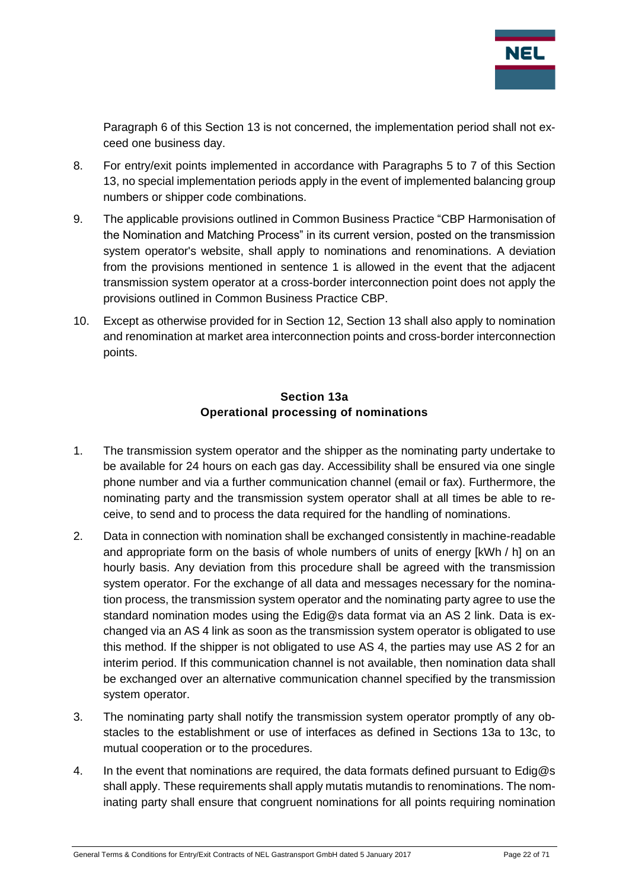Paragraph 6 of this Section 13 is not concerned, the implementation period shall not exceed one business day.

8. For entry/exit points implemented in accordance with Paragraphs 5 to 7 of this Section 13, no special implementation periods apply in the event of implemented balancing group numbers or shipper code combinations.

9. The applicable provisions outlined in Common Business Practice "CBP Harmonisation of the Nomination and Matching Process" in its current version, posted on the transmission system operator's website, shall apply to nominations and renominations. A deviation from the provisions mentioned in sentence 1 is allowed in the event that the adjacent transmission system operator at a cross-border interconnection point does not apply the provisions outlined in Common Business Practice CBP.

10. Except as otherwise provided for in Section 12, Section 13 shall also apply to nomination and renomination at market area interconnection points and cross-border interconnection points.

## Section 13a
## Operational processing of nominations

1. The transmission system operator and the shipper as the nominating party undertake to be available for 24 hours on each gas day. Accessibility shall be ensured via one single phone number and via a further communication channel (email or fax). Furthermore, the nominating party and the transmission system operator shall at all times be able to receive, to send and to process the data required for the handling of nominations.

2. Data in connection with nomination shall be exchanged consistently in machine-readable and appropriate form on the basis of whole numbers of units of energy [kWh / h] on an hourly basis. Any deviation from this procedure shall be agreed with the transmission system operator. For the exchange of all data and messages necessary for the nomination process, the transmission system operator and the nominating party agree to use the standard nomination modes using the Edig@s data format via an AS 2 link. Data is exchanged via an AS 4 link as soon as the transmission system operator is obligated to use this method. If the shipper is not obligated to use AS 4, the parties may use AS 2 for an interim period. If this communication channel is not available, then nomination data shall be exchanged over an alternative communication channel specified by the transmission system operator.

3. The nominating party shall notify the transmission system operator promptly of any obstacles to the establishment or use of interfaces as defined in Sections 13a to 13c, to mutual cooperation or to the procedures.

4. In the event that nominations are required, the data formats defined pursuant to Edig@s shall apply. These requirements shall apply mutatis mutandis to renominations. The nominating party shall ensure that congruent nominations for all points requiring nomination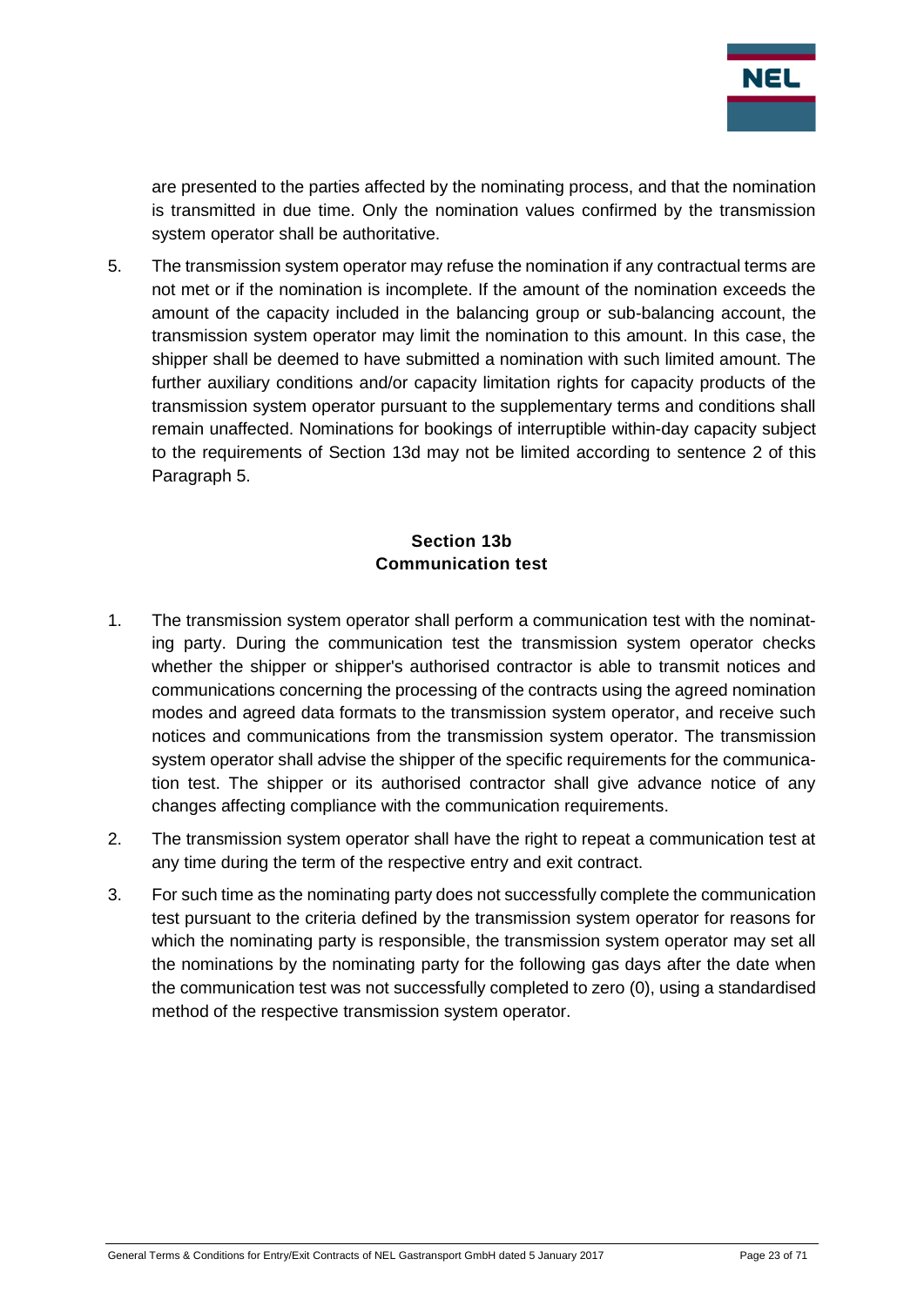are presented to the parties affected by the nominating process, and that the nomination is transmitted in due time. Only the nomination values confirmed by the transmission system operator shall be authoritative.

5. The transmission system operator may refuse the nomination if any contractual terms are not met or if the nomination is incomplete. If the amount of the nomination exceeds the amount of the capacity included in the balancing group or sub-balancing account, the transmission system operator may limit the nomination to this amount. In this case, the shipper shall be deemed to have submitted a nomination with such limited amount. The further auxiliary conditions and/or capacity limitation rights for capacity products of the transmission system operator pursuant to the supplementary terms and conditions shall remain unaffected. Nominations for bookings of interruptible within-day capacity subject to the requirements of Section 13d may not be limited according to sentence 2 of this Paragraph 5.

## Section 13b
## Communication test

1. The transmission system operator shall perform a communication test with the nominating party. During the communication test the transmission system operator checks whether the shipper or shipper's authorised contractor is able to transmit notices and communications concerning the processing of the contracts using the agreed nomination modes and agreed data formats to the transmission system operator, and receive such notices and communications from the transmission system operator. The transmission system operator shall advise the shipper of the specific requirements for the communication test. The shipper or its authorised contractor shall give advance notice of any changes affecting compliance with the communication requirements.

2. The transmission system operator shall have the right to repeat a communication test at any time during the term of the respective entry and exit contract.

3. For such time as the nominating party does not successfully complete the communication test pursuant to the criteria defined by the transmission system operator for reasons for which the nominating party is responsible, the transmission system operator may set all the nominations by the nominating party for the following gas days after the date when the communication test was not successfully completed to zero (0), using a standardised method of the respective transmission system operator.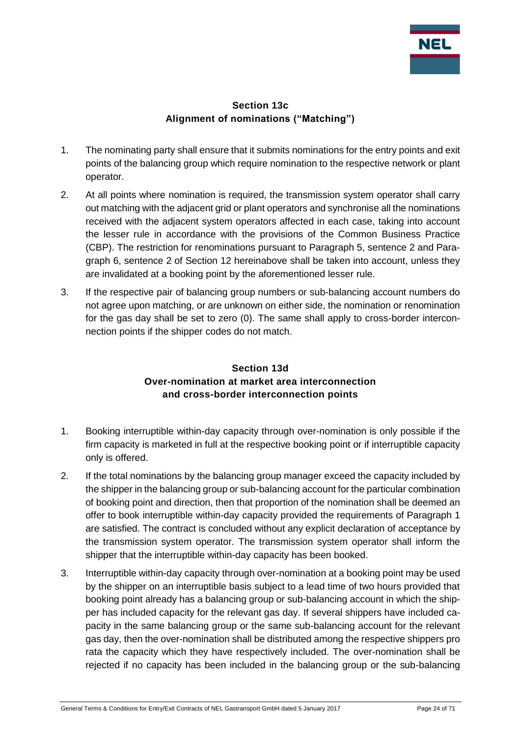## Section 13c
## Alignment of nominations ("Matching")

1. The nominating party shall ensure that it submits nominations for the entry points and exit points of the balancing group which require nomination to the respective network or plant operator.
2. At all points where nomination is required, the transmission system operator shall carry out matching with the adjacent grid or plant operators and synchronise all the nominations received with the adjacent system operators affected in each case, taking into account the lesser rule in accordance with the provisions of the Common Business Practice (CBP). The restriction for renominations pursuant to Paragraph 5, sentence 2 and Paragraph 6, sentence 2 of Section 12 hereinabove shall be taken into account, unless they are invalidated at a booking point by the aforementioned lesser rule.
3. If the respective pair of balancing group numbers or sub-balancing account numbers do not agree upon matching, or are unknown on either side, the nomination or renomination for the gas day shall be set to zero (0). The same shall apply to cross-border interconnection points if the shipper codes do not match.

## Section 13d
## Over-nomination at market area interconnection and cross-border interconnection points

1. Booking interruptible within-day capacity through over-nomination is only possible if the firm capacity is marketed in full at the respective booking point or if interruptible capacity only is offered.
2. If the total nominations by the balancing group manager exceed the capacity included by the shipper in the balancing group or sub-balancing account for the particular combination of booking point and direction, then that proportion of the nomination shall be deemed an offer to book interruptible within-day capacity provided the requirements of Paragraph 1 are satisfied. The contract is concluded without any explicit declaration of acceptance by the transmission system operator. The transmission system operator shall inform the shipper that the interruptible within-day capacity has been booked.
3. Interruptible within-day capacity through over-nomination at a booking point may be used by the shipper on an interruptible basis subject to a lead time of two hours provided that booking point already has a balancing group or sub-balancing account in which the shipper has included capacity for the relevant gas day. If several shippers have included capacity in the same balancing group or the same sub-balancing account for the relevant gas day, then the over-nomination shall be distributed among the respective shippers pro rata the capacity which they have respectively included. The over-nomination shall be rejected if no capacity has been included in the balancing group or the sub-balancing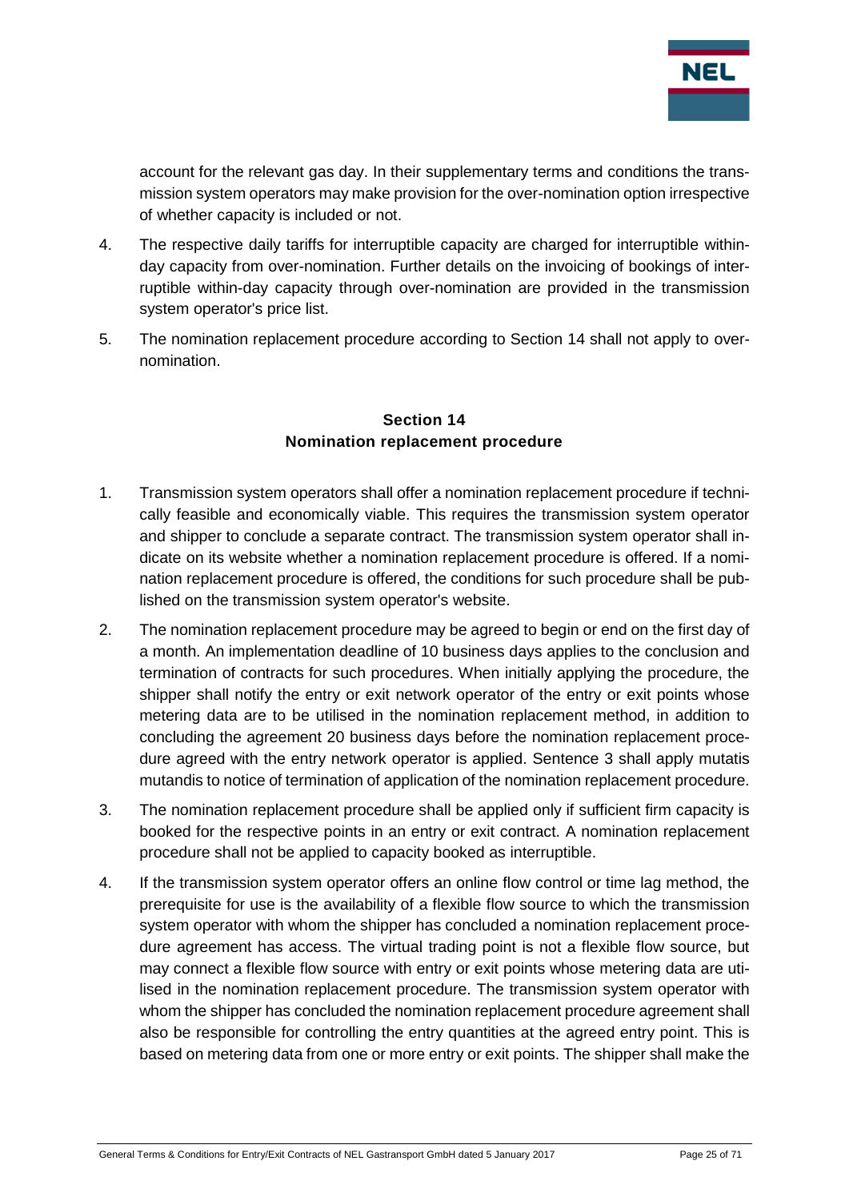account for the relevant gas day. In their supplementary terms and conditions the transmission system operators may make provision for the over-nomination option irrespective of whether capacity is included or not.

4. The respective daily tariffs for interruptible capacity are charged for interruptible within-day capacity from over-nomination. Further details on the invoicing of bookings of interruptible within-day capacity through over-nomination are provided in the transmission system operator's price list.

5. The nomination replacement procedure according to Section 14 shall not apply to over-nomination.

## Section 14
## Nomination replacement procedure

1. Transmission system operators shall offer a nomination replacement procedure if technically feasible and economically viable. This requires the transmission system operator and shipper to conclude a separate contract. The transmission system operator shall indicate on its website whether a nomination replacement procedure is offered. If a nomination replacement procedure is offered, the conditions for such procedure shall be published on the transmission system operator's website.

2. The nomination replacement procedure may be agreed to begin or end on the first day of a month. An implementation deadline of 10 business days applies to the conclusion and termination of contracts for such procedures. When initially applying the procedure, the shipper shall notify the entry or exit network operator of the entry or exit points whose metering data are to be utilised in the nomination replacement method, in addition to concluding the agreement 20 business days before the nomination replacement procedure agreed with the entry network operator is applied. Sentence 3 shall apply mutatis mutandis to notice of termination of application of the nomination replacement procedure.

3. The nomination replacement procedure shall be applied only if sufficient firm capacity is booked for the respective points in an entry or exit contract. A nomination replacement procedure shall not be applied to capacity booked as interruptible.

4. If the transmission system operator offers an online flow control or time lag method, the prerequisite for use is the availability of a flexible flow source to which the transmission system operator with whom the shipper has concluded a nomination replacement procedure agreement has access. The virtual trading point is not a flexible flow source, but may connect a flexible flow source with entry or exit points whose metering data are utilised in the nomination replacement procedure. The transmission system operator with whom the shipper has concluded the nomination replacement procedure agreement shall also be responsible for controlling the entry quantities at the agreed entry point. This is based on metering data from one or more entry or exit points. The shipper shall make the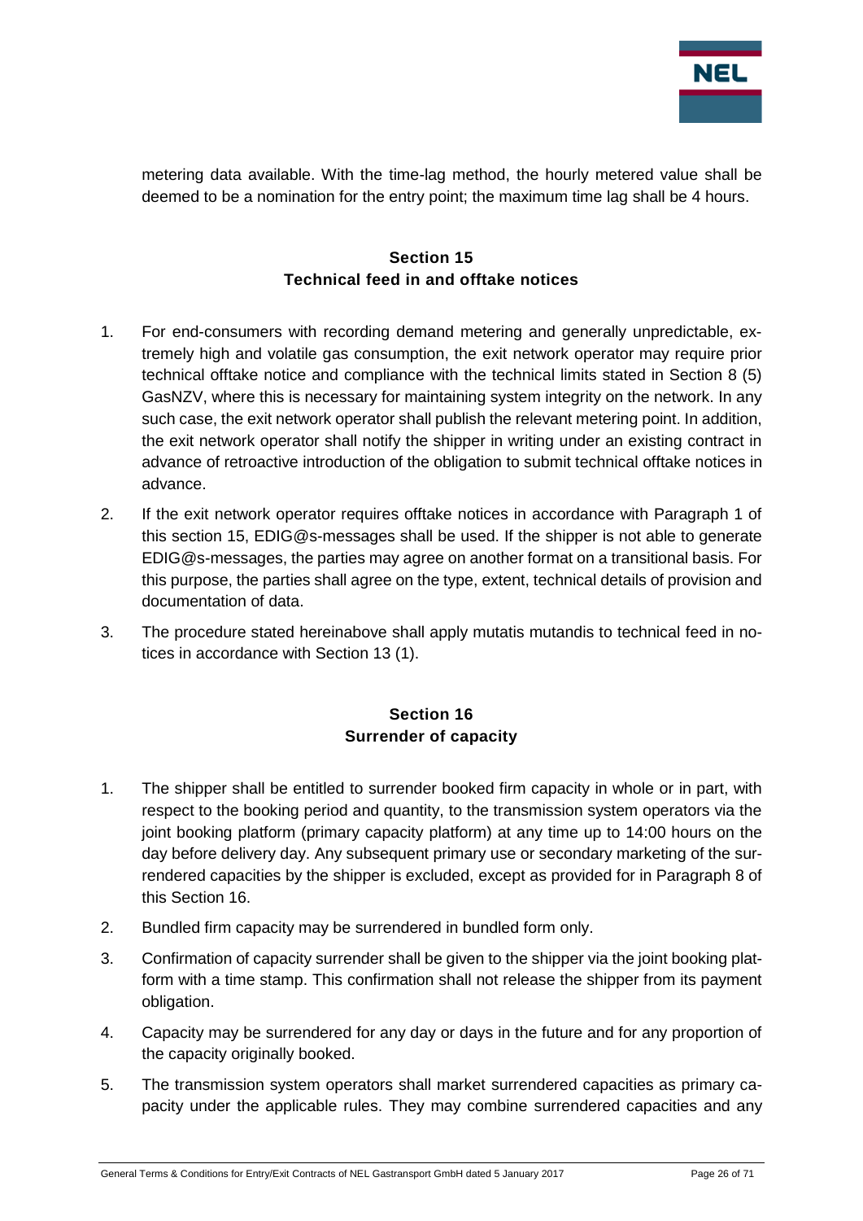metering data available. With the time-lag method, the hourly metered value shall be deemed to be a nomination for the entry point; the maximum time lag shall be 4 hours.

## Section 15
## Technical feed in and offtake notices

1. For end-consumers with recording demand metering and generally unpredictable, extremely high and volatile gas consumption, the exit network operator may require prior technical offtake notice and compliance with the technical limits stated in Section 8 (5) GasNZV, where this is necessary for maintaining system integrity on the network. In any such case, the exit network operator shall publish the relevant metering point. In addition, the exit network operator shall notify the shipper in writing under an existing contract in advance of retroactive introduction of the obligation to submit technical offtake notices in advance.
2. If the exit network operator requires offtake notices in accordance with Paragraph 1 of this section 15, EDIG@s-messages shall be used. If the shipper is not able to generate EDIG@s-messages, the parties may agree on another format on a transitional basis. For this purpose, the parties shall agree on the type, extent, technical details of provision and documentation of data.
3. The procedure stated hereinabove shall apply mutatis mutandis to technical feed in notices in accordance with Section 13 (1).

## Section 16
## Surrender of capacity

1. The shipper shall be entitled to surrender booked firm capacity in whole or in part, with respect to the booking period and quantity, to the transmission system operators via the joint booking platform (primary capacity platform) at any time up to 14:00 hours on the day before delivery day. Any subsequent primary use or secondary marketing of the surrendered capacities by the shipper is excluded, except as provided for in Paragraph 8 of this Section 16.
2. Bundled firm capacity may be surrendered in bundled form only.
3. Confirmation of capacity surrender shall be given to the shipper via the joint booking platform with a time stamp. This confirmation shall not release the shipper from its payment obligation.
4. Capacity may be surrendered for any day or days in the future and for any proportion of the capacity originally booked.
5. The transmission system operators shall market surrendered capacities as primary capacity under the applicable rules. They may combine surrendered capacities and any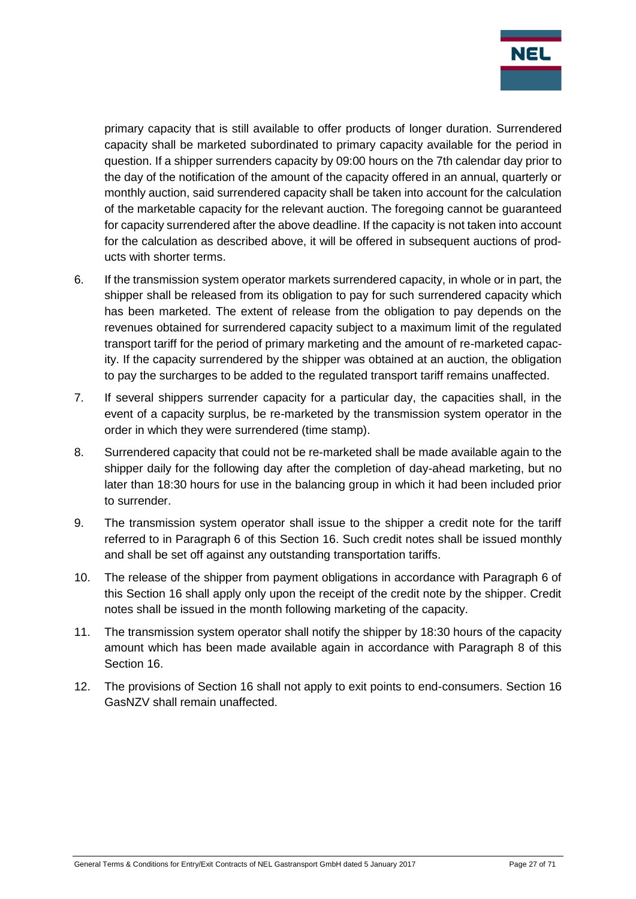primary capacity that is still available to offer products of longer duration. Surrendered capacity shall be marketed subordinated to primary capacity available for the period in question. If a shipper surrenders capacity by 09:00 hours on the 7th calendar day prior to the day of the notification of the amount of the capacity offered in an annual, quarterly or monthly auction, said surrendered capacity shall be taken into account for the calculation of the marketable capacity for the relevant auction. The foregoing cannot be guaranteed for capacity surrendered after the above deadline. If the capacity is not taken into account for the calculation as described above, it will be offered in subsequent auctions of products with shorter terms.

6. If the transmission system operator markets surrendered capacity, in whole or in part, the shipper shall be released from its obligation to pay for such surrendered capacity which has been marketed. The extent of release from the obligation to pay depends on the revenues obtained for surrendered capacity subject to a maximum limit of the regulated transport tariff for the period of primary marketing and the amount of re-marketed capacity. If the capacity surrendered by the shipper was obtained at an auction, the obligation to pay the surcharges to be added to the regulated transport tariff remains unaffected.

7. If several shippers surrender capacity for a particular day, the capacities shall, in the event of a capacity surplus, be re-marketed by the transmission system operator in the order in which they were surrendered (time stamp).

8. Surrendered capacity that could not be re-marketed shall be made available again to the shipper daily for the following day after the completion of day-ahead marketing, but no later than 18:30 hours for use in the balancing group in which it had been included prior to surrender.

9. The transmission system operator shall issue to the shipper a credit note for the tariff referred to in Paragraph 6 of this Section 16. Such credit notes shall be issued monthly and shall be set off against any outstanding transportation tariffs.

10. The release of the shipper from payment obligations in accordance with Paragraph 6 of this Section 16 shall apply only upon the receipt of the credit note by the shipper. Credit notes shall be issued in the month following marketing of the capacity.

11. The transmission system operator shall notify the shipper by 18:30 hours of the capacity amount which has been made available again in accordance with Paragraph 8 of this Section 16.

12. The provisions of Section 16 shall not apply to exit points to end-consumers. Section 16 GasNZV shall remain unaffected.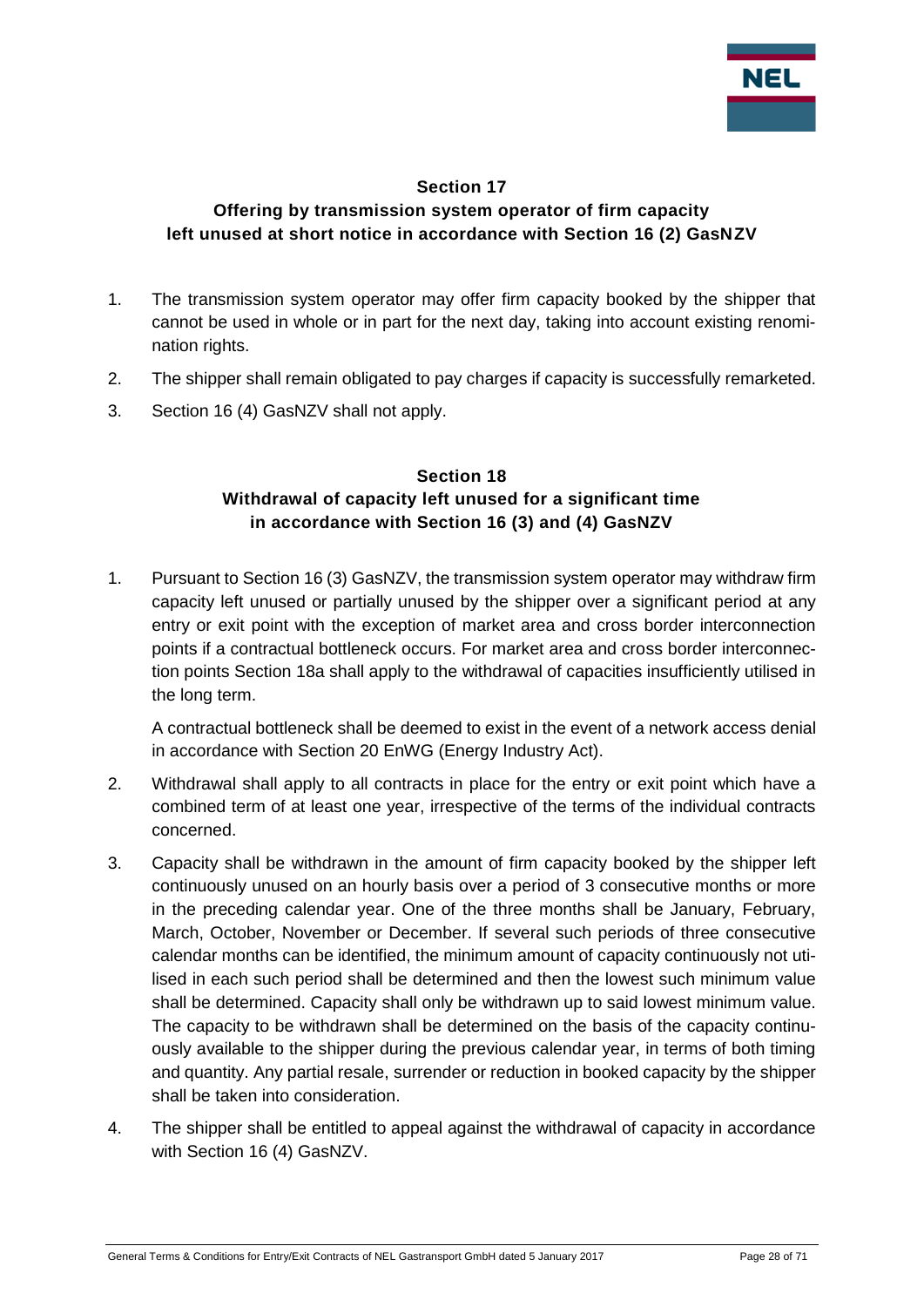## Section 17
## Offering by transmission system operator of firm capacity left unused at short notice in accordance with Section 16 (2) GasNZV

1. The transmission system operator may offer firm capacity booked by the shipper that cannot be used in whole or in part for the next day, taking into account existing renomination rights.
2. The shipper shall remain obligated to pay charges if capacity is successfully remarketed.
3. Section 16 (4) GasNZV shall not apply.

## Section 18
## Withdrawal of capacity left unused for a significant time in accordance with Section 16 (3) and (4) GasNZV

1. Pursuant to Section 16 (3) GasNZV, the transmission system operator may withdraw firm capacity left unused or partially unused by the shipper over a significant period at any entry or exit point with the exception of market area and cross border interconnection points if a contractual bottleneck occurs. For market area and cross border interconnection points Section 18a shall apply to the withdrawal of capacities insufficiently utilised in the long term.

   A contractual bottleneck shall be deemed to exist in the event of a network access denial in accordance with Section 20 EnWG (Energy Industry Act).

2. Withdrawal shall apply to all contracts in place for the entry or exit point which have a combined term of at least one year, irrespective of the terms of the individual contracts concerned.
3. Capacity shall be withdrawn in the amount of firm capacity booked by the shipper left continuously unused on an hourly basis over a period of 3 consecutive months or more in the preceding calendar year. One of the three months shall be January, February, March, October, November or December. If several such periods of three consecutive calendar months can be identified, the minimum amount of capacity continuously not utilised in each such period shall be determined and then the lowest such minimum value shall be determined. Capacity shall only be withdrawn up to said lowest minimum value. The capacity to be withdrawn shall be determined on the basis of the capacity continuously available to the shipper during the previous calendar year, in terms of both timing and quantity. Any partial resale, surrender or reduction in booked capacity by the shipper shall be taken into consideration.
4. The shipper shall be entitled to appeal against the withdrawal of capacity in accordance with Section 16 (4) GasNZV.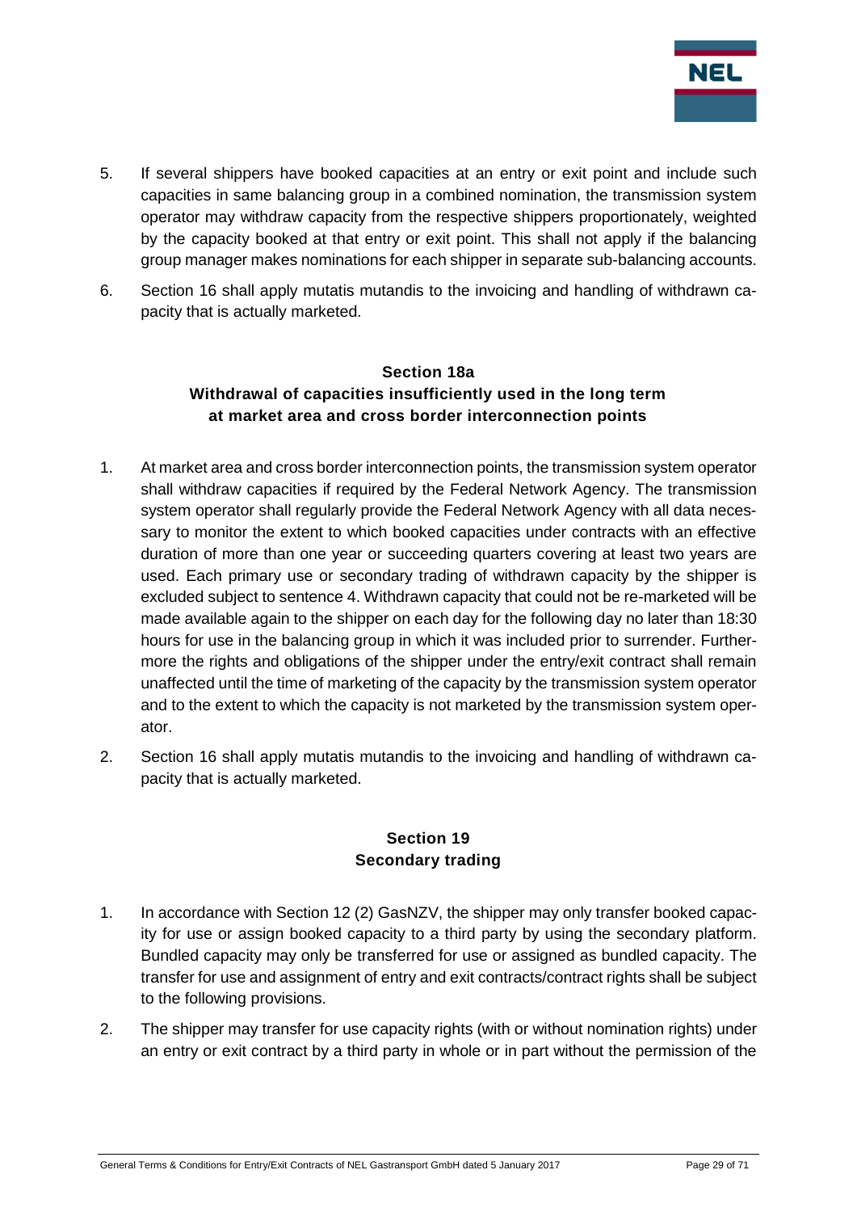5. If several shippers have booked capacities at an entry or exit point and include such capacities in same balancing group in a combined nomination, the transmission system operator may withdraw capacity from the respective shippers proportionately, weighted by the capacity booked at that entry or exit point. This shall not apply if the balancing group manager makes nominations for each shipper in separate sub-balancing accounts.

6. Section 16 shall apply mutatis mutandis to the invoicing and handling of withdrawn capacity that is actually marketed.

## Section 18a
## Withdrawal of capacities insufficiently used in the long term at market area and cross border interconnection points

1. At market area and cross border interconnection points, the transmission system operator shall withdraw capacities if required by the Federal Network Agency. The transmission system operator shall regularly provide the Federal Network Agency with all data necessary to monitor the extent to which booked capacities under contracts with an effective duration of more than one year or succeeding quarters covering at least two years are used. Each primary use or secondary trading of withdrawn capacity by the shipper is excluded subject to sentence 4. Withdrawn capacity that could not be re-marketed will be made available again to the shipper on each day for the following day no later than 18:30 hours for use in the balancing group in which it was included prior to surrender. Furthermore the rights and obligations of the shipper under the entry/exit contract shall remain unaffected until the time of marketing of the capacity by the transmission system operator and to the extent to which the capacity is not marketed by the transmission system operator.

2. Section 16 shall apply mutatis mutandis to the invoicing and handling of withdrawn capacity that is actually marketed.

## Section 19
## Secondary trading

1. In accordance with Section 12 (2) GasNZV, the shipper may only transfer booked capacity for use or assign booked capacity to a third party by using the secondary platform. Bundled capacity may only be transferred for use or assigned as bundled capacity. The transfer for use and assignment of entry and exit contracts/contract rights shall be subject to the following provisions.

2. The shipper may transfer for use capacity rights (with or without nomination rights) under an entry or exit contract by a third party in whole or in part without the permission of the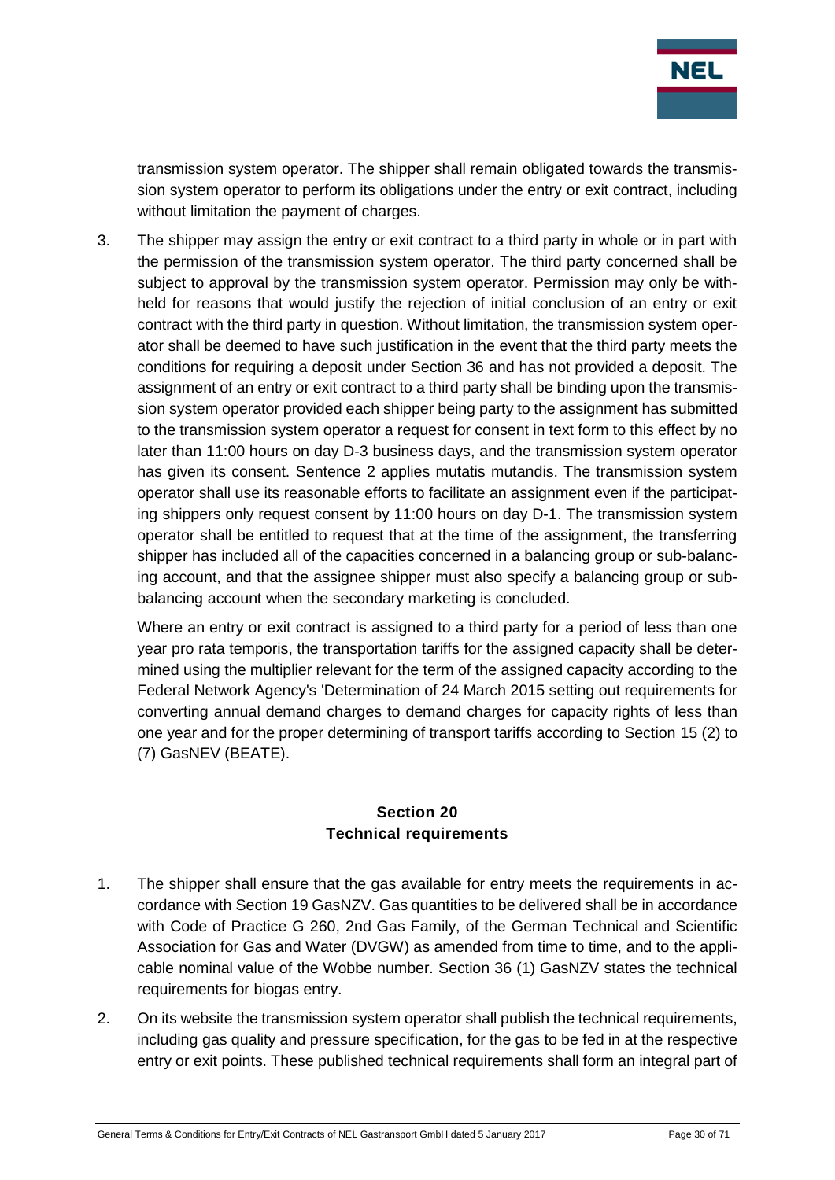transmission system operator. The shipper shall remain obligated towards the transmission system operator to perform its obligations under the entry or exit contract, including without limitation the payment of charges.

3. The shipper may assign the entry or exit contract to a third party in whole or in part with the permission of the transmission system operator. The third party concerned shall be subject to approval by the transmission system operator. Permission may only be withheld for reasons that would justify the rejection of initial conclusion of an entry or exit contract with the third party in question. Without limitation, the transmission system operator shall be deemed to have such justification in the event that the third party meets the conditions for requiring a deposit under Section 36 and has not provided a deposit. The assignment of an entry or exit contract to a third party shall be binding upon the transmission system operator provided each shipper being party to the assignment has submitted to the transmission system operator a request for consent in text form to this effect by no later than 11:00 hours on day D-3 business days, and the transmission system operator has given its consent. Sentence 2 applies mutatis mutandis. The transmission system operator shall use its reasonable efforts to facilitate an assignment even if the participating shippers only request consent by 11:00 hours on day D-1. The transmission system operator shall be entitled to request that at the time of the assignment, the transferring shipper has included all of the capacities concerned in a balancing group or sub-balancing account, and that the assignee shipper must also specify a balancing group or sub-balancing account when the secondary marketing is concluded.

   Where an entry or exit contract is assigned to a third party for a period of less than one year pro rata temporis, the transportation tariffs for the assigned capacity shall be determined using the multiplier relevant for the term of the assigned capacity according to the Federal Network Agency's 'Determination of 24 March 2015 setting out requirements for converting annual demand charges to demand charges for capacity rights of less than one year and for the proper determining of transport tariffs according to Section 15 (2) to (7) GasNEV (BEATE).

## Section 20
## Technical requirements

1. The shipper shall ensure that the gas available for entry meets the requirements in accordance with Section 19 GasNZV. Gas quantities to be delivered shall be in accordance with Code of Practice G 260, 2nd Gas Family, of the German Technical and Scientific Association for Gas and Water (DVGW) as amended from time to time, and to the applicable nominal value of the Wobbe number. Section 36 (1) GasNZV states the technical requirements for biogas entry.

2. On its website the transmission system operator shall publish the technical requirements, including gas quality and pressure specification, for the gas to be fed in at the respective entry or exit points. These published technical requirements shall form an integral part of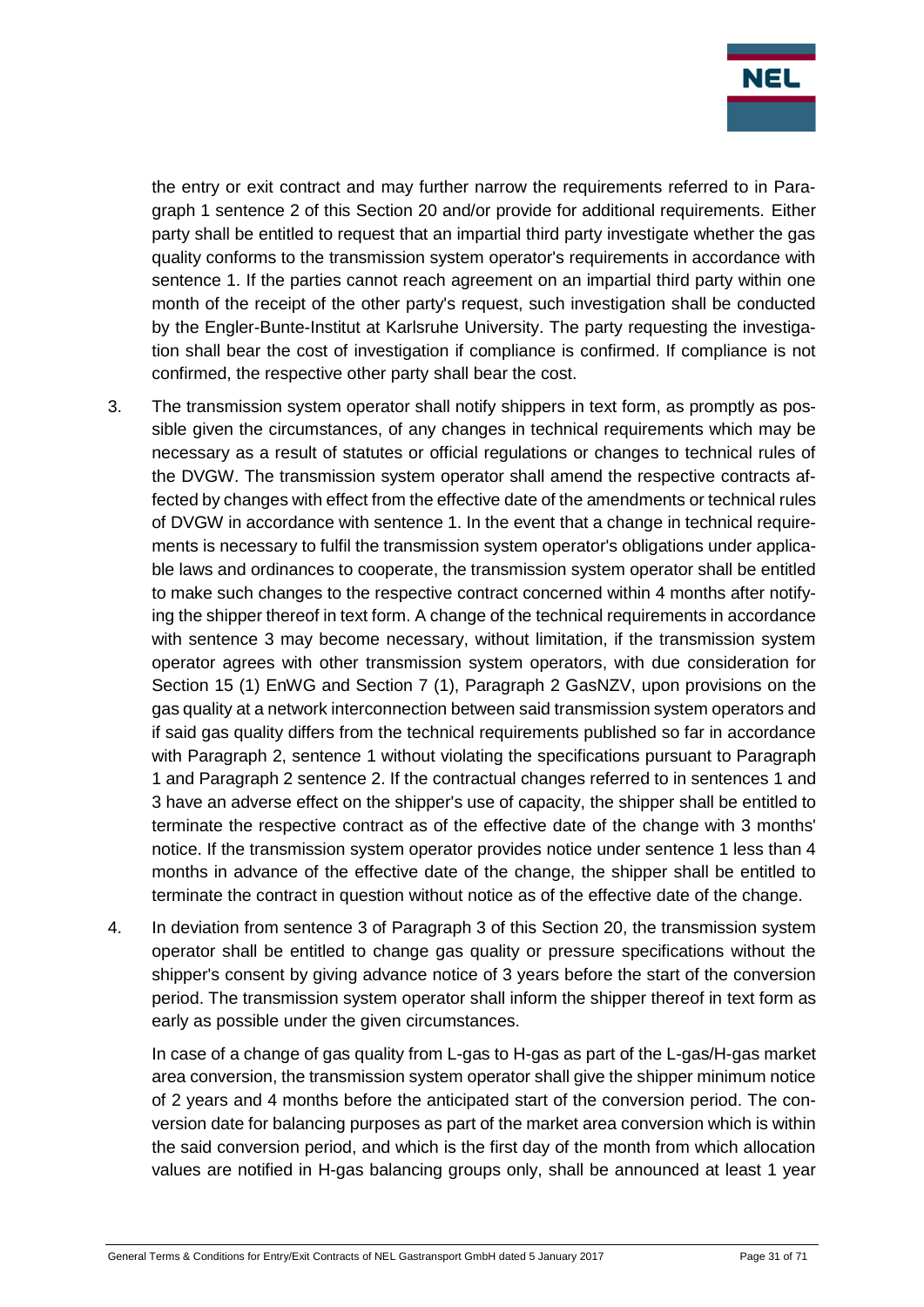the entry or exit contract and may further narrow the requirements referred to in Paragraph 1 sentence 2 of this Section 20 and/or provide for additional requirements. Either party shall be entitled to request that an impartial third party investigate whether the gas quality conforms to the transmission system operator's requirements in accordance with sentence 1. If the parties cannot reach agreement on an impartial third party within one month of the receipt of the other party's request, such investigation shall be conducted by the Engler-Bunte-Institut at Karlsruhe University. The party requesting the investigation shall bear the cost of investigation if compliance is confirmed. If compliance is not confirmed, the respective other party shall bear the cost.

3. The transmission system operator shall notify shippers in text form, as promptly as possible given the circumstances, of any changes in technical requirements which may be necessary as a result of statutes or official regulations or changes to technical rules of the DVGW. The transmission system operator shall amend the respective contracts affected by changes with effect from the effective date of the amendments or technical rules of DVGW in accordance with sentence 1. In the event that a change in technical requirements is necessary to fulfil the transmission system operator's obligations under applicable laws and ordinances to cooperate, the transmission system operator shall be entitled to make such changes to the respective contract concerned within 4 months after notifying the shipper thereof in text form. A change of the technical requirements in accordance with sentence 3 may become necessary, without limitation, if the transmission system operator agrees with other transmission system operators, with due consideration for Section 15 (1) EnWG and Section 7 (1), Paragraph 2 GasNZV, upon provisions on the gas quality at a network interconnection between said transmission system operators and if said gas quality differs from the technical requirements published so far in accordance with Paragraph 2, sentence 1 without violating the specifications pursuant to Paragraph 1 and Paragraph 2 sentence 2. If the contractual changes referred to in sentences 1 and 3 have an adverse effect on the shipper's use of capacity, the shipper shall be entitled to terminate the respective contract as of the effective date of the change with 3 months' notice. If the transmission system operator provides notice under sentence 1 less than 4 months in advance of the effective date of the change, the shipper shall be entitled to terminate the contract in question without notice as of the effective date of the change.

4. In deviation from sentence 3 of Paragraph 3 of this Section 20, the transmission system operator shall be entitled to change gas quality or pressure specifications without the shipper's consent by giving advance notice of 3 years before the start of the conversion period. The transmission system operator shall inform the shipper thereof in text form as early as possible under the given circumstances.

   In case of a change of gas quality from L-gas to H-gas as part of the L-gas/H-gas market area conversion, the transmission system operator shall give the shipper minimum notice of 2 years and 4 months before the anticipated start of the conversion period. The conversion date for balancing purposes as part of the market area conversion which is within the said conversion period, and which is the first day of the month from which allocation values are notified in H-gas balancing groups only, shall be announced at least 1 year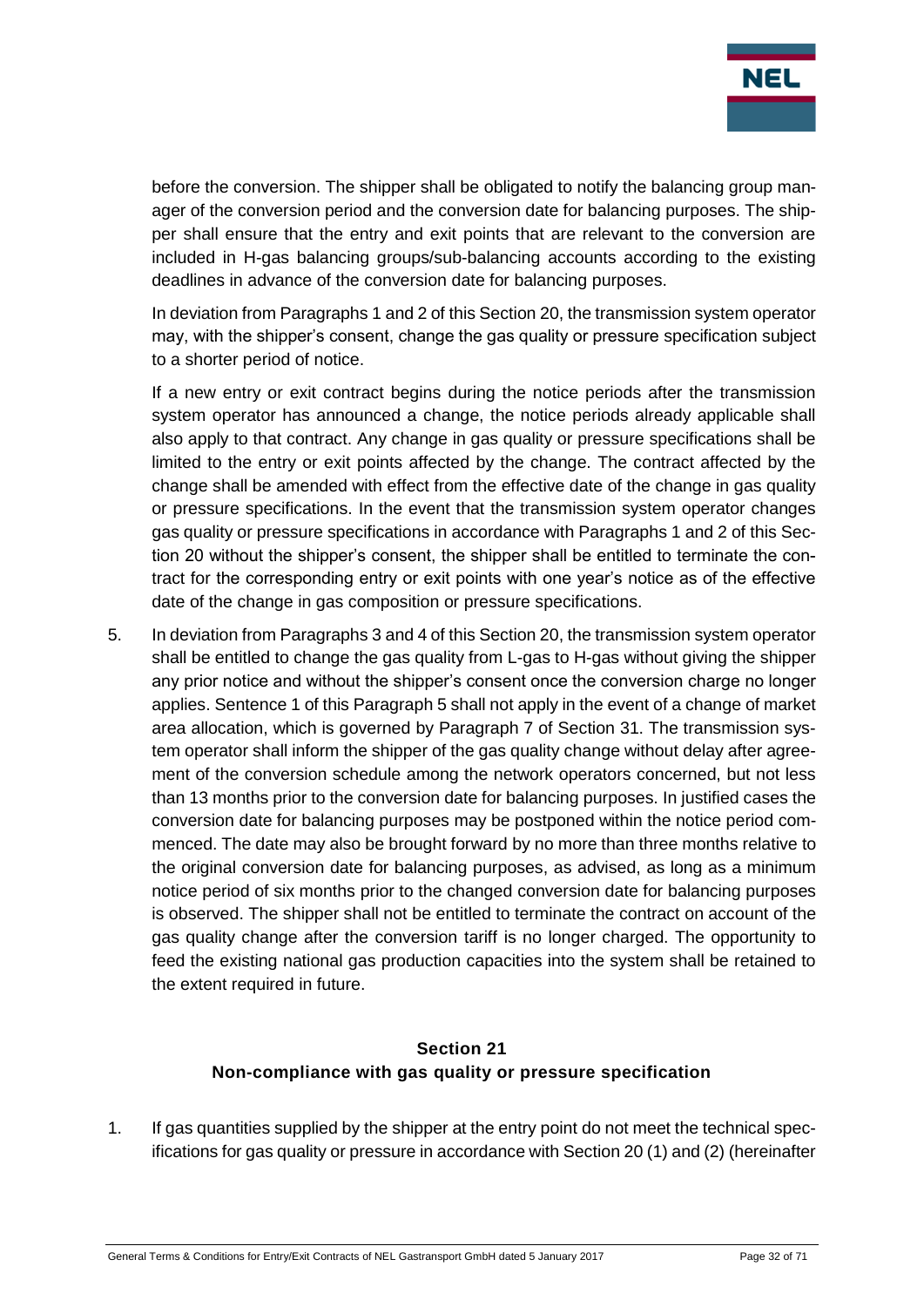before the conversion. The shipper shall be obligated to notify the balancing group manager of the conversion period and the conversion date for balancing purposes. The shipper shall ensure that the entry and exit points that are relevant to the conversion are included in H-gas balancing groups/sub-balancing accounts according to the existing deadlines in advance of the conversion date for balancing purposes.

In deviation from Paragraphs 1 and 2 of this Section 20, the transmission system operator may, with the shipper's consent, change the gas quality or pressure specification subject to a shorter period of notice.

If a new entry or exit contract begins during the notice periods after the transmission system operator has announced a change, the notice periods already applicable shall also apply to that contract. Any change in gas quality or pressure specifications shall be limited to the entry or exit points affected by the change. The contract affected by the change shall be amended with effect from the effective date of the change in gas quality or pressure specifications. In the event that the transmission system operator changes gas quality or pressure specifications in accordance with Paragraphs 1 and 2 of this Section 20 without the shipper's consent, the shipper shall be entitled to terminate the contract for the corresponding entry or exit points with one year's notice as of the effective date of the change in gas composition or pressure specifications.

5. In deviation from Paragraphs 3 and 4 of this Section 20, the transmission system operator shall be entitled to change the gas quality from L-gas to H-gas without giving the shipper any prior notice and without the shipper's consent once the conversion charge no longer applies. Sentence 1 of this Paragraph 5 shall not apply in the event of a change of market area allocation, which is governed by Paragraph 7 of Section 31. The transmission system operator shall inform the shipper of the gas quality change without delay after agreement of the conversion schedule among the network operators concerned, but not less than 13 months prior to the conversion date for balancing purposes. In justified cases the conversion date for balancing purposes may be postponed within the notice period commenced. The date may also be brought forward by no more than three months relative to the original conversion date for balancing purposes, as advised, as long as a minimum notice period of six months prior to the changed conversion date for balancing purposes is observed. The shipper shall not be entitled to terminate the contract on account of the gas quality change after the conversion tariff is no longer charged. The opportunity to feed the existing national gas production capacities into the system shall be retained to the extent required in future.

## Section 21
## Non-compliance with gas quality or pressure specification

1. If gas quantities supplied by the shipper at the entry point do not meet the technical specifications for gas quality or pressure in accordance with Section 20 (1) and (2) (hereinafter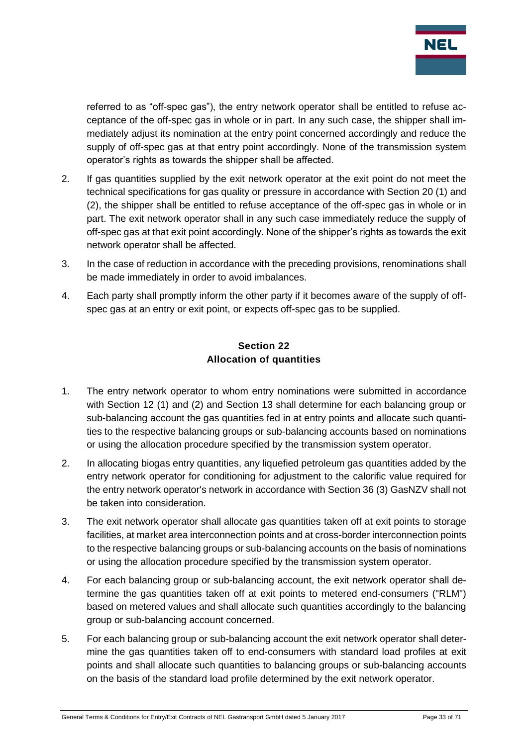referred to as "off-spec gas"), the entry network operator shall be entitled to refuse acceptance of the off-spec gas in whole or in part. In any such case, the shipper shall immediately adjust its nomination at the entry point concerned accordingly and reduce the supply of off-spec gas at that entry point accordingly. None of the transmission system operator's rights as towards the shipper shall be affected.

2. If gas quantities supplied by the exit network operator at the exit point do not meet the technical specifications for gas quality or pressure in accordance with Section 20 (1) and (2), the shipper shall be entitled to refuse acceptance of the off-spec gas in whole or in part. The exit network operator shall in any such case immediately reduce the supply of off-spec gas at that exit point accordingly. None of the shipper's rights as towards the exit network operator shall be affected.

3. In the case of reduction in accordance with the preceding provisions, renominations shall be made immediately in order to avoid imbalances.

4. Each party shall promptly inform the other party if it becomes aware of the supply of off-spec gas at an entry or exit point, or expects off-spec gas to be supplied.

## Section 22
## Allocation of quantities

1. The entry network operator to whom entry nominations were submitted in accordance with Section 12 (1) and (2) and Section 13 shall determine for each balancing group or sub-balancing account the gas quantities fed in at entry points and allocate such quantities to the respective balancing groups or sub-balancing accounts based on nominations or using the allocation procedure specified by the transmission system operator.

2. In allocating biogas entry quantities, any liquefied petroleum gas quantities added by the entry network operator for conditioning for adjustment to the calorific value required for the entry network operator's network in accordance with Section 36 (3) GasNZV shall not be taken into consideration.

3. The exit network operator shall allocate gas quantities taken off at exit points to storage facilities, at market area interconnection points and at cross-border interconnection points to the respective balancing groups or sub-balancing accounts on the basis of nominations or using the allocation procedure specified by the transmission system operator.

4. For each balancing group or sub-balancing account, the exit network operator shall determine the gas quantities taken off at exit points to metered end-consumers ("RLM") based on metered values and shall allocate such quantities accordingly to the balancing group or sub-balancing account concerned.

5. For each balancing group or sub-balancing account the exit network operator shall determine the gas quantities taken off to end-consumers with standard load profiles at exit points and shall allocate such quantities to balancing groups or sub-balancing accounts on the basis of the standard load profile determined by the exit network operator.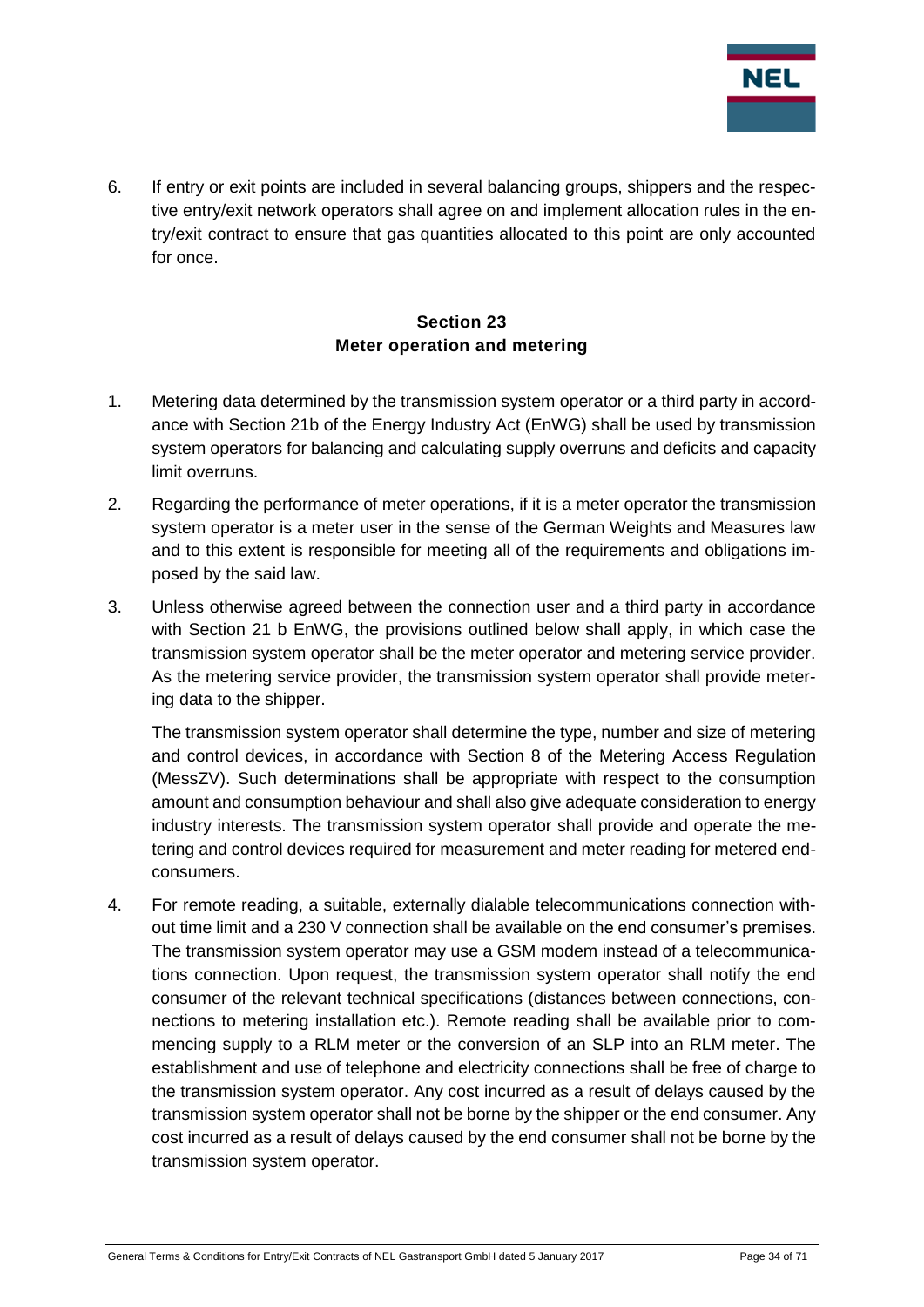6. If entry or exit points are included in several balancing groups, shippers and the respective entry/exit network operators shall agree on and implement allocation rules in the entry/exit contract to ensure that gas quantities allocated to this point are only accounted for once.

## Section 23
## Meter operation and metering

1. Metering data determined by the transmission system operator or a third party in accordance with Section 21b of the Energy Industry Act (EnWG) shall be used by transmission system operators for balancing and calculating supply overruns and deficits and capacity limit overruns.

2. Regarding the performance of meter operations, if it is a meter operator the transmission system operator is a meter user in the sense of the German Weights and Measures law and to this extent is responsible for meeting all of the requirements and obligations imposed by the said law.

3. Unless otherwise agreed between the connection user and a third party in accordance with Section 21 b EnWG, the provisions outlined below shall apply, in which case the transmission system operator shall be the meter operator and metering service provider. As the metering service provider, the transmission system operator shall provide metering data to the shipper.

   The transmission system operator shall determine the type, number and size of metering and control devices, in accordance with Section 8 of the Metering Access Regulation (MessZV). Such determinations shall be appropriate with respect to the consumption amount and consumption behaviour and shall also give adequate consideration to energy industry interests. The transmission system operator shall provide and operate the metering and control devices required for measurement and meter reading for metered end-consumers.

4. For remote reading, a suitable, externally dialable telecommunications connection without time limit and a 230 V connection shall be available on the end consumer's premises. The transmission system operator may use a GSM modem instead of a telecommunications connection. Upon request, the transmission system operator shall notify the end consumer of the relevant technical specifications (distances between connections, connections to metering installation etc.). Remote reading shall be available prior to commencing supply to a RLM meter or the conversion of an SLP into an RLM meter. The establishment and use of telephone and electricity connections shall be free of charge to the transmission system operator. Any cost incurred as a result of delays caused by the transmission system operator shall not be borne by the shipper or the end consumer. Any cost incurred as a result of delays caused by the end consumer shall not be borne by the transmission system operator.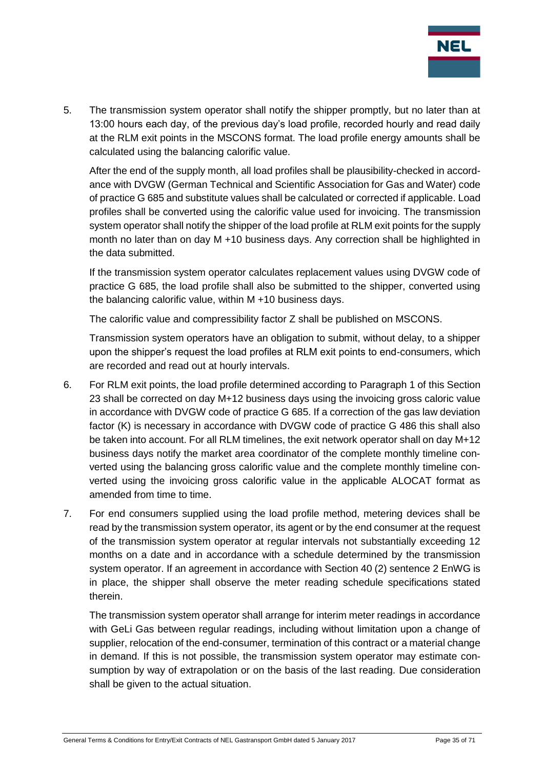5. The transmission system operator shall notify the shipper promptly, but no later than at 13:00 hours each day, of the previous day's load profile, recorded hourly and read daily at the RLM exit points in the MSCONS format. The load profile energy amounts shall be calculated using the balancing calorific value.

   After the end of the supply month, all load profiles shall be plausibility-checked in accordance with DVGW (German Technical and Scientific Association for Gas and Water) code of practice G 685 and substitute values shall be calculated or corrected if applicable. Load profiles shall be converted using the calorific value used for invoicing. The transmission system operator shall notify the shipper of the load profile at RLM exit points for the supply month no later than on day M +10 business days. Any correction shall be highlighted in the data submitted.

   If the transmission system operator calculates replacement values using DVGW code of practice G 685, the load profile shall also be submitted to the shipper, converted using the balancing calorific value, within M +10 business days.

   The calorific value and compressibility factor Z shall be published on MSCONS.

   Transmission system operators have an obligation to submit, without delay, to a shipper upon the shipper's request the load profiles at RLM exit points to end-consumers, which are recorded and read out at hourly intervals.

6. For RLM exit points, the load profile determined according to Paragraph 1 of this Section 23 shall be corrected on day M+12 business days using the invoicing gross caloric value in accordance with DVGW code of practice G 685. If a correction of the gas law deviation factor (K) is necessary in accordance with DVGW code of practice G 486 this shall also be taken into account. For all RLM timelines, the exit network operator shall on day M+12 business days notify the market area coordinator of the complete monthly timeline converted using the balancing gross calorific value and the complete monthly timeline converted using the invoicing gross calorific value in the applicable ALOCAT format as amended from time to time.

7. For end consumers supplied using the load profile method, metering devices shall be read by the transmission system operator, its agent or by the end consumer at the request of the transmission system operator at regular intervals not substantially exceeding 12 months on a date and in accordance with a schedule determined by the transmission system operator. If an agreement in accordance with Section 40 (2) sentence 2 EnWG is in place, the shipper shall observe the meter reading schedule specifications stated therein.

   The transmission system operator shall arrange for interim meter readings in accordance with GeLi Gas between regular readings, including without limitation upon a change of supplier, relocation of the end-consumer, termination of this contract or a material change in demand. If this is not possible, the transmission system operator may estimate consumption by way of extrapolation or on the basis of the last reading. Due consideration shall be given to the actual situation.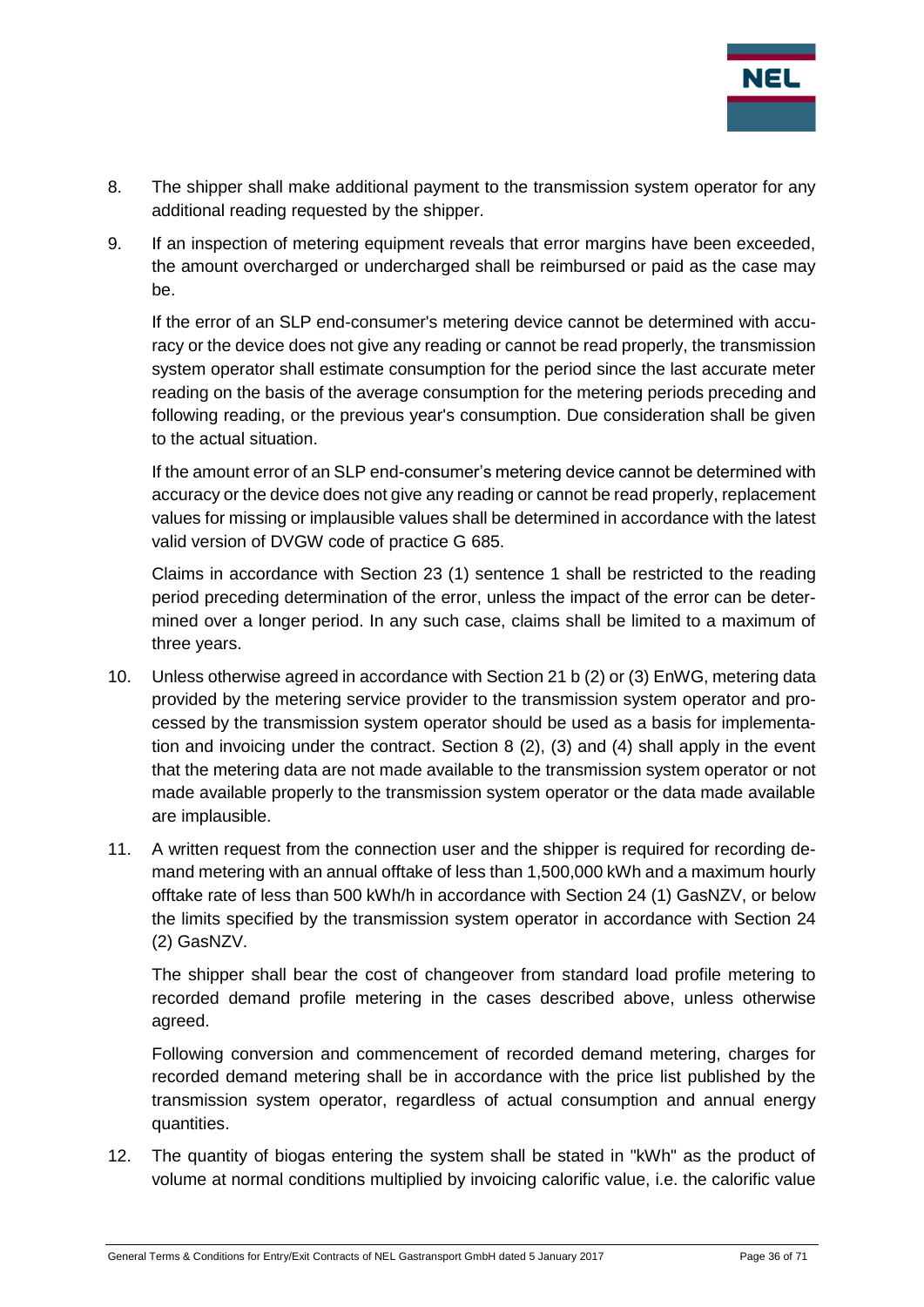8. The shipper shall make additional payment to the transmission system operator for any additional reading requested by the shipper.

9. If an inspection of metering equipment reveals that error margins have been exceeded, the amount overcharged or undercharged shall be reimbursed or paid as the case may be.

   If the error of an SLP end-consumer's metering device cannot be determined with accuracy or the device does not give any reading or cannot be read properly, the transmission system operator shall estimate consumption for the period since the last accurate meter reading on the basis of the average consumption for the metering periods preceding and following reading, or the previous year's consumption. Due consideration shall be given to the actual situation.

   If the amount error of an SLP end-consumer's metering device cannot be determined with accuracy or the device does not give any reading or cannot be read properly, replacement values for missing or implausible values shall be determined in accordance with the latest valid version of DVGW code of practice G 685.

   Claims in accordance with Section 23 (1) sentence 1 shall be restricted to the reading period preceding determination of the error, unless the impact of the error can be determined over a longer period. In any such case, claims shall be limited to a maximum of three years.

10. Unless otherwise agreed in accordance with Section 21 b (2) or (3) EnWG, metering data provided by the metering service provider to the transmission system operator and processed by the transmission system operator should be used as a basis for implementation and invoicing under the contract. Section 8 (2), (3) and (4) shall apply in the event that the metering data are not made available to the transmission system operator or not made available properly to the transmission system operator or the data made available are implausible.

11. A written request from the connection user and the shipper is required for recording demand metering with an annual offtake of less than 1,500,000 kWh and a maximum hourly offtake rate of less than 500 kWh/h in accordance with Section 24 (1) GasNZV, or below the limits specified by the transmission system operator in accordance with Section 24 (2) GasNZV.

   The shipper shall bear the cost of changeover from standard load profile metering to recorded demand profile metering in the cases described above, unless otherwise agreed.

   Following conversion and commencement of recorded demand metering, charges for recorded demand metering shall be in accordance with the price list published by the transmission system operator, regardless of actual consumption and annual energy quantities.

12. The quantity of biogas entering the system shall be stated in "kWh" as the product of volume at normal conditions multiplied by invoicing calorific value, i.e. the calorific value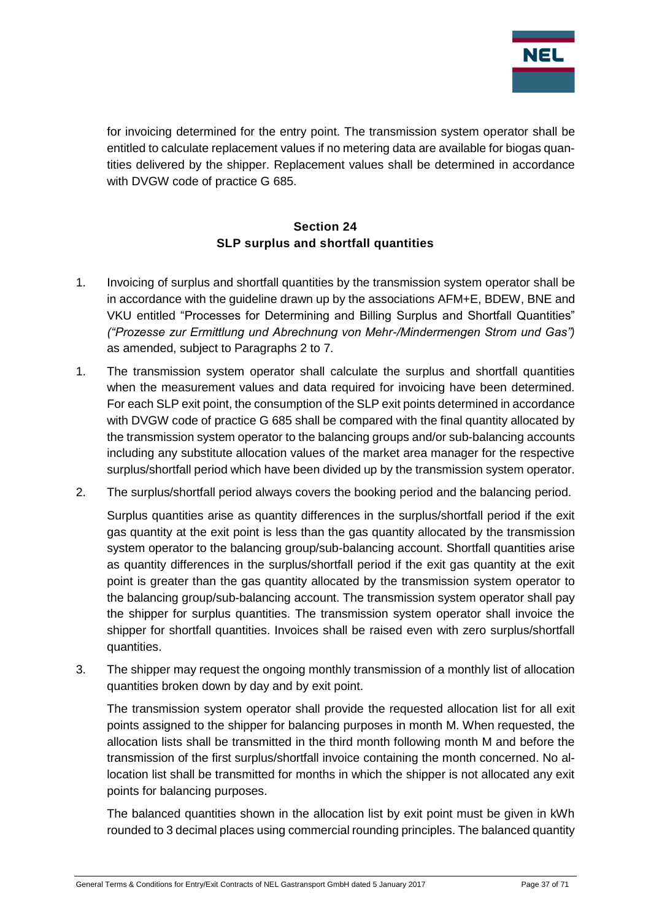for invoicing determined for the entry point. The transmission system operator shall be entitled to calculate replacement values if no metering data are available for biogas quantities delivered by the shipper. Replacement values shall be determined in accordance with DVGW code of practice G 685.

## Section 24
## SLP surplus and shortfall quantities

1. Invoicing of surplus and shortfall quantities by the transmission system operator shall be in accordance with the guideline drawn up by the associations AFM+E, BDEW, BNE and VKU entitled "Processes for Determining and Billing Surplus and Shortfall Quantities" *("Prozesse zur Ermittlung und Abrechnung von Mehr-/Mindermengen Strom und Gas")* as amended, subject to Paragraphs 2 to 7.

1. The transmission system operator shall calculate the surplus and shortfall quantities when the measurement values and data required for invoicing have been determined. For each SLP exit point, the consumption of the SLP exit points determined in accordance with DVGW code of practice G 685 shall be compared with the final quantity allocated by the transmission system operator to the balancing groups and/or sub-balancing accounts including any substitute allocation values of the market area manager for the respective surplus/shortfall period which have been divided up by the transmission system operator.

2. The surplus/shortfall period always covers the booking period and the balancing period.

   Surplus quantities arise as quantity differences in the surplus/shortfall period if the exit gas quantity at the exit point is less than the gas quantity allocated by the transmission system operator to the balancing group/sub-balancing account. Shortfall quantities arise as quantity differences in the surplus/shortfall period if the exit gas quantity at the exit point is greater than the gas quantity allocated by the transmission system operator to the balancing group/sub-balancing account. The transmission system operator shall pay the shipper for surplus quantities. The transmission system operator shall invoice the shipper for shortfall quantities. Invoices shall be raised even with zero surplus/shortfall quantities.

3. The shipper may request the ongoing monthly transmission of a monthly list of allocation quantities broken down by day and by exit point.

   The transmission system operator shall provide the requested allocation list for all exit points assigned to the shipper for balancing purposes in month M. When requested, the allocation lists shall be transmitted in the third month following month M and before the transmission of the first surplus/shortfall invoice containing the month concerned. No allocation list shall be transmitted for months in which the shipper is not allocated any exit points for balancing purposes.

   The balanced quantities shown in the allocation list by exit point must be given in kWh rounded to 3 decimal places using commercial rounding principles. The balanced quantity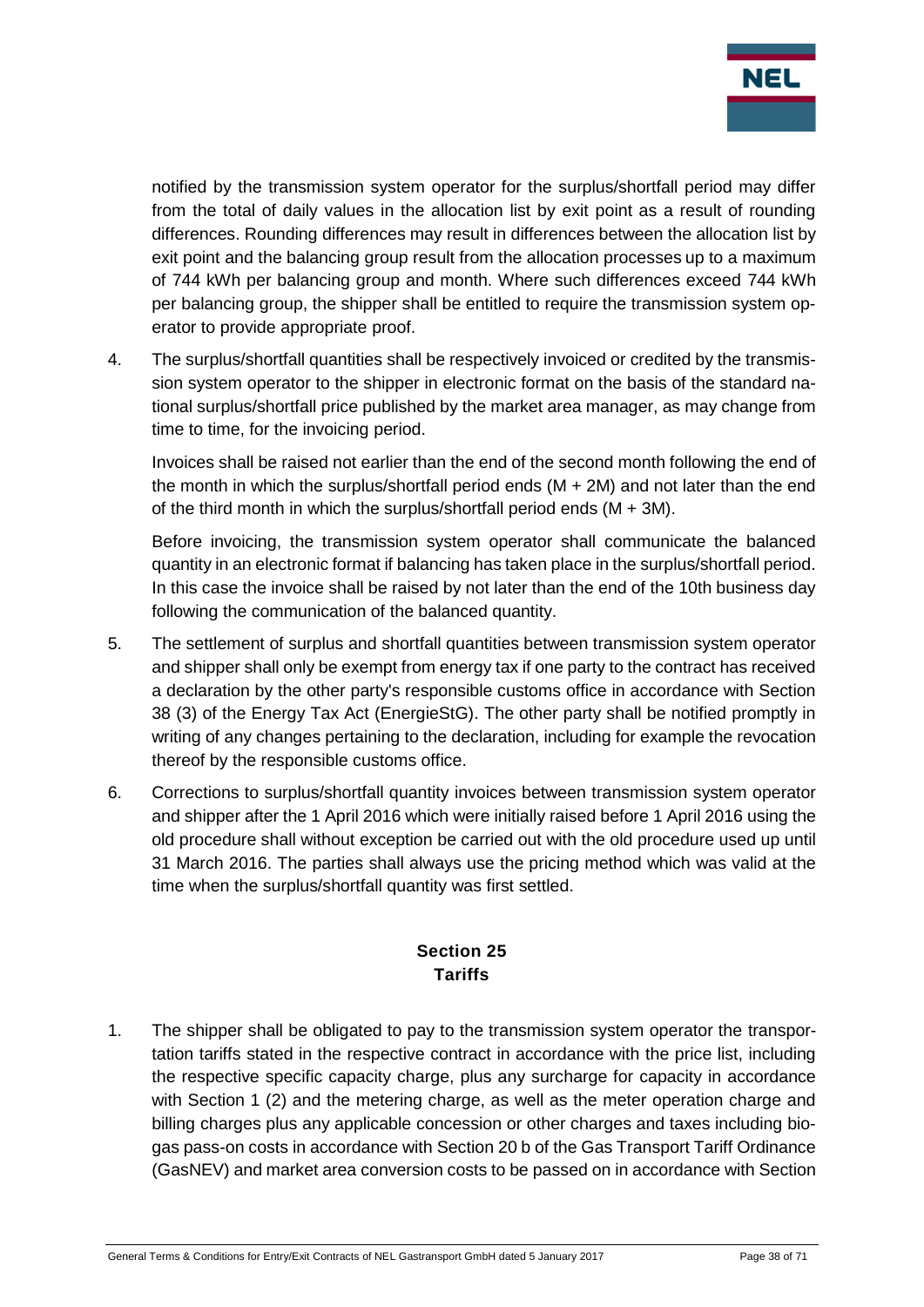notified by the transmission system operator for the surplus/shortfall period may differ from the total of daily values in the allocation list by exit point as a result of rounding differences. Rounding differences may result in differences between the allocation list by exit point and the balancing group result from the allocation processes up to a maximum of 744 kWh per balancing group and month. Where such differences exceed 744 kWh per balancing group, the shipper shall be entitled to require the transmission system operator to provide appropriate proof.

4. The surplus/shortfall quantities shall be respectively invoiced or credited by the transmission system operator to the shipper in electronic format on the basis of the standard national surplus/shortfall price published by the market area manager, as may change from time to time, for the invoicing period.

   Invoices shall be raised not earlier than the end of the second month following the end of the month in which the surplus/shortfall period ends (M + 2M) and not later than the end of the third month in which the surplus/shortfall period ends (M + 3M).

   Before invoicing, the transmission system operator shall communicate the balanced quantity in an electronic format if balancing has taken place in the surplus/shortfall period. In this case the invoice shall be raised by not later than the end of the 10th business day following the communication of the balanced quantity.

5. The settlement of surplus and shortfall quantities between transmission system operator and shipper shall only be exempt from energy tax if one party to the contract has received a declaration by the other party's responsible customs office in accordance with Section 38 (3) of the Energy Tax Act (EnergieStG). The other party shall be notified promptly in writing of any changes pertaining to the declaration, including for example the revocation thereof by the responsible customs office.

6. Corrections to surplus/shortfall quantity invoices between transmission system operator and shipper after the 1 April 2016 which were initially raised before 1 April 2016 using the old procedure shall without exception be carried out with the old procedure used up until 31 March 2016. The parties shall always use the pricing method which was valid at the time when the surplus/shortfall quantity was first settled.

## Section 25
## Tariffs

1. The shipper shall be obligated to pay to the transmission system operator the transportation tariffs stated in the respective contract in accordance with the price list, including the respective specific capacity charge, plus any surcharge for capacity in accordance with Section 1 (2) and the metering charge, as well as the meter operation charge and billing charges plus any applicable concession or other charges and taxes including biogas pass-on costs in accordance with Section 20 b of the Gas Transport Tariff Ordinance (GasNEV) and market area conversion costs to be passed on in accordance with Section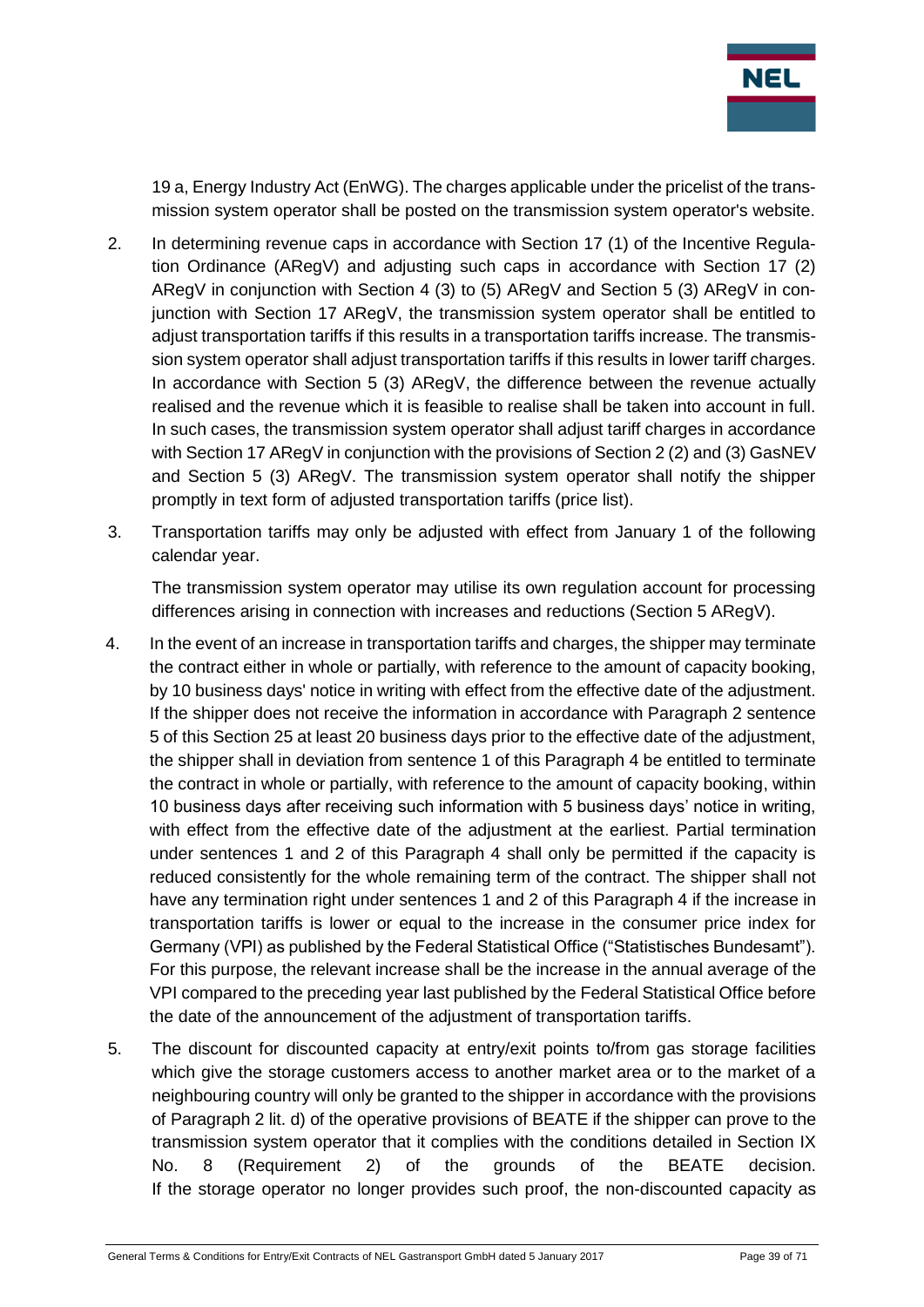19 a, Energy Industry Act (EnWG). The charges applicable under the pricelist of the transmission system operator shall be posted on the transmission system operator's website.

2. In determining revenue caps in accordance with Section 17 (1) of the Incentive Regulation Ordinance (ARegV) and adjusting such caps in accordance with Section 17 (2) ARegV in conjunction with Section 4 (3) to (5) ARegV and Section 5 (3) ARegV in conjunction with Section 17 ARegV, the transmission system operator shall be entitled to adjust transportation tariffs if this results in a transportation tariffs increase. The transmission system operator shall adjust transportation tariffs if this results in lower tariff charges. In accordance with Section 5 (3) ARegV, the difference between the revenue actually realised and the revenue which it is feasible to realise shall be taken into account in full. In such cases, the transmission system operator shall adjust tariff charges in accordance with Section 17 ARegV in conjunction with the provisions of Section 2 (2) and (3) GasNEV and Section 5 (3) ARegV. The transmission system operator shall notify the shipper promptly in text form of adjusted transportation tariffs (price list).

3. Transportation tariffs may only be adjusted with effect from January 1 of the following calendar year.

   The transmission system operator may utilise its own regulation account for processing differences arising in connection with increases and reductions (Section 5 ARegV).

4. In the event of an increase in transportation tariffs and charges, the shipper may terminate the contract either in whole or partially, with reference to the amount of capacity booking, by 10 business days' notice in writing with effect from the effective date of the adjustment. If the shipper does not receive the information in accordance with Paragraph 2 sentence 5 of this Section 25 at least 20 business days prior to the effective date of the adjustment, the shipper shall in deviation from sentence 1 of this Paragraph 4 be entitled to terminate the contract in whole or partially, with reference to the amount of capacity booking, within 10 business days after receiving such information with 5 business days' notice in writing, with effect from the effective date of the adjustment at the earliest. Partial termination under sentences 1 and 2 of this Paragraph 4 shall only be permitted if the capacity is reduced consistently for the whole remaining term of the contract. The shipper shall not have any termination right under sentences 1 and 2 of this Paragraph 4 if the increase in transportation tariffs is lower or equal to the increase in the consumer price index for Germany (VPI) as published by the Federal Statistical Office ("Statistisches Bundesamt"). For this purpose, the relevant increase shall be the increase in the annual average of the VPI compared to the preceding year last published by the Federal Statistical Office before the date of the announcement of the adjustment of transportation tariffs.

5. The discount for discounted capacity at entry/exit points to/from gas storage facilities which give the storage customers access to another market area or to the market of a neighbouring country will only be granted to the shipper in accordance with the provisions of Paragraph 2 lit. d) of the operative provisions of BEATE if the shipper can prove to the transmission system operator that it complies with the conditions detailed in Section IX No. 8 (Requirement 2) of the grounds of the BEATE decision. If the storage operator no longer provides such proof, the non-discounted capacity as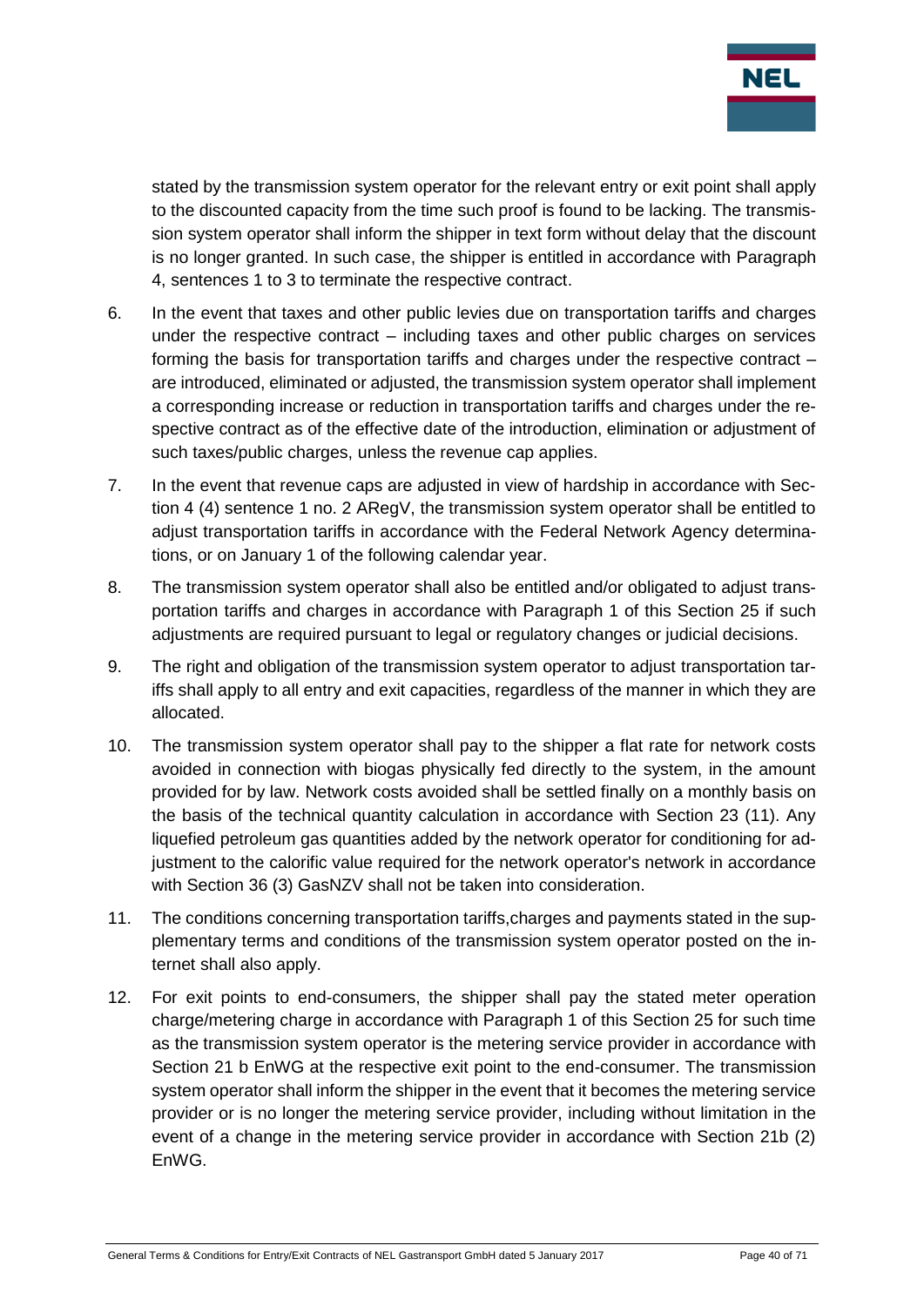stated by the transmission system operator for the relevant entry or exit point shall apply to the discounted capacity from the time such proof is found to be lacking. The transmission system operator shall inform the shipper in text form without delay that the discount is no longer granted. In such case, the shipper is entitled in accordance with Paragraph 4, sentences 1 to 3 to terminate the respective contract.

6. In the event that taxes and other public levies due on transportation tariffs and charges under the respective contract – including taxes and other public charges on services forming the basis for transportation tariffs and charges under the respective contract – are introduced, eliminated or adjusted, the transmission system operator shall implement a corresponding increase or reduction in transportation tariffs and charges under the respective contract as of the effective date of the introduction, elimination or adjustment of such taxes/public charges, unless the revenue cap applies.

7. In the event that revenue caps are adjusted in view of hardship in accordance with Section 4 (4) sentence 1 no. 2 ARegV, the transmission system operator shall be entitled to adjust transportation tariffs in accordance with the Federal Network Agency determinations, or on January 1 of the following calendar year.

8. The transmission system operator shall also be entitled and/or obligated to adjust transportation tariffs and charges in accordance with Paragraph 1 of this Section 25 if such adjustments are required pursuant to legal or regulatory changes or judicial decisions.

9. The right and obligation of the transmission system operator to adjust transportation tariffs shall apply to all entry and exit capacities, regardless of the manner in which they are allocated.

10. The transmission system operator shall pay to the shipper a flat rate for network costs avoided in connection with biogas physically fed directly to the system, in the amount provided for by law. Network costs avoided shall be settled finally on a monthly basis on the basis of the technical quantity calculation in accordance with Section 23 (11). Any liquefied petroleum gas quantities added by the network operator for conditioning for adjustment to the calorific value required for the network operator's network in accordance with Section 36 (3) GasNZV shall not be taken into consideration.

11. The conditions concerning transportation tariffs,charges and payments stated in the supplementary terms and conditions of the transmission system operator posted on the internet shall also apply.

12. For exit points to end-consumers, the shipper shall pay the stated meter operation charge/metering charge in accordance with Paragraph 1 of this Section 25 for such time as the transmission system operator is the metering service provider in accordance with Section 21 b EnWG at the respective exit point to the end-consumer. The transmission system operator shall inform the shipper in the event that it becomes the metering service provider or is no longer the metering service provider, including without limitation in the event of a change in the metering service provider in accordance with Section 21b (2) EnWG.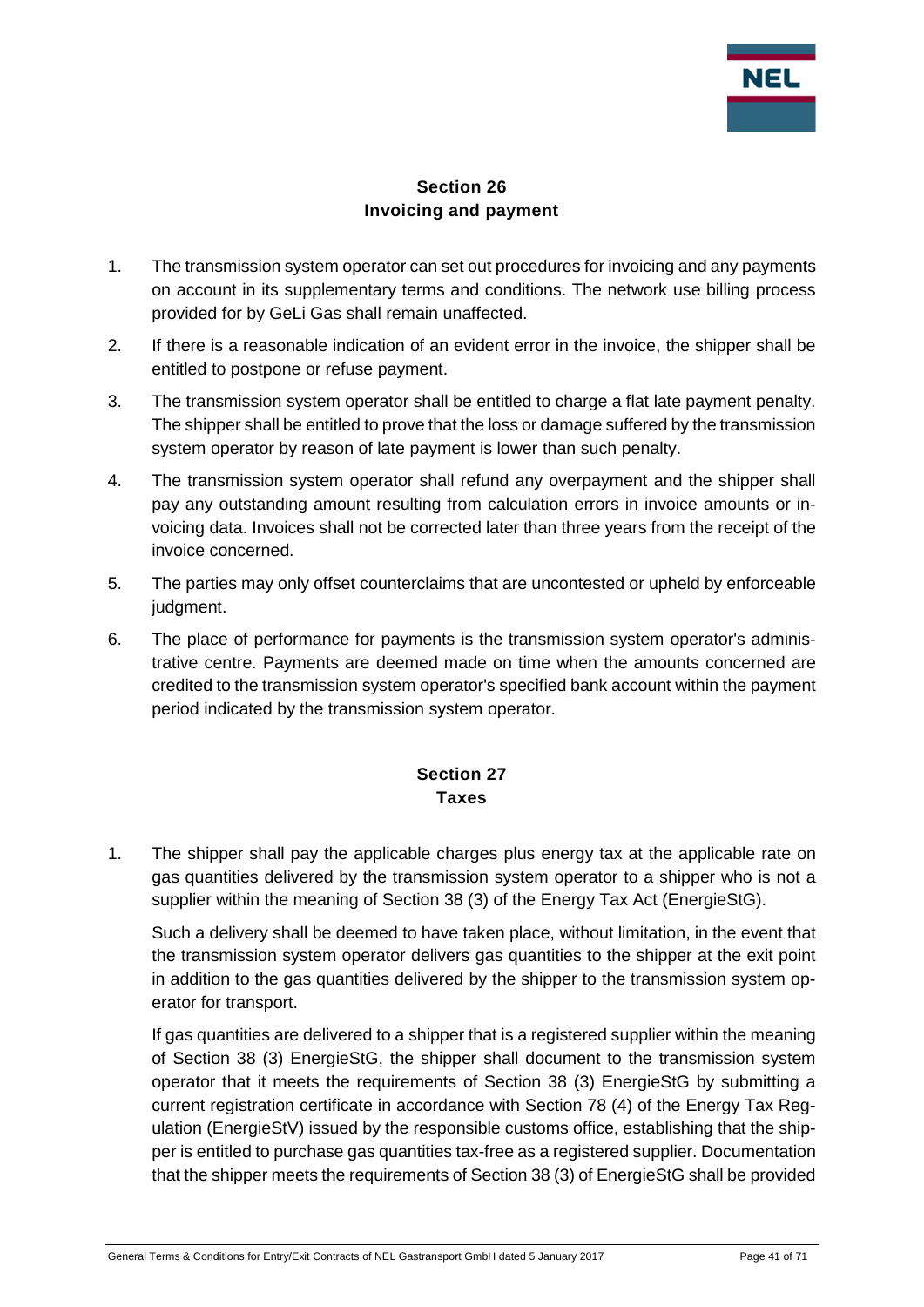## Section 26
## Invoicing and payment

1. The transmission system operator can set out procedures for invoicing and any payments on account in its supplementary terms and conditions. The network use billing process provided for by GeLi Gas shall remain unaffected.
2. If there is a reasonable indication of an evident error in the invoice, the shipper shall be entitled to postpone or refuse payment.
3. The transmission system operator shall be entitled to charge a flat late payment penalty. The shipper shall be entitled to prove that the loss or damage suffered by the transmission system operator by reason of late payment is lower than such penalty.
4. The transmission system operator shall refund any overpayment and the shipper shall pay any outstanding amount resulting from calculation errors in invoice amounts or invoicing data. Invoices shall not be corrected later than three years from the receipt of the invoice concerned.
5. The parties may only offset counterclaims that are uncontested or upheld by enforceable judgment.
6. The place of performance for payments is the transmission system operator's administrative centre. Payments are deemed made on time when the amounts concerned are credited to the transmission system operator's specified bank account within the payment period indicated by the transmission system operator.

## Section 27
## Taxes

1. The shipper shall pay the applicable charges plus energy tax at the applicable rate on gas quantities delivered by the transmission system operator to a shipper who is not a supplier within the meaning of Section 38 (3) of the Energy Tax Act (EnergieStG).

   Such a delivery shall be deemed to have taken place, without limitation, in the event that the transmission system operator delivers gas quantities to the shipper at the exit point in addition to the gas quantities delivered by the shipper to the transmission system operator for transport.

   If gas quantities are delivered to a shipper that is a registered supplier within the meaning of Section 38 (3) EnergieStG, the shipper shall document to the transmission system operator that it meets the requirements of Section 38 (3) EnergieStG by submitting a current registration certificate in accordance with Section 78 (4) of the Energy Tax Regulation (EnergieStV) issued by the responsible customs office, establishing that the shipper is entitled to purchase gas quantities tax-free as a registered supplier. Documentation that the shipper meets the requirements of Section 38 (3) of EnergieStG shall be provided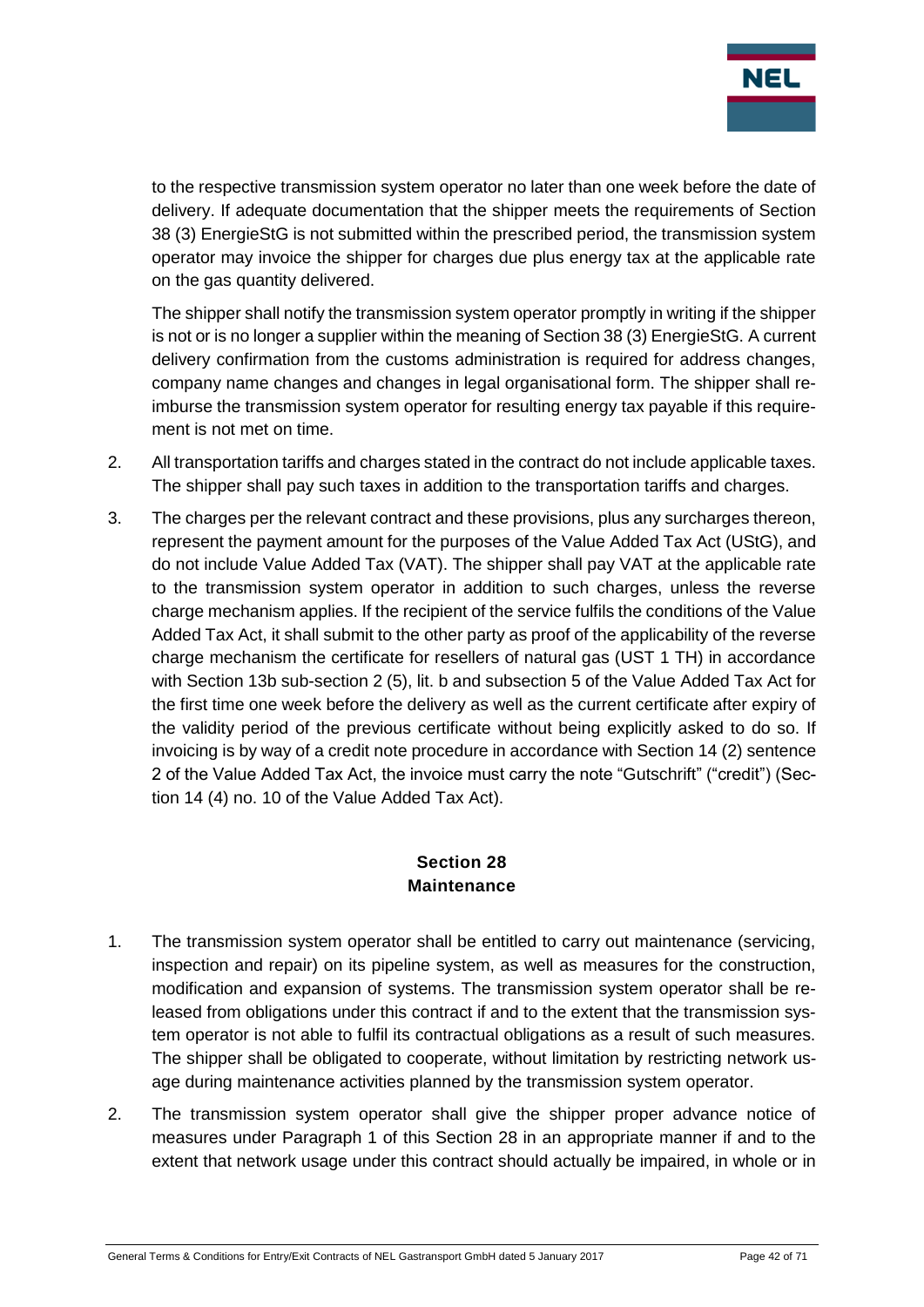to the respective transmission system operator no later than one week before the date of delivery. If adequate documentation that the shipper meets the requirements of Section 38 (3) EnergieStG is not submitted within the prescribed period, the transmission system operator may invoice the shipper for charges due plus energy tax at the applicable rate on the gas quantity delivered.

The shipper shall notify the transmission system operator promptly in writing if the shipper is not or is no longer a supplier within the meaning of Section 38 (3) EnergieStG. A current delivery confirmation from the customs administration is required for address changes, company name changes and changes in legal organisational form. The shipper shall reimburse the transmission system operator for resulting energy tax payable if this requirement is not met on time.

2. All transportation tariffs and charges stated in the contract do not include applicable taxes. The shipper shall pay such taxes in addition to the transportation tariffs and charges.

3. The charges per the relevant contract and these provisions, plus any surcharges thereon, represent the payment amount for the purposes of the Value Added Tax Act (UStG), and do not include Value Added Tax (VAT). The shipper shall pay VAT at the applicable rate to the transmission system operator in addition to such charges, unless the reverse charge mechanism applies. If the recipient of the service fulfils the conditions of the Value Added Tax Act, it shall submit to the other party as proof of the applicability of the reverse charge mechanism the certificate for resellers of natural gas (UST 1 TH) in accordance with Section 13b sub-section 2 (5), lit. b and subsection 5 of the Value Added Tax Act for the first time one week before the delivery as well as the current certificate after expiry of the validity period of the previous certificate without being explicitly asked to do so. If invoicing is by way of a credit note procedure in accordance with Section 14 (2) sentence 2 of the Value Added Tax Act, the invoice must carry the note "Gutschrift" ("credit") (Section 14 (4) no. 10 of the Value Added Tax Act).

## Section 28
## Maintenance

1. The transmission system operator shall be entitled to carry out maintenance (servicing, inspection and repair) on its pipeline system, as well as measures for the construction, modification and expansion of systems. The transmission system operator shall be released from obligations under this contract if and to the extent that the transmission system operator is not able to fulfil its contractual obligations as a result of such measures. The shipper shall be obligated to cooperate, without limitation by restricting network usage during maintenance activities planned by the transmission system operator.

2. The transmission system operator shall give the shipper proper advance notice of measures under Paragraph 1 of this Section 28 in an appropriate manner if and to the extent that network usage under this contract should actually be impaired, in whole or in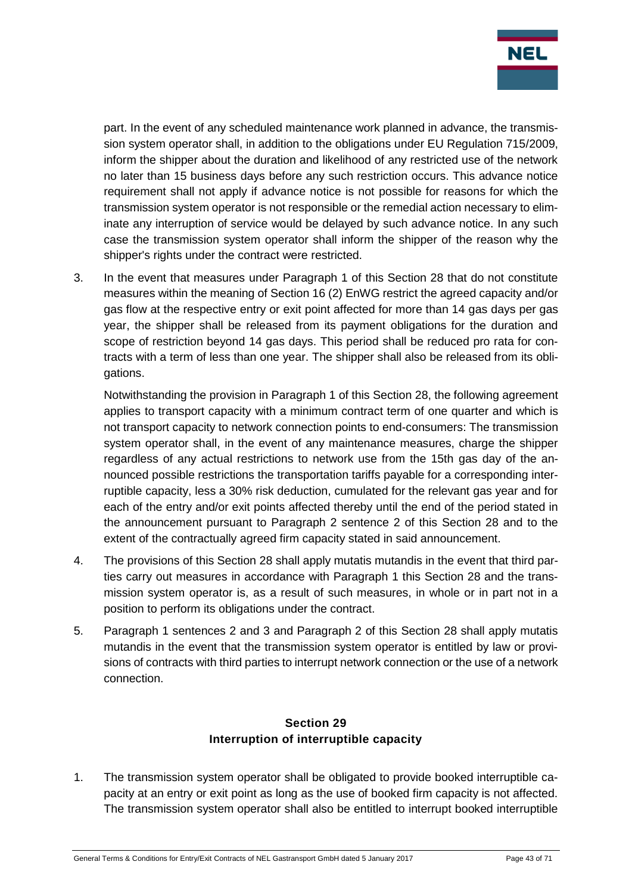part. In the event of any scheduled maintenance work planned in advance, the transmission system operator shall, in addition to the obligations under EU Regulation 715/2009, inform the shipper about the duration and likelihood of any restricted use of the network no later than 15 business days before any such restriction occurs. This advance notice requirement shall not apply if advance notice is not possible for reasons for which the transmission system operator is not responsible or the remedial action necessary to eliminate any interruption of service would be delayed by such advance notice. In any such case the transmission system operator shall inform the shipper of the reason why the shipper's rights under the contract were restricted.

3. In the event that measures under Paragraph 1 of this Section 28 that do not constitute measures within the meaning of Section 16 (2) EnWG restrict the agreed capacity and/or gas flow at the respective entry or exit point affected for more than 14 gas days per gas year, the shipper shall be released from its payment obligations for the duration and scope of restriction beyond 14 gas days. This period shall be reduced pro rata for contracts with a term of less than one year. The shipper shall also be released from its obligations.

   Notwithstanding the provision in Paragraph 1 of this Section 28, the following agreement applies to transport capacity with a minimum contract term of one quarter and which is not transport capacity to network connection points to end-consumers: The transmission system operator shall, in the event of any maintenance measures, charge the shipper regardless of any actual restrictions to network use from the 15th gas day of the announced possible restrictions the transportation tariffs payable for a corresponding interruptible capacity, less a 30% risk deduction, cumulated for the relevant gas year and for each of the entry and/or exit points affected thereby until the end of the period stated in the announcement pursuant to Paragraph 2 sentence 2 of this Section 28 and to the extent of the contractually agreed firm capacity stated in said announcement.

4. The provisions of this Section 28 shall apply mutatis mutandis in the event that third parties carry out measures in accordance with Paragraph 1 this Section 28 and the transmission system operator is, as a result of such measures, in whole or in part not in a position to perform its obligations under the contract.

5. Paragraph 1 sentences 2 and 3 and Paragraph 2 of this Section 28 shall apply mutatis mutandis in the event that the transmission system operator is entitled by law or provisions of contracts with third parties to interrupt network connection or the use of a network connection.

## Section 29
## Interruption of interruptible capacity

1. The transmission system operator shall be obligated to provide booked interruptible capacity at an entry or exit point as long as the use of booked firm capacity is not affected. The transmission system operator shall also be entitled to interrupt booked interruptible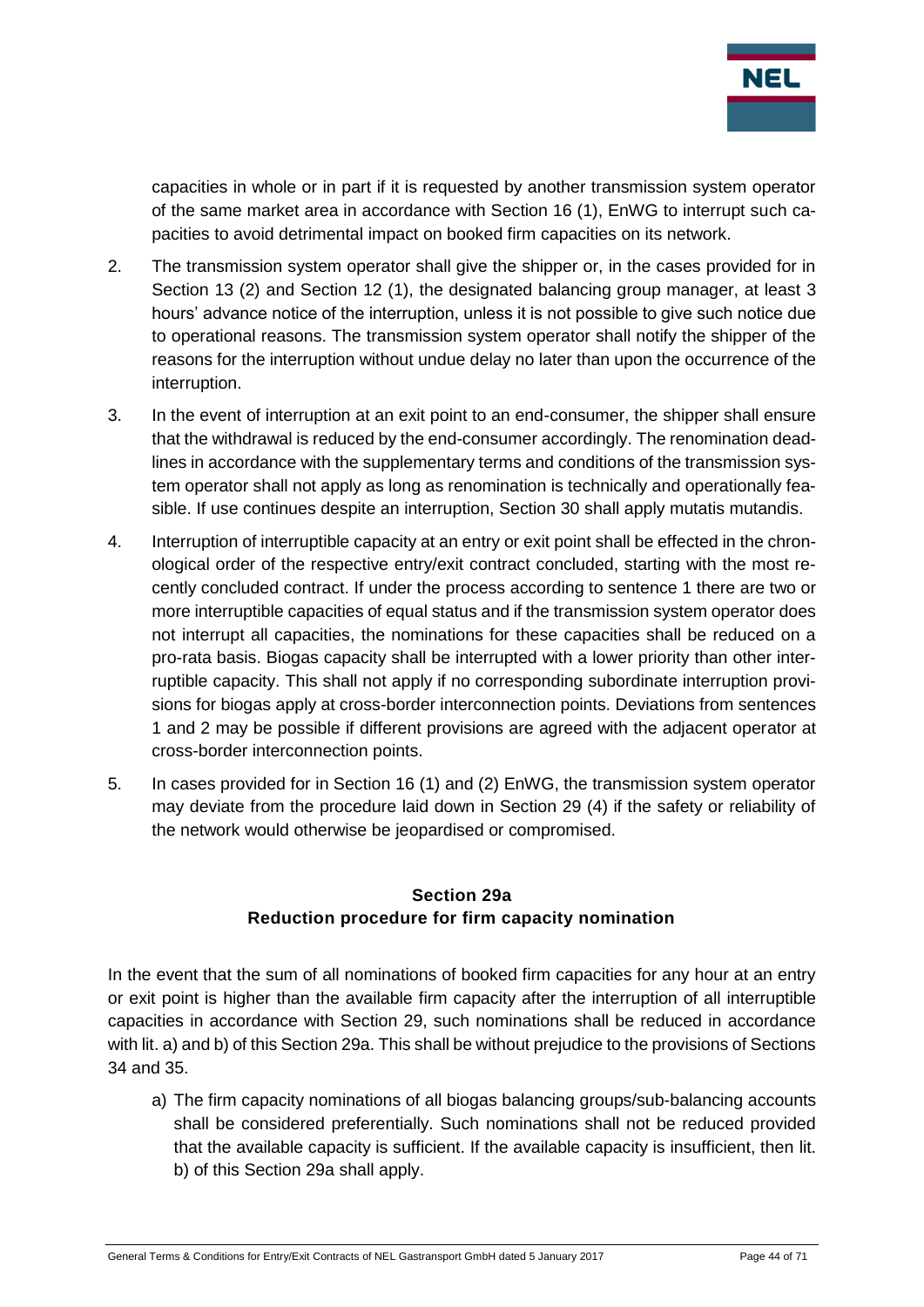capacities in whole or in part if it is requested by another transmission system operator of the same market area in accordance with Section 16 (1), EnWG to interrupt such capacities to avoid detrimental impact on booked firm capacities on its network.

2. The transmission system operator shall give the shipper or, in the cases provided for in Section 13 (2) and Section 12 (1), the designated balancing group manager, at least 3 hours' advance notice of the interruption, unless it is not possible to give such notice due to operational reasons. The transmission system operator shall notify the shipper of the reasons for the interruption without undue delay no later than upon the occurrence of the interruption.

3. In the event of interruption at an exit point to an end-consumer, the shipper shall ensure that the withdrawal is reduced by the end-consumer accordingly. The renomination deadlines in accordance with the supplementary terms and conditions of the transmission system operator shall not apply as long as renomination is technically and operationally feasible. If use continues despite an interruption, Section 30 shall apply mutatis mutandis.

4. Interruption of interruptible capacity at an entry or exit point shall be effected in the chronological order of the respective entry/exit contract concluded, starting with the most recently concluded contract. If under the process according to sentence 1 there are two or more interruptible capacities of equal status and if the transmission system operator does not interrupt all capacities, the nominations for these capacities shall be reduced on a pro-rata basis. Biogas capacity shall be interrupted with a lower priority than other interruptible capacity. This shall not apply if no corresponding subordinate interruption provisions for biogas apply at cross-border interconnection points. Deviations from sentences 1 and 2 may be possible if different provisions are agreed with the adjacent operator at cross-border interconnection points.

5. In cases provided for in Section 16 (1) and (2) EnWG, the transmission system operator may deviate from the procedure laid down in Section 29 (4) if the safety or reliability of the network would otherwise be jeopardised or compromised.

## Section 29a
## Reduction procedure for firm capacity nomination

In the event that the sum of all nominations of booked firm capacities for any hour at an entry or exit point is higher than the available firm capacity after the interruption of all interruptible capacities in accordance with Section 29, such nominations shall be reduced in accordance with lit. a) and b) of this Section 29a. This shall be without prejudice to the provisions of Sections 34 and 35.

a) The firm capacity nominations of all biogas balancing groups/sub-balancing accounts shall be considered preferentially. Such nominations shall not be reduced provided that the available capacity is sufficient. If the available capacity is insufficient, then lit. b) of this Section 29a shall apply.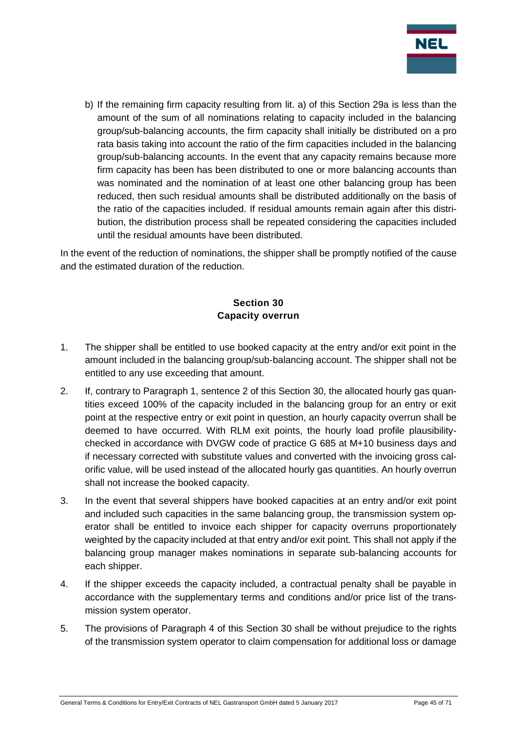b) If the remaining firm capacity resulting from lit. a) of this Section 29a is less than the amount of the sum of all nominations relating to capacity included in the balancing group/sub-balancing accounts, the firm capacity shall initially be distributed on a pro rata basis taking into account the ratio of the firm capacities included in the balancing group/sub-balancing accounts. In the event that any capacity remains because more firm capacity has been has been distributed to one or more balancing accounts than was nominated and the nomination of at least one other balancing group has been reduced, then such residual amounts shall be distributed additionally on the basis of the ratio of the capacities included. If residual amounts remain again after this distribution, the distribution process shall be repeated considering the capacities included until the residual amounts have been distributed.

In the event of the reduction of nominations, the shipper shall be promptly notified of the cause and the estimated duration of the reduction.

## Section 30
## Capacity overrun

1. The shipper shall be entitled to use booked capacity at the entry and/or exit point in the amount included in the balancing group/sub-balancing account. The shipper shall not be entitled to any use exceeding that amount.
2. If, contrary to Paragraph 1, sentence 2 of this Section 30, the allocated hourly gas quantities exceed 100% of the capacity included in the balancing group for an entry or exit point at the respective entry or exit point in question, an hourly capacity overrun shall be deemed to have occurred. With RLM exit points, the hourly load profile plausibility-checked in accordance with DVGW code of practice G 685 at M+10 business days and if necessary corrected with substitute values and converted with the invoicing gross calorific value, will be used instead of the allocated hourly gas quantities. An hourly overrun shall not increase the booked capacity.
3. In the event that several shippers have booked capacities at an entry and/or exit point and included such capacities in the same balancing group, the transmission system operator shall be entitled to invoice each shipper for capacity overruns proportionately weighted by the capacity included at that entry and/or exit point. This shall not apply if the balancing group manager makes nominations in separate sub-balancing accounts for each shipper.
4. If the shipper exceeds the capacity included, a contractual penalty shall be payable in accordance with the supplementary terms and conditions and/or price list of the transmission system operator.
5. The provisions of Paragraph 4 of this Section 30 shall be without prejudice to the rights of the transmission system operator to claim compensation for additional loss or damage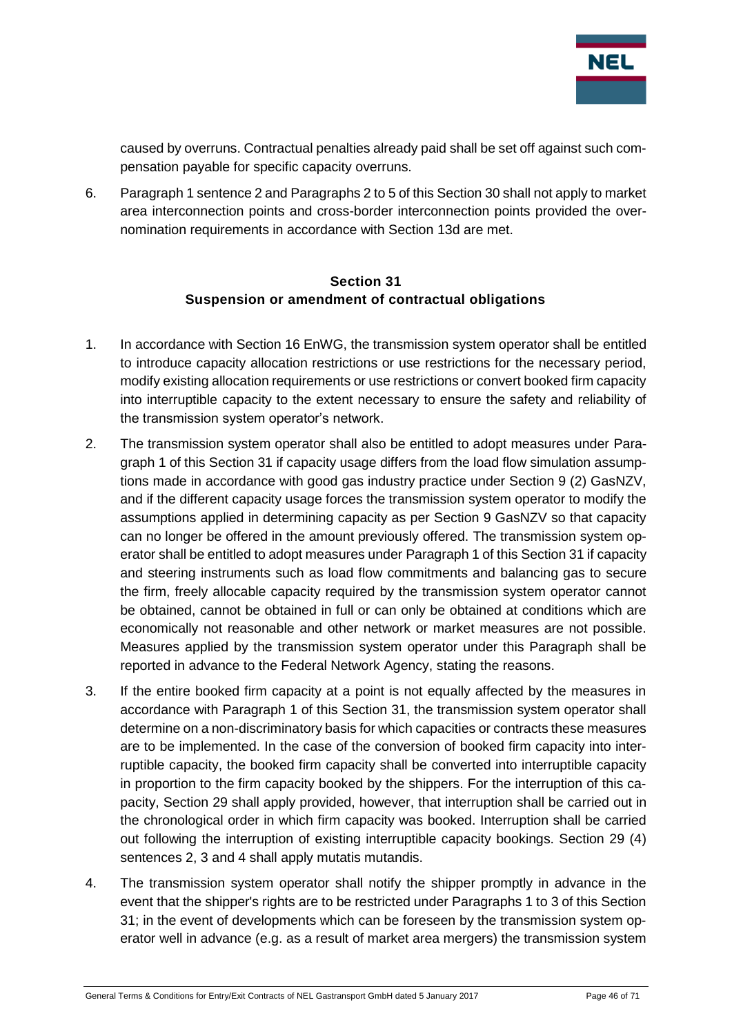caused by overruns. Contractual penalties already paid shall be set off against such compensation payable for specific capacity overruns.

6. Paragraph 1 sentence 2 and Paragraphs 2 to 5 of this Section 30 shall not apply to market area interconnection points and cross-border interconnection points provided the overnomination requirements in accordance with Section 13d are met.

## Section 31
## Suspension or amendment of contractual obligations

1. In accordance with Section 16 EnWG, the transmission system operator shall be entitled to introduce capacity allocation restrictions or use restrictions for the necessary period, modify existing allocation requirements or use restrictions or convert booked firm capacity into interruptible capacity to the extent necessary to ensure the safety and reliability of the transmission system operator's network.

2. The transmission system operator shall also be entitled to adopt measures under Paragraph 1 of this Section 31 if capacity usage differs from the load flow simulation assumptions made in accordance with good gas industry practice under Section 9 (2) GasNZV, and if the different capacity usage forces the transmission system operator to modify the assumptions applied in determining capacity as per Section 9 GasNZV so that capacity can no longer be offered in the amount previously offered. The transmission system operator shall be entitled to adopt measures under Paragraph 1 of this Section 31 if capacity and steering instruments such as load flow commitments and balancing gas to secure the firm, freely allocable capacity required by the transmission system operator cannot be obtained, cannot be obtained in full or can only be obtained at conditions which are economically not reasonable and other network or market measures are not possible. Measures applied by the transmission system operator under this Paragraph shall be reported in advance to the Federal Network Agency, stating the reasons.

3. If the entire booked firm capacity at a point is not equally affected by the measures in accordance with Paragraph 1 of this Section 31, the transmission system operator shall determine on a non-discriminatory basis for which capacities or contracts these measures are to be implemented. In the case of the conversion of booked firm capacity into interruptible capacity, the booked firm capacity shall be converted into interruptible capacity in proportion to the firm capacity booked by the shippers. For the interruption of this capacity, Section 29 shall apply provided, however, that interruption shall be carried out in the chronological order in which firm capacity was booked. Interruption shall be carried out following the interruption of existing interruptible capacity bookings. Section 29 (4) sentences 2, 3 and 4 shall apply mutatis mutandis.

4. The transmission system operator shall notify the shipper promptly in advance in the event that the shipper's rights are to be restricted under Paragraphs 1 to 3 of this Section 31; in the event of developments which can be foreseen by the transmission system operator well in advance (e.g. as a result of market area mergers) the transmission system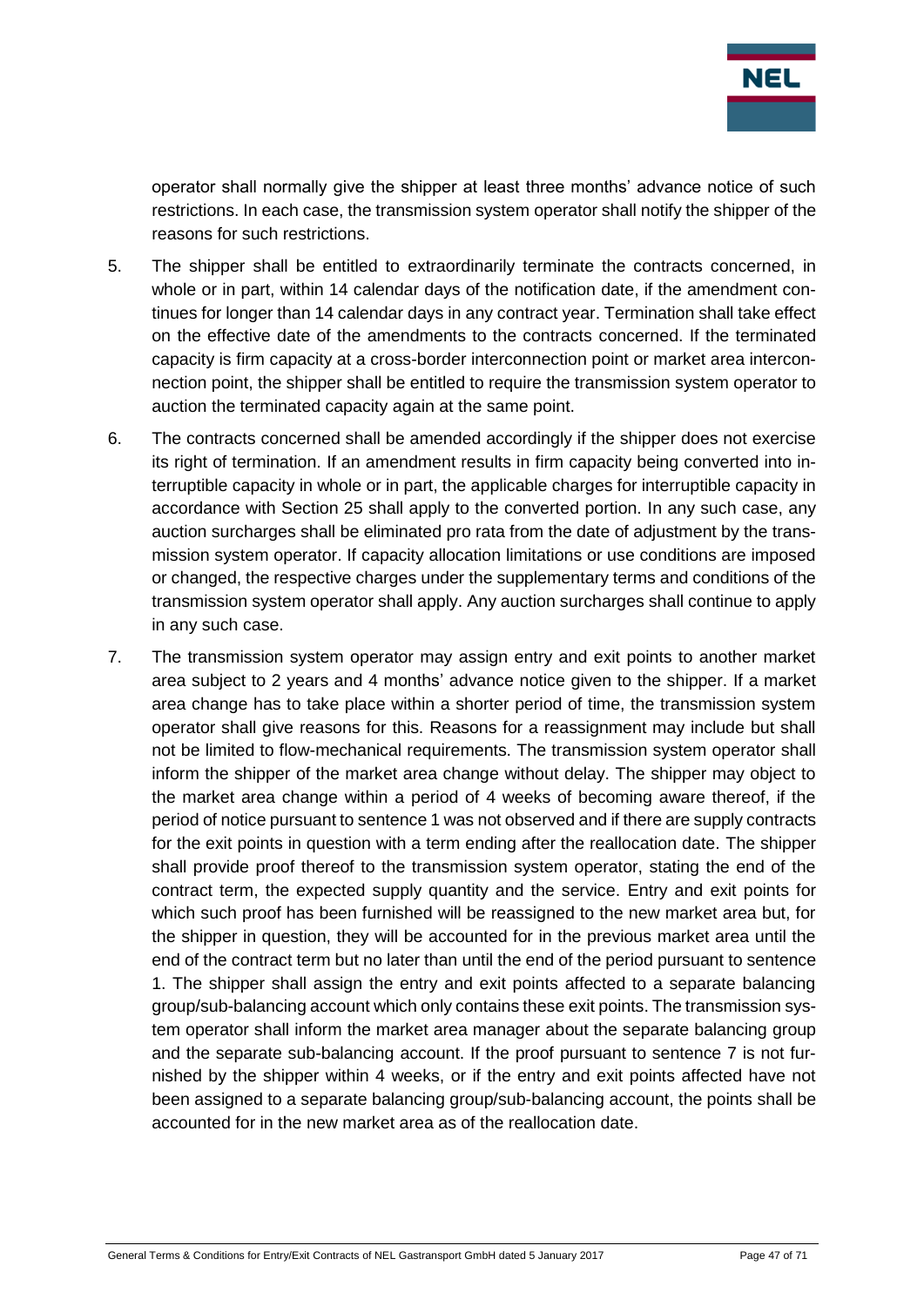operator shall normally give the shipper at least three months' advance notice of such restrictions. In each case, the transmission system operator shall notify the shipper of the reasons for such restrictions.

5. The shipper shall be entitled to extraordinarily terminate the contracts concerned, in whole or in part, within 14 calendar days of the notification date, if the amendment continues for longer than 14 calendar days in any contract year. Termination shall take effect on the effective date of the amendments to the contracts concerned. If the terminated capacity is firm capacity at a cross-border interconnection point or market area interconnection point, the shipper shall be entitled to require the transmission system operator to auction the terminated capacity again at the same point.

6. The contracts concerned shall be amended accordingly if the shipper does not exercise its right of termination. If an amendment results in firm capacity being converted into interruptible capacity in whole or in part, the applicable charges for interruptible capacity in accordance with Section 25 shall apply to the converted portion. In any such case, any auction surcharges shall be eliminated pro rata from the date of adjustment by the transmission system operator. If capacity allocation limitations or use conditions are imposed or changed, the respective charges under the supplementary terms and conditions of the transmission system operator shall apply. Any auction surcharges shall continue to apply in any such case.

7. The transmission system operator may assign entry and exit points to another market area subject to 2 years and 4 months' advance notice given to the shipper. If a market area change has to take place within a shorter period of time, the transmission system operator shall give reasons for this. Reasons for a reassignment may include but shall not be limited to flow-mechanical requirements. The transmission system operator shall inform the shipper of the market area change without delay. The shipper may object to the market area change within a period of 4 weeks of becoming aware thereof, if the period of notice pursuant to sentence 1 was not observed and if there are supply contracts for the exit points in question with a term ending after the reallocation date. The shipper shall provide proof thereof to the transmission system operator, stating the end of the contract term, the expected supply quantity and the service. Entry and exit points for which such proof has been furnished will be reassigned to the new market area but, for the shipper in question, they will be accounted for in the previous market area until the end of the contract term but no later than until the end of the period pursuant to sentence 1. The shipper shall assign the entry and exit points affected to a separate balancing group/sub-balancing account which only contains these exit points. The transmission system operator shall inform the market area manager about the separate balancing group and the separate sub-balancing account. If the proof pursuant to sentence 7 is not furnished by the shipper within 4 weeks, or if the entry and exit points affected have not been assigned to a separate balancing group/sub-balancing account, the points shall be accounted for in the new market area as of the reallocation date.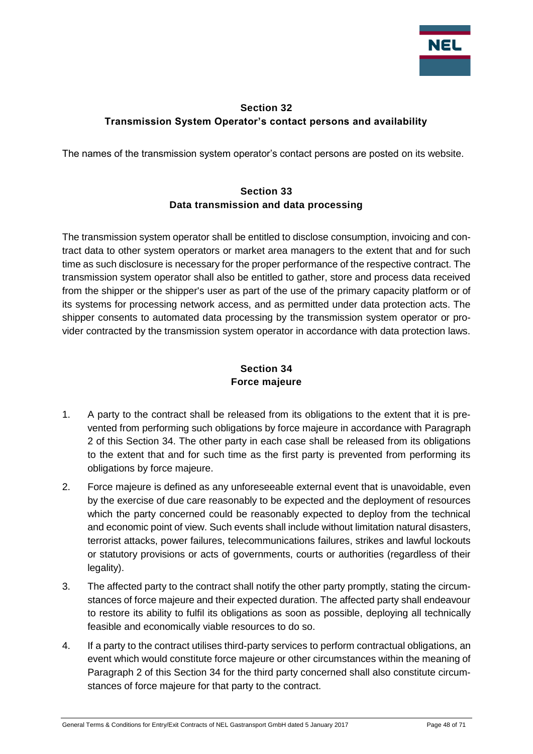## Section 32
## Transmission System Operator's contact persons and availability

The names of the transmission system operator's contact persons are posted on its website.

## Section 33
## Data transmission and data processing

The transmission system operator shall be entitled to disclose consumption, invoicing and contract data to other system operators or market area managers to the extent that and for such time as such disclosure is necessary for the proper performance of the respective contract. The transmission system operator shall also be entitled to gather, store and process data received from the shipper or the shipper's user as part of the use of the primary capacity platform or of its systems for processing network access, and as permitted under data protection acts. The shipper consents to automated data processing by the transmission system operator or provider contracted by the transmission system operator in accordance with data protection laws.

## Section 34
## Force majeure

1. A party to the contract shall be released from its obligations to the extent that it is prevented from performing such obligations by force majeure in accordance with Paragraph 2 of this Section 34. The other party in each case shall be released from its obligations to the extent that and for such time as the first party is prevented from performing its obligations by force majeure.
2. Force majeure is defined as any unforeseeable external event that is unavoidable, even by the exercise of due care reasonably to be expected and the deployment of resources which the party concerned could be reasonably expected to deploy from the technical and economic point of view. Such events shall include without limitation natural disasters, terrorist attacks, power failures, telecommunications failures, strikes and lawful lockouts or statutory provisions or acts of governments, courts or authorities (regardless of their legality).
3. The affected party to the contract shall notify the other party promptly, stating the circumstances of force majeure and their expected duration. The affected party shall endeavour to restore its ability to fulfil its obligations as soon as possible, deploying all technically feasible and economically viable resources to do so.
4. If a party to the contract utilises third-party services to perform contractual obligations, an event which would constitute force majeure or other circumstances within the meaning of Paragraph 2 of this Section 34 for the third party concerned shall also constitute circumstances of force majeure for that party to the contract.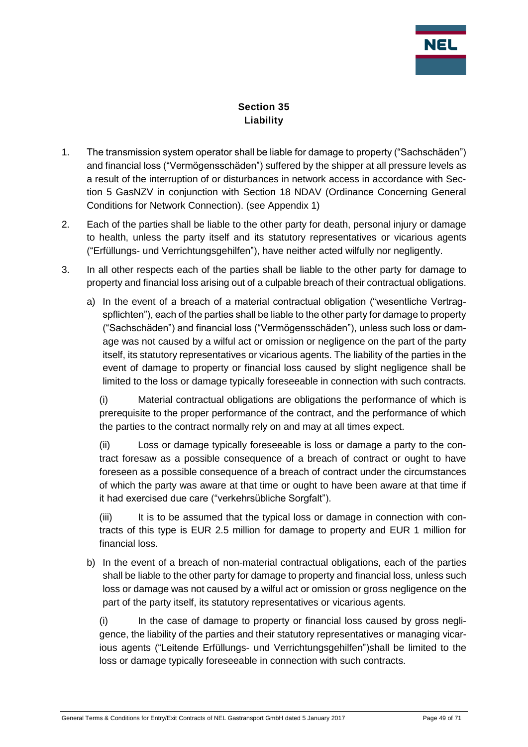## Section 35 Liability

1. The transmission system operator shall be liable for damage to property ("Sachschäden") and financial loss ("Vermögensschäden") suffered by the shipper at all pressure levels as a result of the interruption of or disturbances in network access in accordance with Section 5 GasNZV in conjunction with Section 18 NDAV (Ordinance Concerning General Conditions for Network Connection). (see Appendix 1)

2. Each of the parties shall be liable to the other party for death, personal injury or damage to health, unless the party itself and its statutory representatives or vicarious agents ("Erfüllungs- und Verrichtungsgehilfen"), have neither acted wilfully nor negligently.

3. In all other respects each of the parties shall be liable to the other party for damage to property and financial loss arising out of a culpable breach of their contractual obligations.

   a) In the event of a breach of a material contractual obligation ("wesentliche Vertragspflichten"), each of the parties shall be liable to the other party for damage to property ("Sachschäden") and financial loss ("Vermögensschäden"), unless such loss or damage was not caused by a wilful act or omission or negligence on the part of the party itself, its statutory representatives or vicarious agents. The liability of the parties in the event of damage to property or financial loss caused by slight negligence shall be limited to the loss or damage typically foreseeable in connection with such contracts.

      (i) Material contractual obligations are obligations the performance of which is prerequisite to the proper performance of the contract, and the performance of which the parties to the contract normally rely on and may at all times expect.

      (ii) Loss or damage typically foreseeable is loss or damage a party to the contract foresaw as a possible consequence of a breach of contract or ought to have foreseen as a possible consequence of a breach of contract under the circumstances of which the party was aware at that time or ought to have been aware at that time if it had exercised due care ("verkehrsübliche Sorgfalt").

      (iii) It is to be assumed that the typical loss or damage in connection with contracts of this type is EUR 2.5 million for damage to property and EUR 1 million for financial loss.

   b) In the event of a breach of non-material contractual obligations, each of the parties shall be liable to the other party for damage to property and financial loss, unless such loss or damage was not caused by a wilful act or omission or gross negligence on the part of the party itself, its statutory representatives or vicarious agents.

      (i) In the case of damage to property or financial loss caused by gross negligence, the liability of the parties and their statutory representatives or managing vicarious agents ("Leitende Erfüllungs- und Verrichtungsgehilfen")shall be limited to the loss or damage typically foreseeable in connection with such contracts.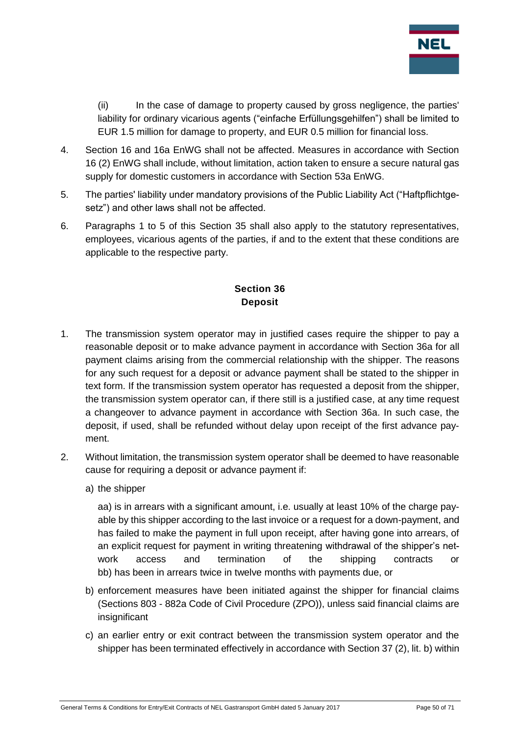(ii) In the case of damage to property caused by gross negligence, the parties' liability for ordinary vicarious agents ("einfache Erfüllungsgehilfen") shall be limited to EUR 1.5 million for damage to property, and EUR 0.5 million for financial loss.

4. Section 16 and 16a EnWG shall not be affected. Measures in accordance with Section 16 (2) EnWG shall include, without limitation, action taken to ensure a secure natural gas supply for domestic customers in accordance with Section 53a EnWG.

5. The parties' liability under mandatory provisions of the Public Liability Act ("Haftpflichtgesetz") and other laws shall not be affected.

6. Paragraphs 1 to 5 of this Section 35 shall also apply to the statutory representatives, employees, vicarious agents of the parties, if and to the extent that these conditions are applicable to the respective party.

## Section 36
## Deposit

1. The transmission system operator may in justified cases require the shipper to pay a reasonable deposit or to make advance payment in accordance with Section 36a for all payment claims arising from the commercial relationship with the shipper. The reasons for any such request for a deposit or advance payment shall be stated to the shipper in text form. If the transmission system operator has requested a deposit from the shipper, the transmission system operator can, if there still is a justified case, at any time request a changeover to advance payment in accordance with Section 36a. In such case, the deposit, if used, shall be refunded without delay upon receipt of the first advance payment.

2. Without limitation, the transmission system operator shall be deemed to have reasonable cause for requiring a deposit or advance payment if:

   a) the shipper

      aa) is in arrears with a significant amount, i.e. usually at least 10% of the charge payable by this shipper according to the last invoice or a request for a down-payment, and has failed to make the payment in full upon receipt, after having gone into arrears, of an explicit request for payment in writing threatening withdrawal of the shipper's network access and termination of the shipping contracts or
      bb) has been in arrears twice in twelve months with payments due, or

   b) enforcement measures have been initiated against the shipper for financial claims (Sections 803 - 882a Code of Civil Procedure (ZPO)), unless said financial claims are insignificant

   c) an earlier entry or exit contract between the transmission system operator and the shipper has been terminated effectively in accordance with Section 37 (2), lit. b) within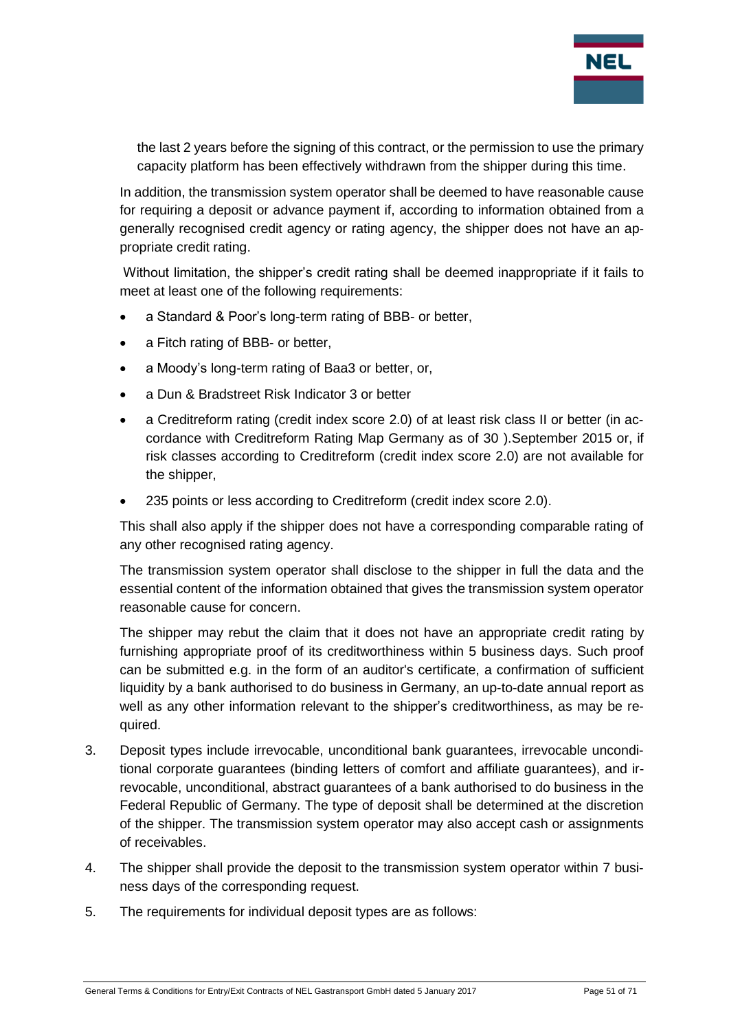the last 2 years before the signing of this contract, or the permission to use the primary capacity platform has been effectively withdrawn from the shipper during this time.

In addition, the transmission system operator shall be deemed to have reasonable cause for requiring a deposit or advance payment if, according to information obtained from a generally recognised credit agency or rating agency, the shipper does not have an appropriate credit rating.

Without limitation, the shipper's credit rating shall be deemed inappropriate if it fails to meet at least one of the following requirements:

- a Standard & Poor's long-term rating of BBB- or better,
- a Fitch rating of BBB- or better,
- a Moody's long-term rating of Baa3 or better, or,
- a Dun & Bradstreet Risk Indicator 3 or better
- a Creditreform rating (credit index score 2.0) of at least risk class II or better (in accordance with Creditreform Rating Map Germany as of 30 ).September 2015 or, if risk classes according to Creditreform (credit index score 2.0) are not available for the shipper,
- 235 points or less according to Creditreform (credit index score 2.0).

This shall also apply if the shipper does not have a corresponding comparable rating of any other recognised rating agency.

The transmission system operator shall disclose to the shipper in full the data and the essential content of the information obtained that gives the transmission system operator reasonable cause for concern.

The shipper may rebut the claim that it does not have an appropriate credit rating by furnishing appropriate proof of its creditworthiness within 5 business days. Such proof can be submitted e.g. in the form of an auditor's certificate, a confirmation of sufficient liquidity by a bank authorised to do business in Germany, an up-to-date annual report as well as any other information relevant to the shipper's creditworthiness, as may be required.

3. Deposit types include irrevocable, unconditional bank guarantees, irrevocable unconditional corporate guarantees (binding letters of comfort and affiliate guarantees), and irrevocable, unconditional, abstract guarantees of a bank authorised to do business in the Federal Republic of Germany. The type of deposit shall be determined at the discretion of the shipper. The transmission system operator may also accept cash or assignments of receivables.
4. The shipper shall provide the deposit to the transmission system operator within 7 business days of the corresponding request.
5. The requirements for individual deposit types are as follows: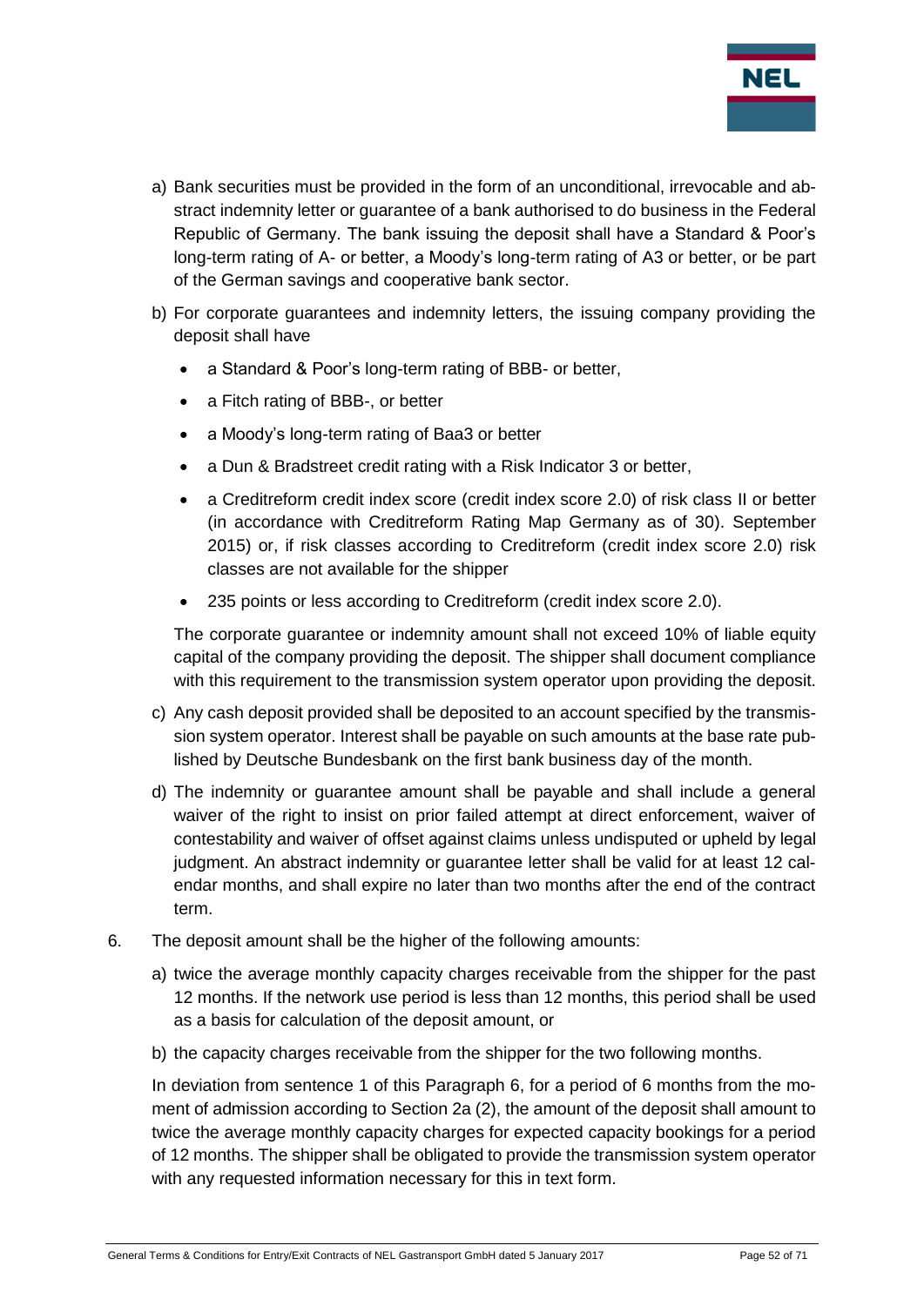a) Bank securities must be provided in the form of an unconditional, irrevocable and abstract indemnity letter or guarantee of a bank authorised to do business in the Federal Republic of Germany. The bank issuing the deposit shall have a Standard & Poor's long-term rating of A- or better, a Moody's long-term rating of A3 or better, or be part of the German savings and cooperative bank sector.

b) For corporate guarantees and indemnity letters, the issuing company providing the deposit shall have

- a Standard & Poor's long-term rating of BBB- or better,
- a Fitch rating of BBB-, or better
- a Moody's long-term rating of Baa3 or better
- a Dun & Bradstreet credit rating with a Risk Indicator 3 or better,
- a Creditreform credit index score (credit index score 2.0) of risk class II or better (in accordance with Creditreform Rating Map Germany as of 30). September 2015) or, if risk classes according to Creditreform (credit index score 2.0) risk classes are not available for the shipper
- 235 points or less according to Creditreform (credit index score 2.0).

The corporate guarantee or indemnity amount shall not exceed 10% of liable equity capital of the company providing the deposit. The shipper shall document compliance with this requirement to the transmission system operator upon providing the deposit.

c) Any cash deposit provided shall be deposited to an account specified by the transmission system operator. Interest shall be payable on such amounts at the base rate published by Deutsche Bundesbank on the first bank business day of the month.

d) The indemnity or guarantee amount shall be payable and shall include a general waiver of the right to insist on prior failed attempt at direct enforcement, waiver of contestability and waiver of offset against claims unless undisputed or upheld by legal judgment. An abstract indemnity or guarantee letter shall be valid for at least 12 calendar months, and shall expire no later than two months after the end of the contract term.

6. The deposit amount shall be the higher of the following amounts:

   a) twice the average monthly capacity charges receivable from the shipper for the past 12 months. If the network use period is less than 12 months, this period shall be used as a basis for calculation of the deposit amount, or

   b) the capacity charges receivable from the shipper for the two following months.

   In deviation from sentence 1 of this Paragraph 6, for a period of 6 months from the moment of admission according to Section 2a (2), the amount of the deposit shall amount to twice the average monthly capacity charges for expected capacity bookings for a period of 12 months. The shipper shall be obligated to provide the transmission system operator with any requested information necessary for this in text form.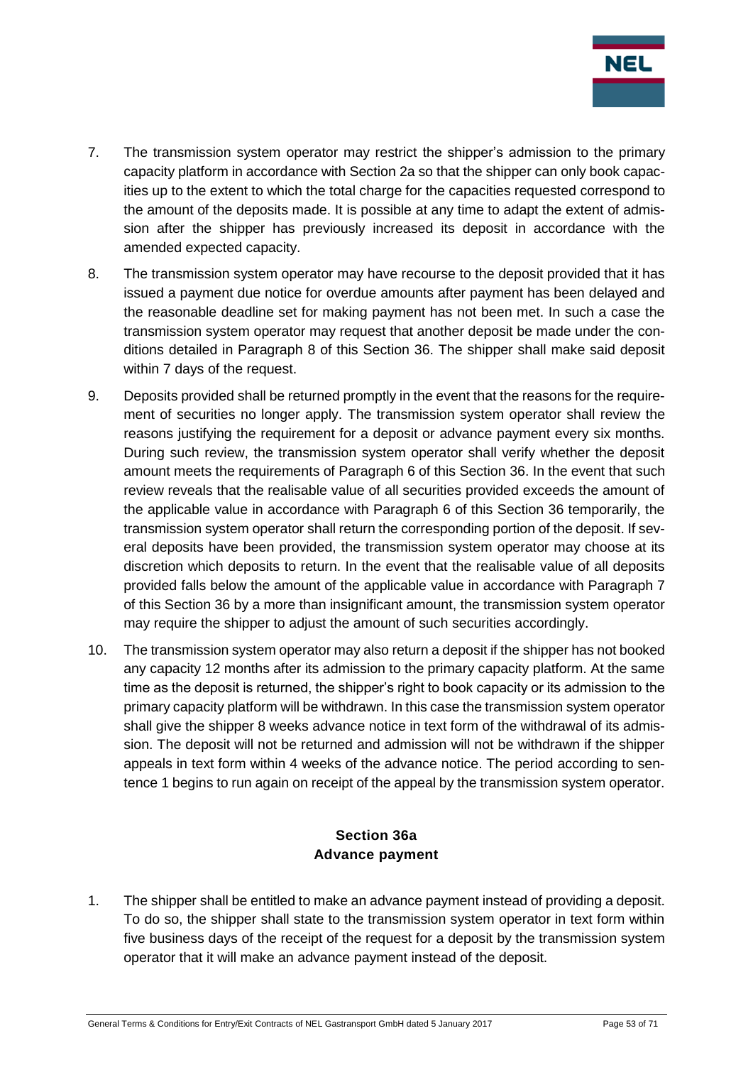7. The transmission system operator may restrict the shipper's admission to the primary capacity platform in accordance with Section 2a so that the shipper can only book capacities up to the extent to which the total charge for the capacities requested correspond to the amount of the deposits made. It is possible at any time to adapt the extent of admission after the shipper has previously increased its deposit in accordance with the amended expected capacity.

8. The transmission system operator may have recourse to the deposit provided that it has issued a payment due notice for overdue amounts after payment has been delayed and the reasonable deadline set for making payment has not been met. In such a case the transmission system operator may request that another deposit be made under the conditions detailed in Paragraph 8 of this Section 36. The shipper shall make said deposit within 7 days of the request.

9. Deposits provided shall be returned promptly in the event that the reasons for the requirement of securities no longer apply. The transmission system operator shall review the reasons justifying the requirement for a deposit or advance payment every six months. During such review, the transmission system operator shall verify whether the deposit amount meets the requirements of Paragraph 6 of this Section 36. In the event that such review reveals that the realisable value of all securities provided exceeds the amount of the applicable value in accordance with Paragraph 6 of this Section 36 temporarily, the transmission system operator shall return the corresponding portion of the deposit. If several deposits have been provided, the transmission system operator may choose at its discretion which deposits to return. In the event that the realisable value of all deposits provided falls below the amount of the applicable value in accordance with Paragraph 7 of this Section 36 by a more than insignificant amount, the transmission system operator may require the shipper to adjust the amount of such securities accordingly.

10. The transmission system operator may also return a deposit if the shipper has not booked any capacity 12 months after its admission to the primary capacity platform. At the same time as the deposit is returned, the shipper's right to book capacity or its admission to the primary capacity platform will be withdrawn. In this case the transmission system operator shall give the shipper 8 weeks advance notice in text form of the withdrawal of its admission. The deposit will not be returned and admission will not be withdrawn if the shipper appeals in text form within 4 weeks of the advance notice. The period according to sentence 1 begins to run again on receipt of the appeal by the transmission system operator.

## Section 36a
## Advance payment

1. The shipper shall be entitled to make an advance payment instead of providing a deposit. To do so, the shipper shall state to the transmission system operator in text form within five business days of the receipt of the request for a deposit by the transmission system operator that it will make an advance payment instead of the deposit.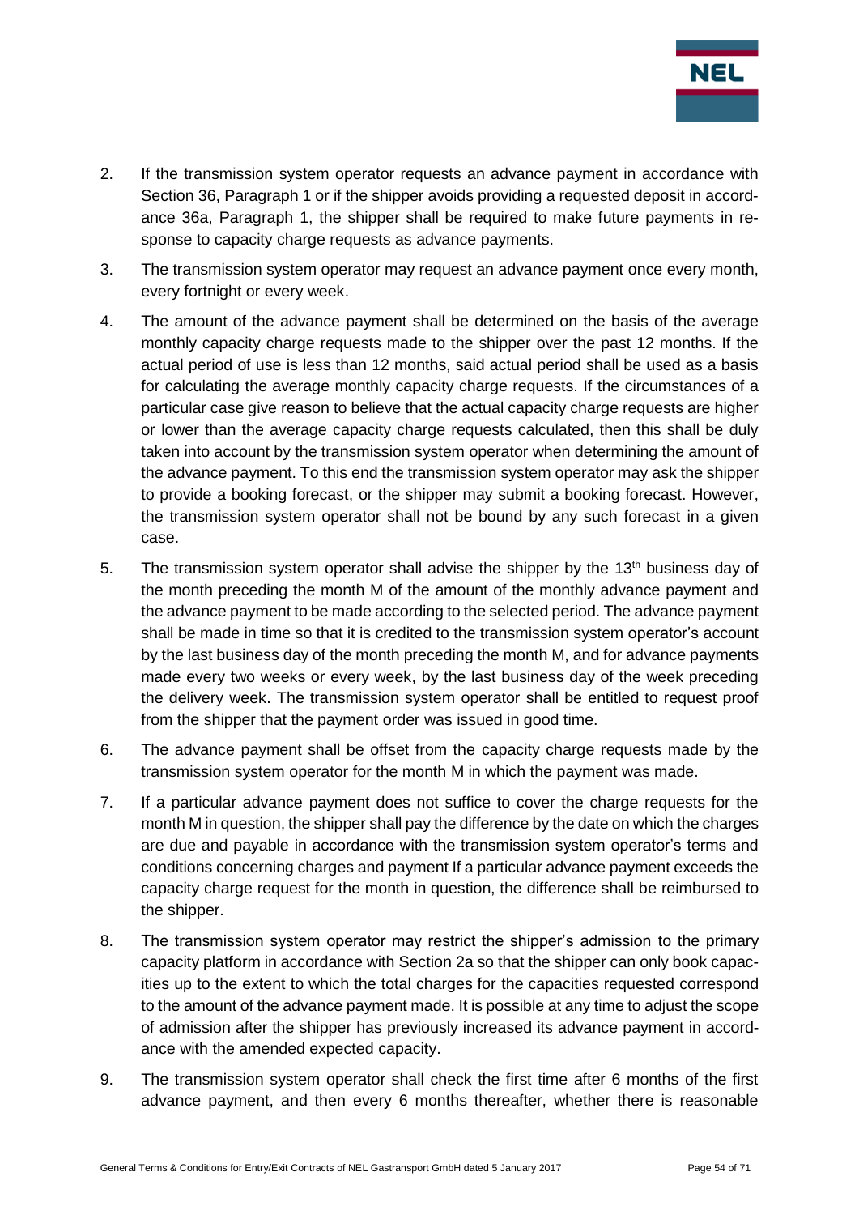2. If the transmission system operator requests an advance payment in accordance with Section 36, Paragraph 1 or if the shipper avoids providing a requested deposit in accordance 36a, Paragraph 1, the shipper shall be required to make future payments in response to capacity charge requests as advance payments.

3. The transmission system operator may request an advance payment once every month, every fortnight or every week.

4. The amount of the advance payment shall be determined on the basis of the average monthly capacity charge requests made to the shipper over the past 12 months. If the actual period of use is less than 12 months, said actual period shall be used as a basis for calculating the average monthly capacity charge requests. If the circumstances of a particular case give reason to believe that the actual capacity charge requests are higher or lower than the average capacity charge requests calculated, then this shall be duly taken into account by the transmission system operator when determining the amount of the advance payment. To this end the transmission system operator may ask the shipper to provide a booking forecast, or the shipper may submit a booking forecast. However, the transmission system operator shall not be bound by any such forecast in a given case.

5. The transmission system operator shall advise the shipper by the 13th business day of the month preceding the month M of the amount of the monthly advance payment and the advance payment to be made according to the selected period. The advance payment shall be made in time so that it is credited to the transmission system operator's account by the last business day of the month preceding the month M, and for advance payments made every two weeks or every week, by the last business day of the week preceding the delivery week. The transmission system operator shall be entitled to request proof from the shipper that the payment order was issued in good time.

6. The advance payment shall be offset from the capacity charge requests made by the transmission system operator for the month M in which the payment was made.

7. If a particular advance payment does not suffice to cover the charge requests for the month M in question, the shipper shall pay the difference by the date on which the charges are due and payable in accordance with the transmission system operator's terms and conditions concerning charges and payment If a particular advance payment exceeds the capacity charge request for the month in question, the difference shall be reimbursed to the shipper.

8. The transmission system operator may restrict the shipper's admission to the primary capacity platform in accordance with Section 2a so that the shipper can only book capacities up to the extent to which the total charges for the capacities requested correspond to the amount of the advance payment made. It is possible at any time to adjust the scope of admission after the shipper has previously increased its advance payment in accordance with the amended expected capacity.

9. The transmission system operator shall check the first time after 6 months of the first advance payment, and then every 6 months thereafter, whether there is reasonable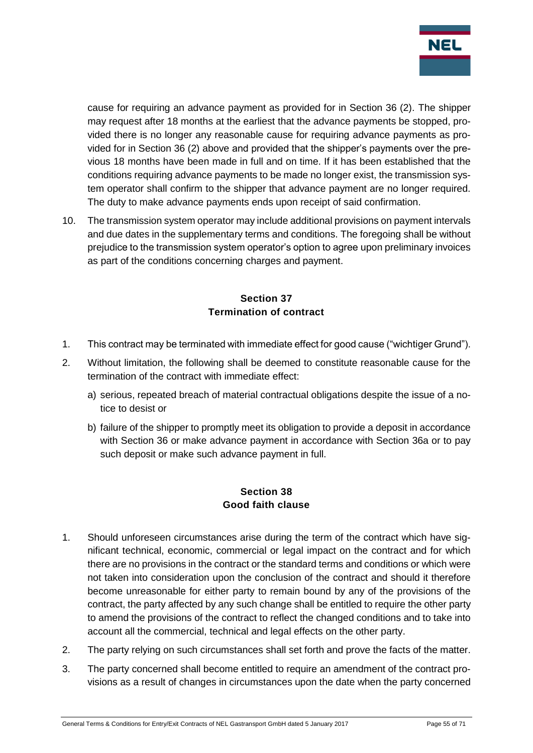cause for requiring an advance payment as provided for in Section 36 (2). The shipper may request after 18 months at the earliest that the advance payments be stopped, provided there is no longer any reasonable cause for requiring advance payments as provided for in Section 36 (2) above and provided that the shipper's payments over the previous 18 months have been made in full and on time. If it has been established that the conditions requiring advance payments to be made no longer exist, the transmission system operator shall confirm to the shipper that advance payment are no longer required. The duty to make advance payments ends upon receipt of said confirmation.

10. The transmission system operator may include additional provisions on payment intervals and due dates in the supplementary terms and conditions. The foregoing shall be without prejudice to the transmission system operator's option to agree upon preliminary invoices as part of the conditions concerning charges and payment.

## Section 37
## Termination of contract

1. This contract may be terminated with immediate effect for good cause ("wichtiger Grund").
2. Without limitation, the following shall be deemed to constitute reasonable cause for the termination of the contract with immediate effect:
   a) serious, repeated breach of material contractual obligations despite the issue of a notice to desist or
   b) failure of the shipper to promptly meet its obligation to provide a deposit in accordance with Section 36 or make advance payment in accordance with Section 36a or to pay such deposit or make such advance payment in full.

## Section 38
## Good faith clause

1. Should unforeseen circumstances arise during the term of the contract which have significant technical, economic, commercial or legal impact on the contract and for which there are no provisions in the contract or the standard terms and conditions or which were not taken into consideration upon the conclusion of the contract and should it therefore become unreasonable for either party to remain bound by any of the provisions of the contract, the party affected by any such change shall be entitled to require the other party to amend the provisions of the contract to reflect the changed conditions and to take into account all the commercial, technical and legal effects on the other party.
2. The party relying on such circumstances shall set forth and prove the facts of the matter.
3. The party concerned shall become entitled to require an amendment of the contract provisions as a result of changes in circumstances upon the date when the party concerned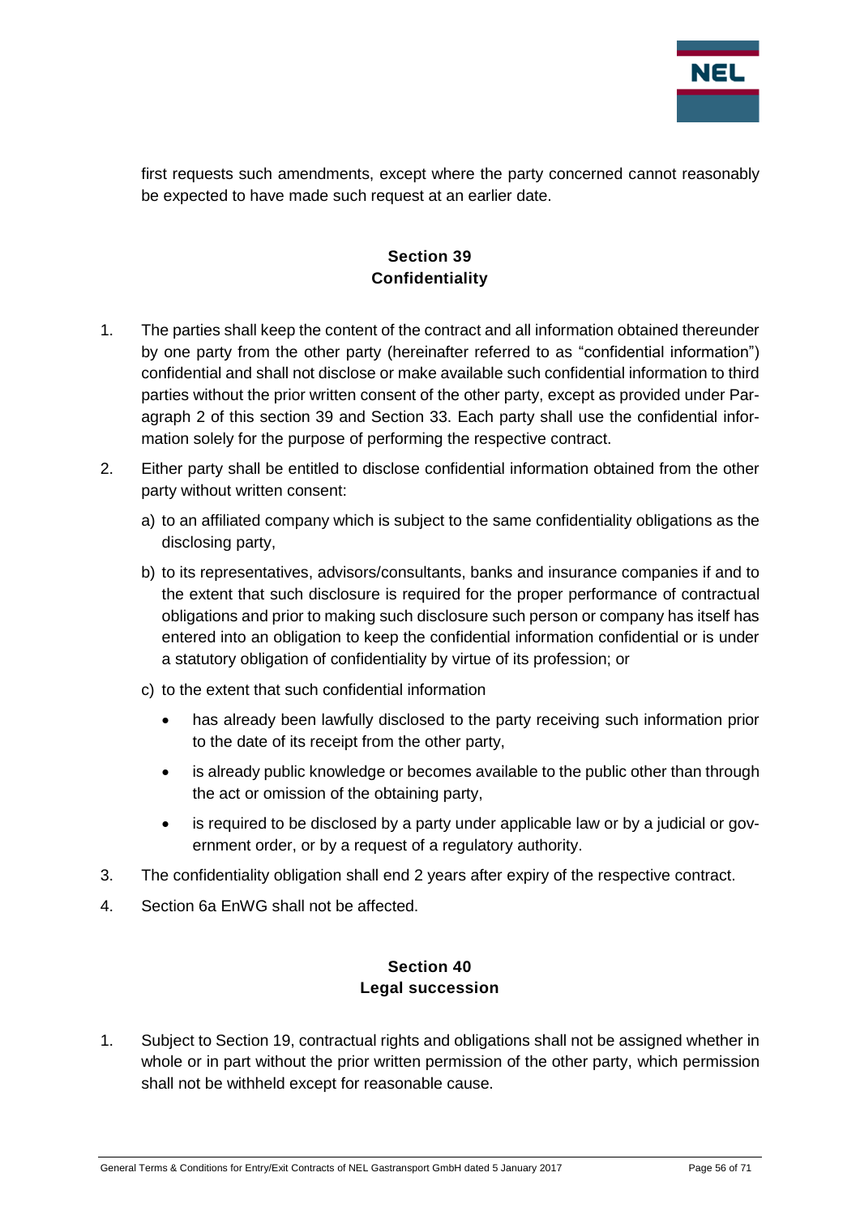first requests such amendments, except where the party concerned cannot reasonably be expected to have made such request at an earlier date.

## Section 39
## Confidentiality

1. The parties shall keep the content of the contract and all information obtained thereunder by one party from the other party (hereinafter referred to as "confidential information") confidential and shall not disclose or make available such confidential information to third parties without the prior written consent of the other party, except as provided under Paragraph 2 of this section 39 and Section 33. Each party shall use the confidential information solely for the purpose of performing the respective contract.

2. Either party shall be entitled to disclose confidential information obtained from the other party without written consent:

   a) to an affiliated company which is subject to the same confidentiality obligations as the disclosing party,

   b) to its representatives, advisors/consultants, banks and insurance companies if and to the extent that such disclosure is required for the proper performance of contractual obligations and prior to making such disclosure such person or company has itself has entered into an obligation to keep the confidential information confidential or is under a statutory obligation of confidentiality by virtue of its profession; or

   c) to the extent that such confidential information

      - has already been lawfully disclosed to the party receiving such information prior to the date of its receipt from the other party,
      - is already public knowledge or becomes available to the public other than through the act or omission of the obtaining party,
      - is required to be disclosed by a party under applicable law or by a judicial or government order, or by a request of a regulatory authority.

3. The confidentiality obligation shall end 2 years after expiry of the respective contract.

4. Section 6a EnWG shall not be affected.

## Section 40
## Legal succession

1. Subject to Section 19, contractual rights and obligations shall not be assigned whether in whole or in part without the prior written permission of the other party, which permission shall not be withheld except for reasonable cause.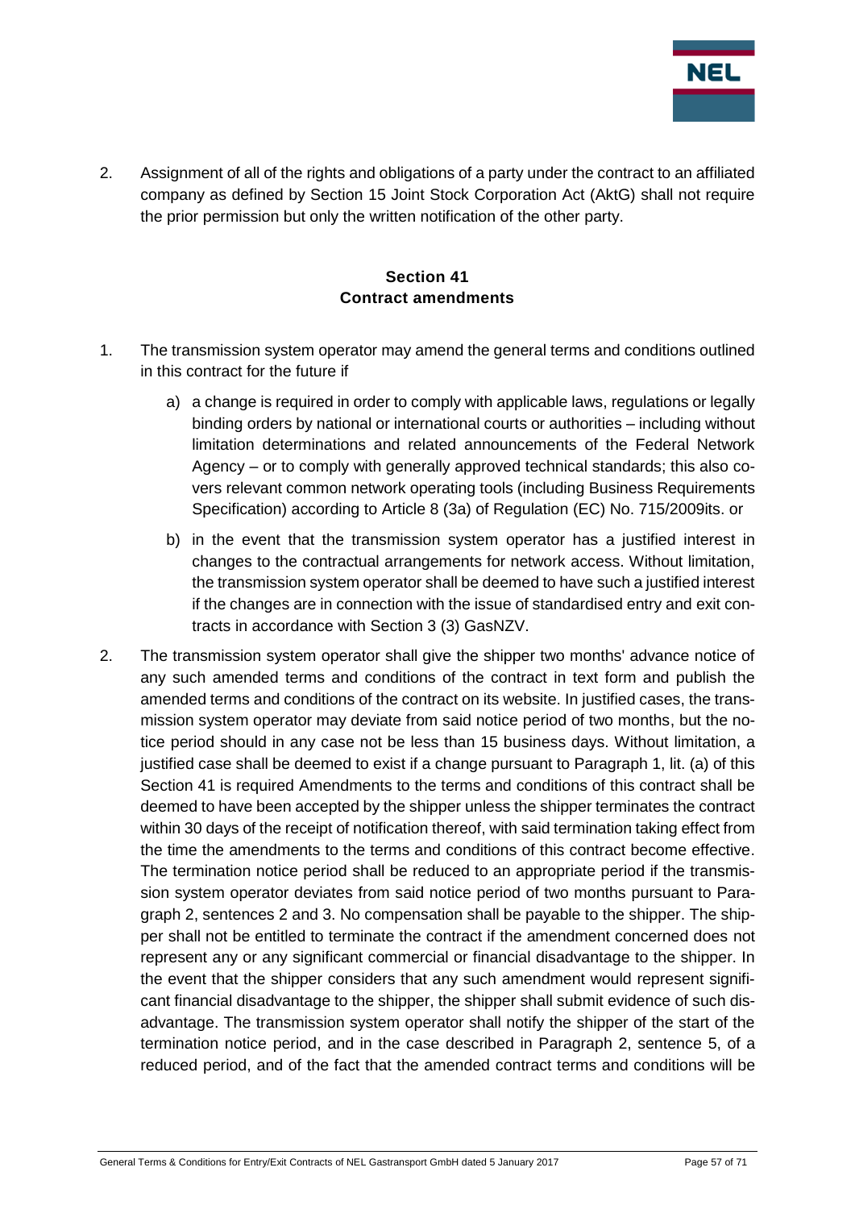2. Assignment of all of the rights and obligations of a party under the contract to an affiliated company as defined by Section 15 Joint Stock Corporation Act (AktG) shall not require the prior permission but only the written notification of the other party.

## Section 41
## Contract amendments

1. The transmission system operator may amend the general terms and conditions outlined in this contract for the future if

   a) a change is required in order to comply with applicable laws, regulations or legally binding orders by national or international courts or authorities – including without limitation determinations and related announcements of the Federal Network Agency – or to comply with generally approved technical standards; this also covers relevant common network operating tools (including Business Requirements Specification) according to Article 8 (3a) of Regulation (EC) No. 715/2009its. or

   b) in the event that the transmission system operator has a justified interest in changes to the contractual arrangements for network access. Without limitation, the transmission system operator shall be deemed to have such a justified interest if the changes are in connection with the issue of standardised entry and exit contracts in accordance with Section 3 (3) GasNZV.

2. The transmission system operator shall give the shipper two months' advance notice of any such amended terms and conditions of the contract in text form and publish the amended terms and conditions of the contract on its website. In justified cases, the transmission system operator may deviate from said notice period of two months, but the notice period should in any case not be less than 15 business days. Without limitation, a justified case shall be deemed to exist if a change pursuant to Paragraph 1, lit. (a) of this Section 41 is required Amendments to the terms and conditions of this contract shall be deemed to have been accepted by the shipper unless the shipper terminates the contract within 30 days of the receipt of notification thereof, with said termination taking effect from the time the amendments to the terms and conditions of this contract become effective. The termination notice period shall be reduced to an appropriate period if the transmission system operator deviates from said notice period of two months pursuant to Paragraph 2, sentences 2 and 3. No compensation shall be payable to the shipper. The shipper shall not be entitled to terminate the contract if the amendment concerned does not represent any or any significant commercial or financial disadvantage to the shipper. In the event that the shipper considers that any such amendment would represent significant financial disadvantage to the shipper, the shipper shall submit evidence of such disadvantage. The transmission system operator shall notify the shipper of the start of the termination notice period, and in the case described in Paragraph 2, sentence 5, of a reduced period, and of the fact that the amended contract terms and conditions will be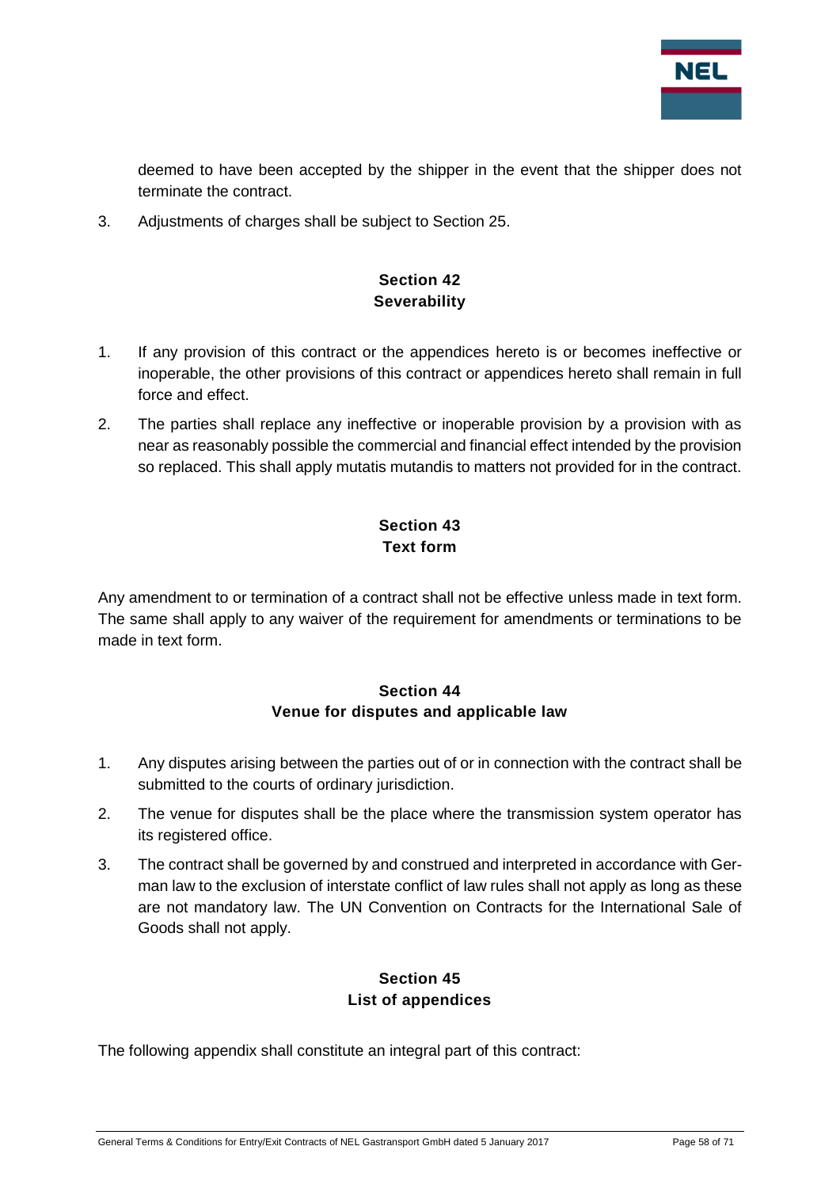deemed to have been accepted by the shipper in the event that the shipper does not terminate the contract.

3. Adjustments of charges shall be subject to Section 25.

## Section 42
## Severability

1. If any provision of this contract or the appendices hereto is or becomes ineffective or inoperable, the other provisions of this contract or appendices hereto shall remain in full force and effect.
2. The parties shall replace any ineffective or inoperable provision by a provision with as near as reasonably possible the commercial and financial effect intended by the provision so replaced. This shall apply mutatis mutandis to matters not provided for in the contract.

## Section 43
## Text form

Any amendment to or termination of a contract shall not be effective unless made in text form. The same shall apply to any waiver of the requirement for amendments or terminations to be made in text form.

## Section 44
## Venue for disputes and applicable law

1. Any disputes arising between the parties out of or in connection with the contract shall be submitted to the courts of ordinary jurisdiction.
2. The venue for disputes shall be the place where the transmission system operator has its registered office.
3. The contract shall be governed by and construed and interpreted in accordance with German law to the exclusion of interstate conflict of law rules shall not apply as long as these are not mandatory law. The UN Convention on Contracts for the International Sale of Goods shall not apply.

## Section 45
## List of appendices

The following appendix shall constitute an integral part of this contract: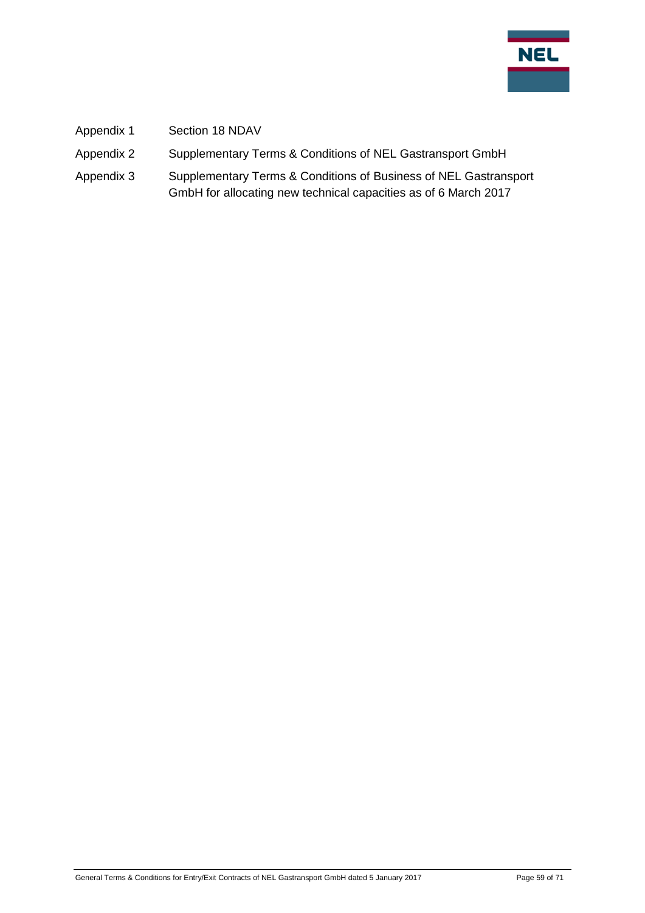| | |
|---|---|
| Appendix 1 | Section 18 NDAV |
| Appendix 2 | Supplementary Terms & Conditions of NEL Gastransport GmbH |
| Appendix 3 | Supplementary Terms & Conditions of Business of NEL Gastransport GmbH for allocating new technical capacities as of 6 March 2017 |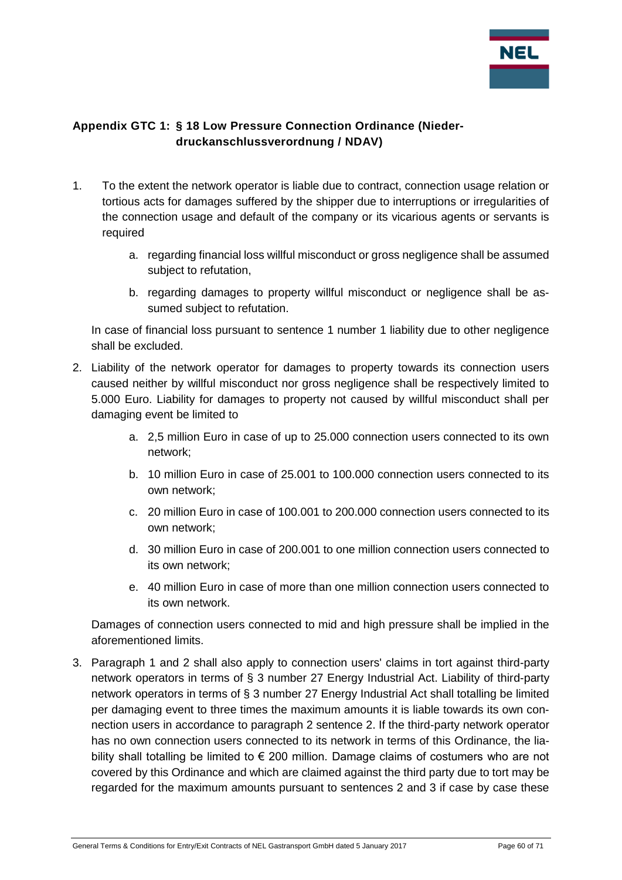## Appendix GTC 1: § 18 Low Pressure Connection Ordinance (Niederdruckanschlussverordnung / NDAV)

1. To the extent the network operator is liable due to contract, connection usage relation or tortious acts for damages suffered by the shipper due to interruptions or irregularities of the connection usage and default of the company or its vicarious agents or servants is required

    a. regarding financial loss willful misconduct or gross negligence shall be assumed subject to refutation,

    b. regarding damages to property willful misconduct or negligence shall be assumed subject to refutation.

    In case of financial loss pursuant to sentence 1 number 1 liability due to other negligence shall be excluded.

2. Liability of the network operator for damages to property towards its connection users caused neither by willful misconduct nor gross negligence shall be respectively limited to 5.000 Euro. Liability for damages to property not caused by willful misconduct shall per damaging event be limited to

    a. 2,5 million Euro in case of up to 25.000 connection users connected to its own network;

    b. 10 million Euro in case of 25.001 to 100.000 connection users connected to its own network;

    c. 20 million Euro in case of 100.001 to 200.000 connection users connected to its own network;

    d. 30 million Euro in case of 200.001 to one million connection users connected to its own network;

    e. 40 million Euro in case of more than one million connection users connected to its own network.

    Damages of connection users connected to mid and high pressure shall be implied in the aforementioned limits.

3. Paragraph 1 and 2 shall also apply to connection users' claims in tort against third-party network operators in terms of § 3 number 27 Energy Industrial Act. Liability of third-party network operators in terms of § 3 number 27 Energy Industrial Act shall totalling be limited per damaging event to three times the maximum amounts it is liable towards its own connection users in accordance to paragraph 2 sentence 2. If the third-party network operator has no own connection users connected to its network in terms of this Ordinance, the liability shall totalling be limited to € 200 million. Damage claims of costumers who are not covered by this Ordinance and which are claimed against the third party due to tort may be regarded for the maximum amounts pursuant to sentences 2 and 3 if case by case these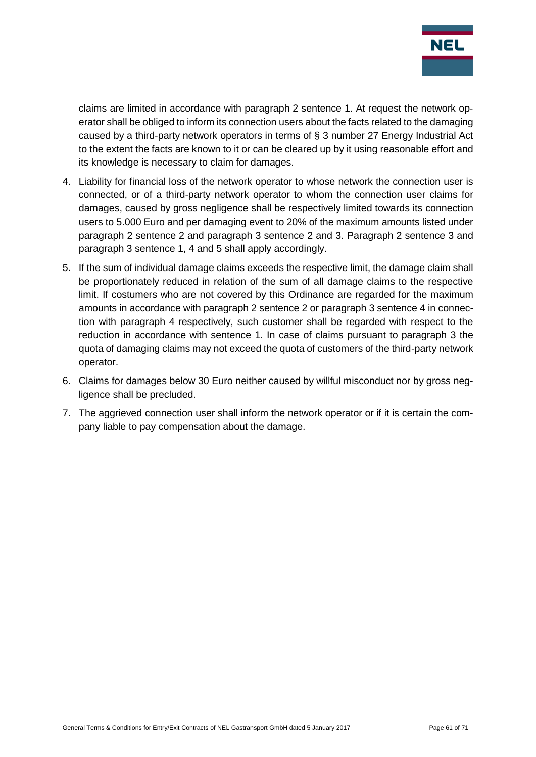claims are limited in accordance with paragraph 2 sentence 1. At request the network operator shall be obliged to inform its connection users about the facts related to the damaging caused by a third-party network operators in terms of § 3 number 27 Energy Industrial Act to the extent the facts are known to it or can be cleared up by it using reasonable effort and its knowledge is necessary to claim for damages.

4. Liability for financial loss of the network operator to whose network the connection user is connected, or of a third-party network operator to whom the connection user claims for damages, caused by gross negligence shall be respectively limited towards its connection users to 5.000 Euro and per damaging event to 20% of the maximum amounts listed under paragraph 2 sentence 2 and paragraph 3 sentence 2 and 3. Paragraph 2 sentence 3 and paragraph 3 sentence 1, 4 and 5 shall apply accordingly.
5. If the sum of individual damage claims exceeds the respective limit, the damage claim shall be proportionately reduced in relation of the sum of all damage claims to the respective limit. If costumers who are not covered by this Ordinance are regarded for the maximum amounts in accordance with paragraph 2 sentence 2 or paragraph 3 sentence 4 in connection with paragraph 4 respectively, such customer shall be regarded with respect to the reduction in accordance with sentence 1. In case of claims pursuant to paragraph 3 the quota of damaging claims may not exceed the quota of customers of the third-party network operator.
6. Claims for damages below 30 Euro neither caused by willful misconduct nor by gross negligence shall be precluded.
7. The aggrieved connection user shall inform the network operator or if it is certain the company liable to pay compensation about the damage.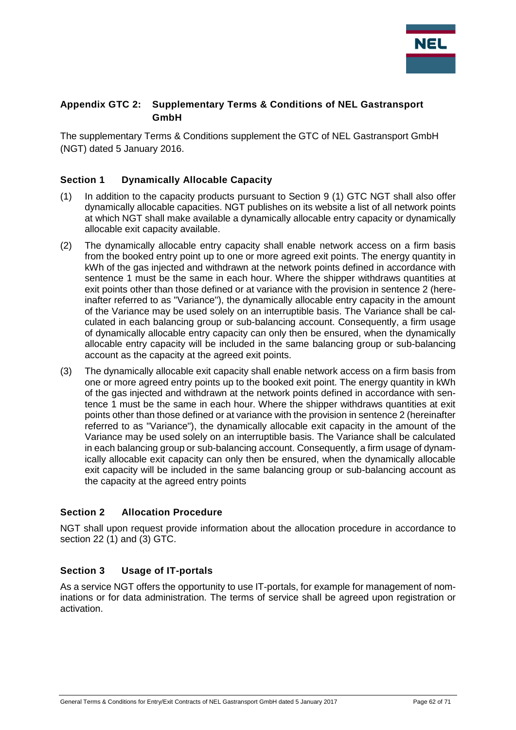## Appendix GTC 2: Supplementary Terms & Conditions of NEL Gastransport GmbH

The supplementary Terms & Conditions supplement the GTC of NEL Gastransport GmbH (NGT) dated 5 January 2016.

### Section 1 Dynamically Allocable Capacity

(1) In addition to the capacity products pursuant to Section 9 (1) GTC NGT shall also offer dynamically allocable capacities. NGT publishes on its website a list of all network points at which NGT shall make available a dynamically allocable entry capacity or dynamically allocable exit capacity available.

(2) The dynamically allocable entry capacity shall enable network access on a firm basis from the booked entry point up to one or more agreed exit points. The energy quantity in kWh of the gas injected and withdrawn at the network points defined in accordance with sentence 1 must be the same in each hour. Where the shipper withdraws quantities at exit points other than those defined or at variance with the provision in sentence 2 (hereinafter referred to as "Variance"), the dynamically allocable entry capacity in the amount of the Variance may be used solely on an interruptible basis. The Variance shall be calculated in each balancing group or sub-balancing account. Consequently, a firm usage of dynamically allocable entry capacity can only then be ensured, when the dynamically allocable entry capacity will be included in the same balancing group or sub-balancing account as the capacity at the agreed exit points.

(3) The dynamically allocable exit capacity shall enable network access on a firm basis from one or more agreed entry points up to the booked exit point. The energy quantity in kWh of the gas injected and withdrawn at the network points defined in accordance with sentence 1 must be the same in each hour. Where the shipper withdraws quantities at exit points other than those defined or at variance with the provision in sentence 2 (hereinafter referred to as "Variance"), the dynamically allocable exit capacity in the amount of the Variance may be used solely on an interruptible basis. The Variance shall be calculated in each balancing group or sub-balancing account. Consequently, a firm usage of dynamically allocable exit capacity can only then be ensured, when the dynamically allocable exit capacity will be included in the same balancing group or sub-balancing account as the capacity at the agreed entry points

### Section 2 Allocation Procedure

NGT shall upon request provide information about the allocation procedure in accordance to section 22 (1) and (3) GTC.

### Section 3 Usage of IT-portals

As a service NGT offers the opportunity to use IT-portals, for example for management of nominations or for data administration. The terms of service shall be agreed upon registration or activation.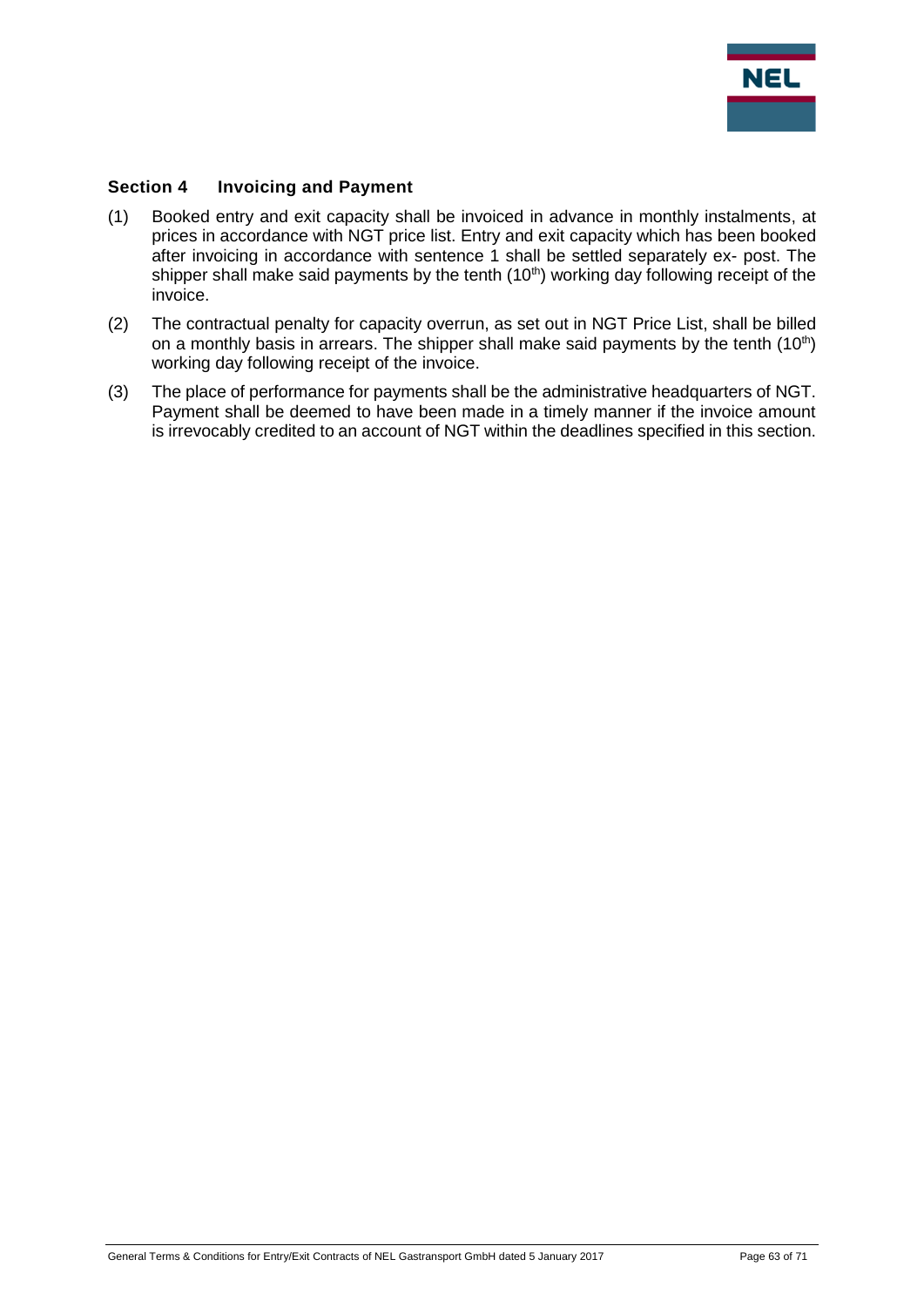## Section 4 Invoicing and Payment

(1) Booked entry and exit capacity shall be invoiced in advance in monthly instalments, at prices in accordance with NGT price list. Entry and exit capacity which has been booked after invoicing in accordance with sentence 1 shall be settled separately ex- post. The shipper shall make said payments by the tenth (10th) working day following receipt of the invoice.

(2) The contractual penalty for capacity overrun, as set out in NGT Price List, shall be billed on a monthly basis in arrears. The shipper shall make said payments by the tenth (10th) working day following receipt of the invoice.

(3) The place of performance for payments shall be the administrative headquarters of NGT. Payment shall be deemed to have been made in a timely manner if the invoice amount is irrevocably credited to an account of NGT within the deadlines specified in this section.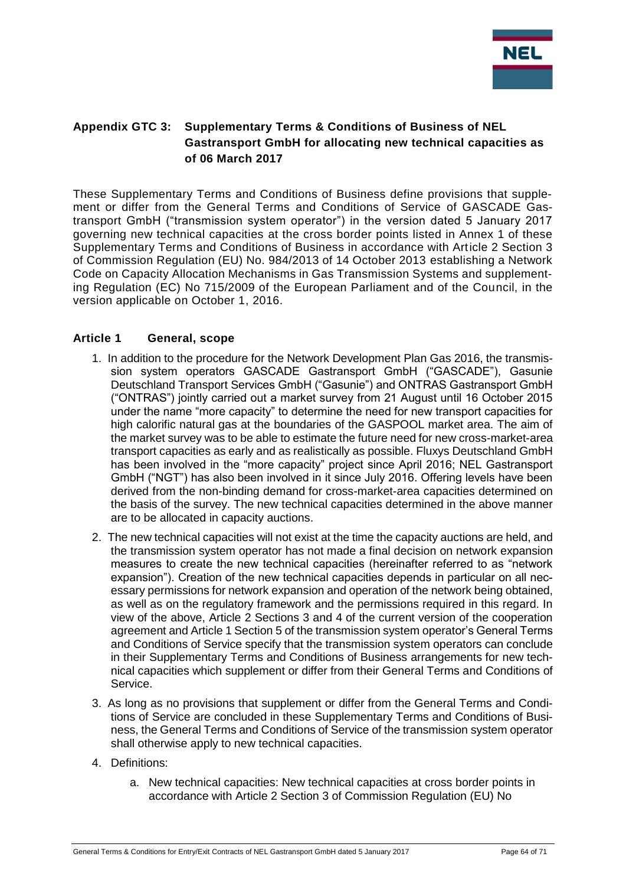## Appendix GTC 3: Supplementary Terms & Conditions of Business of NEL Gastransport GmbH for allocating new technical capacities as of 06 March 2017

These Supplementary Terms and Conditions of Business define provisions that supplement or differ from the General Terms and Conditions of Service of GASCADE Gastransport GmbH ("transmission system operator") in the version dated 5 January 2017 governing new technical capacities at the cross border points listed in Annex 1 of these Supplementary Terms and Conditions of Business in accordance with Article 2 Section 3 of Commission Regulation (EU) No. 984/2013 of 14 October 2013 establishing a Network Code on Capacity Allocation Mechanisms in Gas Transmission Systems and supplementing Regulation (EC) No 715/2009 of the European Parliament and of the Council, in the version applicable on October 1, 2016.

### Article 1 General, scope

1. In addition to the procedure for the Network Development Plan Gas 2016, the transmission system operators GASCADE Gastransport GmbH ("GASCADE"), Gasunie Deutschland Transport Services GmbH ("Gasunie") and ONTRAS Gastransport GmbH ("ONTRAS") jointly carried out a market survey from 21 August until 16 October 2015 under the name "more capacity" to determine the need for new transport capacities for high calorific natural gas at the boundaries of the GASPOOL market area. The aim of the market survey was to be able to estimate the future need for new cross-market-area transport capacities as early and as realistically as possible. Fluxys Deutschland GmbH has been involved in the "more capacity" project since April 2016; NEL Gastransport GmbH ("NGT") has also been involved in it since July 2016. Offering levels have been derived from the non-binding demand for cross-market-area capacities determined on the basis of the survey. The new technical capacities determined in the above manner are to be allocated in capacity auctions.
2. The new technical capacities will not exist at the time the capacity auctions are held, and the transmission system operator has not made a final decision on network expansion measures to create the new technical capacities (hereinafter referred to as "network expansion"). Creation of the new technical capacities depends in particular on all necessary permissions for network expansion and operation of the network being obtained, as well as on the regulatory framework and the permissions required in this regard. In view of the above, Article 2 Sections 3 and 4 of the current version of the cooperation agreement and Article 1 Section 5 of the transmission system operator's General Terms and Conditions of Service specify that the transmission system operators can conclude in their Supplementary Terms and Conditions of Business arrangements for new technical capacities which supplement or differ from their General Terms and Conditions of Service.
3. As long as no provisions that supplement or differ from the General Terms and Conditions of Service are concluded in these Supplementary Terms and Conditions of Business, the General Terms and Conditions of Service of the transmission system operator shall otherwise apply to new technical capacities.
4. Definitions:
   a. New technical capacities: New technical capacities at cross border points in accordance with Article 2 Section 3 of Commission Regulation (EU) No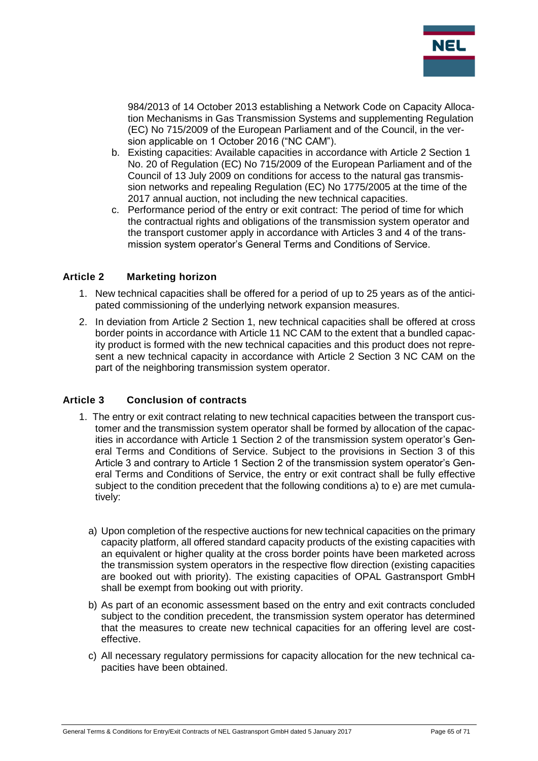984/2013 of 14 October 2013 establishing a Network Code on Capacity Allocation Mechanisms in Gas Transmission Systems and supplementing Regulation (EC) No 715/2009 of the European Parliament and of the Council, in the version applicable on 1 October 2016 ("NC CAM").

b. Existing capacities: Available capacities in accordance with Article 2 Section 1 No. 20 of Regulation (EC) No 715/2009 of the European Parliament and of the Council of 13 July 2009 on conditions for access to the natural gas transmission networks and repealing Regulation (EC) No 1775/2005 at the time of the 2017 annual auction, not including the new technical capacities.

c. Performance period of the entry or exit contract: The period of time for which the contractual rights and obligations of the transmission system operator and the transport customer apply in accordance with Articles 3 and 4 of the transmission system operator's General Terms and Conditions of Service.

## Article 2 Marketing horizon

1. New technical capacities shall be offered for a period of up to 25 years as of the anticipated commissioning of the underlying network expansion measures.
2. In deviation from Article 2 Section 1, new technical capacities shall be offered at cross border points in accordance with Article 11 NC CAM to the extent that a bundled capacity product is formed with the new technical capacities and this product does not represent a new technical capacity in accordance with Article 2 Section 3 NC CAM on the part of the neighboring transmission system operator.

## Article 3 Conclusion of contracts

1. The entry or exit contract relating to new technical capacities between the transport customer and the transmission system operator shall be formed by allocation of the capacities in accordance with Article 1 Section 2 of the transmission system operator's General Terms and Conditions of Service. Subject to the provisions in Section 3 of this Article 3 and contrary to Article 1 Section 2 of the transmission system operator's General Terms and Conditions of Service, the entry or exit contract shall be fully effective subject to the condition precedent that the following conditions a) to e) are met cumulatively:

   a) Upon completion of the respective auctions for new technical capacities on the primary capacity platform, all offered standard capacity products of the existing capacities with an equivalent or higher quality at the cross border points have been marketed across the transmission system operators in the respective flow direction (existing capacities are booked out with priority). The existing capacities of OPAL Gastransport GmbH shall be exempt from booking out with priority.

   b) As part of an economic assessment based on the entry and exit contracts concluded subject to the condition precedent, the transmission system operator has determined that the measures to create new technical capacities for an offering level are cost-effective.

   c) All necessary regulatory permissions for capacity allocation for the new technical capacities have been obtained.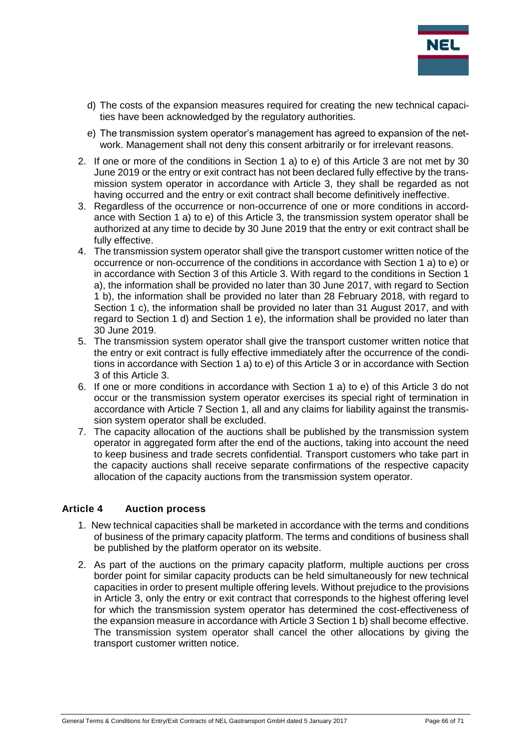d) The costs of the expansion measures required for creating the new technical capacities have been acknowledged by the regulatory authorities.

e) The transmission system operator's management has agreed to expansion of the network. Management shall not deny this consent arbitrarily or for irrelevant reasons.

2. If one or more of the conditions in Section 1 a) to e) of this Article 3 are not met by 30 June 2019 or the entry or exit contract has not been declared fully effective by the transmission system operator in accordance with Article 3, they shall be regarded as not having occurred and the entry or exit contract shall become definitively ineffective.
3. Regardless of the occurrence or non-occurrence of one or more conditions in accordance with Section 1 a) to e) of this Article 3, the transmission system operator shall be authorized at any time to decide by 30 June 2019 that the entry or exit contract shall be fully effective.
4. The transmission system operator shall give the transport customer written notice of the occurrence or non-occurrence of the conditions in accordance with Section 1 a) to e) or in accordance with Section 3 of this Article 3. With regard to the conditions in Section 1 a), the information shall be provided no later than 30 June 2017, with regard to Section 1 b), the information shall be provided no later than 28 February 2018, with regard to Section 1 c), the information shall be provided no later than 31 August 2017, and with regard to Section 1 d) and Section 1 e), the information shall be provided no later than 30 June 2019.
5. The transmission system operator shall give the transport customer written notice that the entry or exit contract is fully effective immediately after the occurrence of the conditions in accordance with Section 1 a) to e) of this Article 3 or in accordance with Section 3 of this Article 3.
6. If one or more conditions in accordance with Section 1 a) to e) of this Article 3 do not occur or the transmission system operator exercises its special right of termination in accordance with Article 7 Section 1, all and any claims for liability against the transmission system operator shall be excluded.
7. The capacity allocation of the auctions shall be published by the transmission system operator in aggregated form after the end of the auctions, taking into account the need to keep business and trade secrets confidential. Transport customers who take part in the capacity auctions shall receive separate confirmations of the respective capacity allocation of the capacity auctions from the transmission system operator.

### Article 4 Auction process

1. New technical capacities shall be marketed in accordance with the terms and conditions of business of the primary capacity platform. The terms and conditions of business shall be published by the platform operator on its website.
2. As part of the auctions on the primary capacity platform, multiple auctions per cross border point for similar capacity products can be held simultaneously for new technical capacities in order to present multiple offering levels. Without prejudice to the provisions in Article 3, only the entry or exit contract that corresponds to the highest offering level for which the transmission system operator has determined the cost-effectiveness of the expansion measure in accordance with Article 3 Section 1 b) shall become effective. The transmission system operator shall cancel the other allocations by giving the transport customer written notice.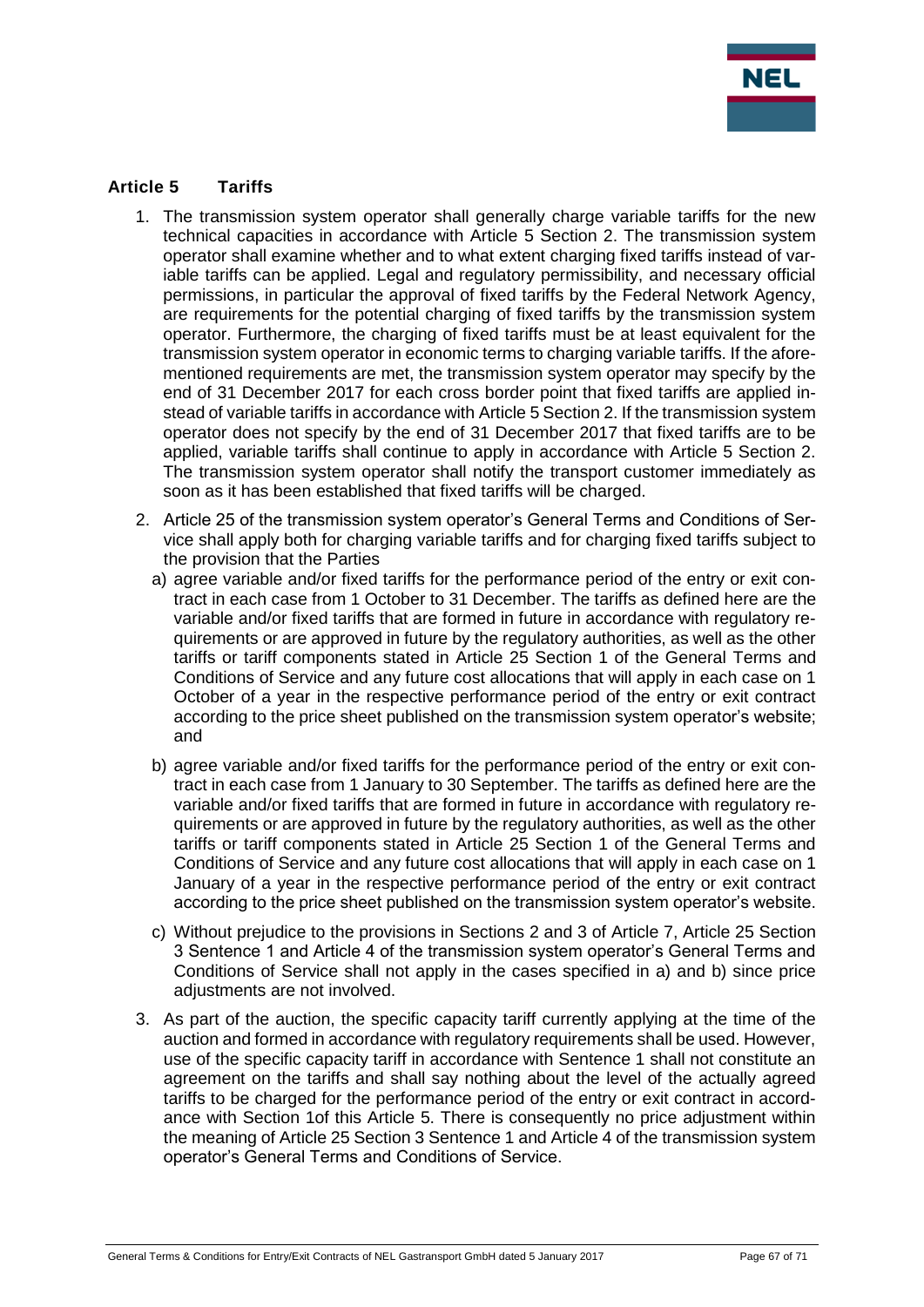## Article 5 Tariffs

1. The transmission system operator shall generally charge variable tariffs for the new technical capacities in accordance with Article 5 Section 2. The transmission system operator shall examine whether and to what extent charging fixed tariffs instead of variable tariffs can be applied. Legal and regulatory permissibility, and necessary official permissions, in particular the approval of fixed tariffs by the Federal Network Agency, are requirements for the potential charging of fixed tariffs by the transmission system operator. Furthermore, the charging of fixed tariffs must be at least equivalent for the transmission system operator in economic terms to charging variable tariffs. If the aforementioned requirements are met, the transmission system operator may specify by the end of 31 December 2017 for each cross border point that fixed tariffs are applied instead of variable tariffs in accordance with Article 5 Section 2. If the transmission system operator does not specify by the end of 31 December 2017 that fixed tariffs are to be applied, variable tariffs shall continue to apply in accordance with Article 5 Section 2. The transmission system operator shall notify the transport customer immediately as soon as it has been established that fixed tariffs will be charged.

2. Article 25 of the transmission system operator's General Terms and Conditions of Service shall apply both for charging variable tariffs and for charging fixed tariffs subject to the provision that the Parties

   a) agree variable and/or fixed tariffs for the performance period of the entry or exit contract in each case from 1 October to 31 December. The tariffs as defined here are the variable and/or fixed tariffs that are formed in future in accordance with regulatory requirements or are approved in future by the regulatory authorities, as well as the other tariffs or tariff components stated in Article 25 Section 1 of the General Terms and Conditions of Service and any future cost allocations that will apply in each case on 1 October of a year in the respective performance period of the entry or exit contract according to the price sheet published on the transmission system operator's website; and

   b) agree variable and/or fixed tariffs for the performance period of the entry or exit contract in each case from 1 January to 30 September. The tariffs as defined here are the variable and/or fixed tariffs that are formed in future in accordance with regulatory requirements or are approved in future by the regulatory authorities, as well as the other tariffs or tariff components stated in Article 25 Section 1 of the General Terms and Conditions of Service and any future cost allocations that will apply in each case on 1 January of a year in the respective performance period of the entry or exit contract according to the price sheet published on the transmission system operator's website.

   c) Without prejudice to the provisions in Sections 2 and 3 of Article 7, Article 25 Section 3 Sentence 1 and Article 4 of the transmission system operator's General Terms and Conditions of Service shall not apply in the cases specified in a) and b) since price adjustments are not involved.

3. As part of the auction, the specific capacity tariff currently applying at the time of the auction and formed in accordance with regulatory requirements shall be used. However, use of the specific capacity tariff in accordance with Sentence 1 shall not constitute an agreement on the tariffs and shall say nothing about the level of the actually agreed tariffs to be charged for the performance period of the entry or exit contract in accordance with Section 1of this Article 5. There is consequently no price adjustment within the meaning of Article 25 Section 3 Sentence 1 and Article 4 of the transmission system operator's General Terms and Conditions of Service.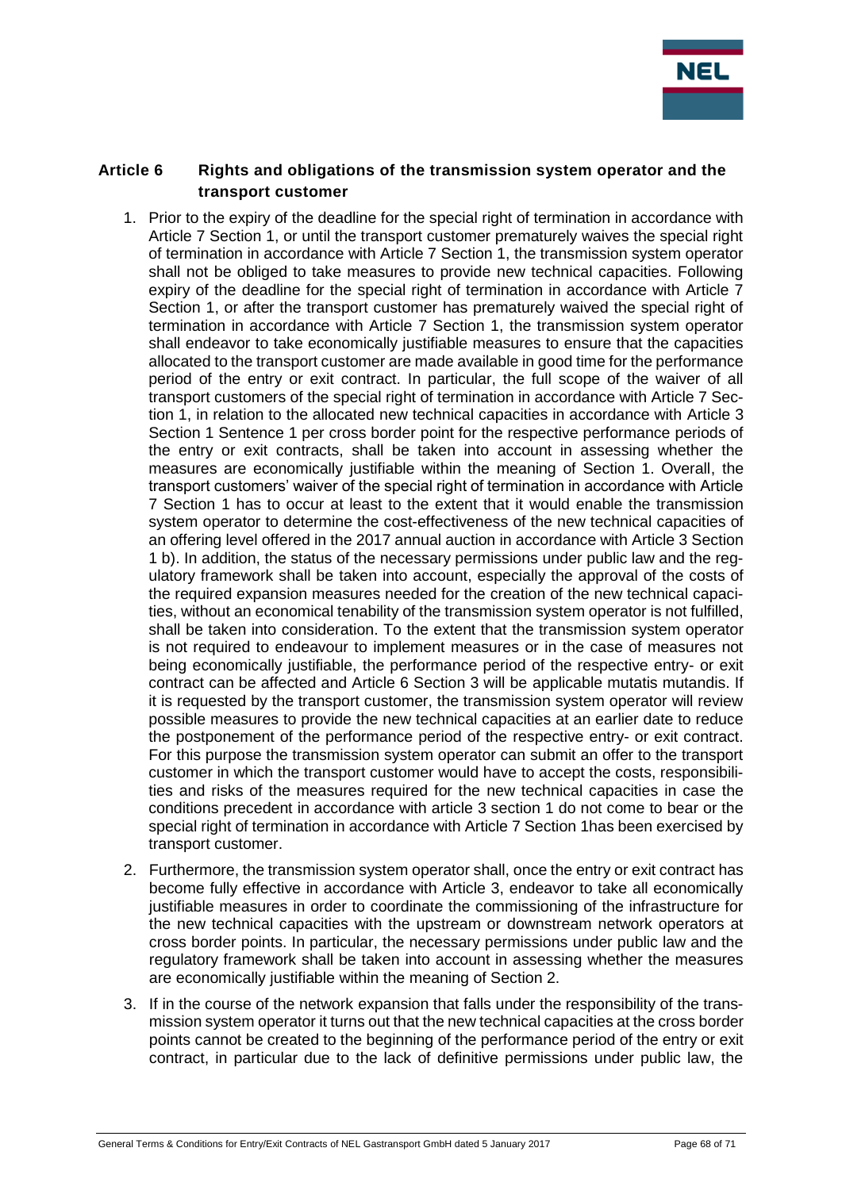## Article 6 Rights and obligations of the transmission system operator and the transport customer

1. Prior to the expiry of the deadline for the special right of termination in accordance with Article 7 Section 1, or until the transport customer prematurely waives the special right of termination in accordance with Article 7 Section 1, the transmission system operator shall not be obliged to take measures to provide new technical capacities. Following expiry of the deadline for the special right of termination in accordance with Article 7 Section 1, or after the transport customer has prematurely waived the special right of termination in accordance with Article 7 Section 1, the transmission system operator shall endeavor to take economically justifiable measures to ensure that the capacities allocated to the transport customer are made available in good time for the performance period of the entry or exit contract. In particular, the full scope of the waiver of all transport customers of the special right of termination in accordance with Article 7 Section 1, in relation to the allocated new technical capacities in accordance with Article 3 Section 1 Sentence 1 per cross border point for the respective performance periods of the entry or exit contracts, shall be taken into account in assessing whether the measures are economically justifiable within the meaning of Section 1. Overall, the transport customers' waiver of the special right of termination in accordance with Article 7 Section 1 has to occur at least to the extent that it would enable the transmission system operator to determine the cost-effectiveness of the new technical capacities of an offering level offered in the 2017 annual auction in accordance with Article 3 Section 1 b). In addition, the status of the necessary permissions under public law and the regulatory framework shall be taken into account, especially the approval of the costs of the required expansion measures needed for the creation of the new technical capacities, without an economical tenability of the transmission system operator is not fulfilled, shall be taken into consideration. To the extent that the transmission system operator is not required to endeavour to implement measures or in the case of measures not being economically justifiable, the performance period of the respective entry- or exit contract can be affected and Article 6 Section 3 will be applicable mutatis mutandis. If it is requested by the transport customer, the transmission system operator will review possible measures to provide the new technical capacities at an earlier date to reduce the postponement of the performance period of the respective entry- or exit contract. For this purpose the transmission system operator can submit an offer to the transport customer in which the transport customer would have to accept the costs, responsibilities and risks of the measures required for the new technical capacities in case the conditions precedent in accordance with article 3 section 1 do not come to bear or the special right of termination in accordance with Article 7 Section 1has been exercised by transport customer.
2. Furthermore, the transmission system operator shall, once the entry or exit contract has become fully effective in accordance with Article 3, endeavor to take all economically justifiable measures in order to coordinate the commissioning of the infrastructure for the new technical capacities with the upstream or downstream network operators at cross border points. In particular, the necessary permissions under public law and the regulatory framework shall be taken into account in assessing whether the measures are economically justifiable within the meaning of Section 2.
3. If in the course of the network expansion that falls under the responsibility of the transmission system operator it turns out that the new technical capacities at the cross border points cannot be created to the beginning of the performance period of the entry or exit contract, in particular due to the lack of definitive permissions under public law, the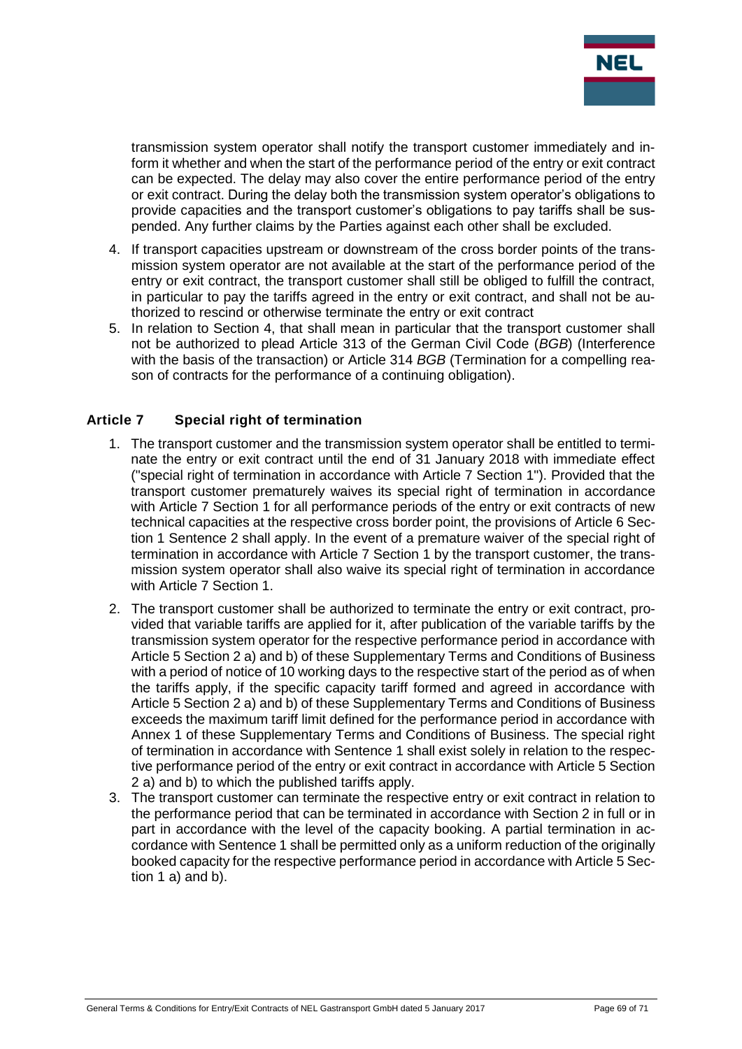transmission system operator shall notify the transport customer immediately and inform it whether and when the start of the performance period of the entry or exit contract can be expected. The delay may also cover the entire performance period of the entry or exit contract. During the delay both the transmission system operator's obligations to provide capacities and the transport customer's obligations to pay tariffs shall be suspended. Any further claims by the Parties against each other shall be excluded.

4. If transport capacities upstream or downstream of the cross border points of the transmission system operator are not available at the start of the performance period of the entry or exit contract, the transport customer shall still be obliged to fulfill the contract, in particular to pay the tariffs agreed in the entry or exit contract, and shall not be authorized to rescind or otherwise terminate the entry or exit contract
5. In relation to Section 4, that shall mean in particular that the transport customer shall not be authorized to plead Article 313 of the German Civil Code (*BGB*) (Interference with the basis of the transaction) or Article 314 *BGB* (Termination for a compelling reason of contracts for the performance of a continuing obligation).

## Article 7 Special right of termination

1. The transport customer and the transmission system operator shall be entitled to terminate the entry or exit contract until the end of 31 January 2018 with immediate effect ("special right of termination in accordance with Article 7 Section 1"). Provided that the transport customer prematurely waives its special right of termination in accordance with Article 7 Section 1 for all performance periods of the entry or exit contracts of new technical capacities at the respective cross border point, the provisions of Article 6 Section 1 Sentence 2 shall apply. In the event of a premature waiver of the special right of termination in accordance with Article 7 Section 1 by the transport customer, the transmission system operator shall also waive its special right of termination in accordance with Article 7 Section 1.
2. The transport customer shall be authorized to terminate the entry or exit contract, provided that variable tariffs are applied for it, after publication of the variable tariffs by the transmission system operator for the respective performance period in accordance with Article 5 Section 2 a) and b) of these Supplementary Terms and Conditions of Business with a period of notice of 10 working days to the respective start of the period as of when the tariffs apply, if the specific capacity tariff formed and agreed in accordance with Article 5 Section 2 a) and b) of these Supplementary Terms and Conditions of Business exceeds the maximum tariff limit defined for the performance period in accordance with Annex 1 of these Supplementary Terms and Conditions of Business. The special right of termination in accordance with Sentence 1 shall exist solely in relation to the respective performance period of the entry or exit contract in accordance with Article 5 Section 2 a) and b) to which the published tariffs apply.
3. The transport customer can terminate the respective entry or exit contract in relation to the performance period that can be terminated in accordance with Section 2 in full or in part in accordance with the level of the capacity booking. A partial termination in accordance with Sentence 1 shall be permitted only as a uniform reduction of the originally booked capacity for the respective performance period in accordance with Article 5 Section 1 a) and b).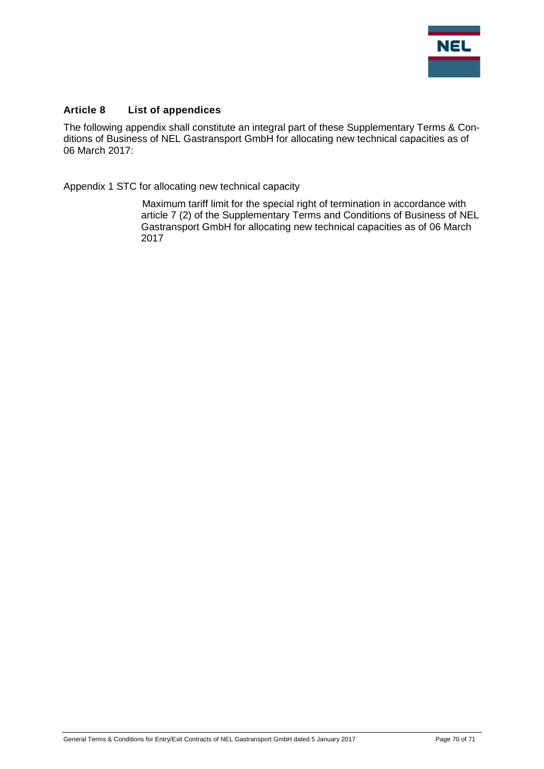## Article 8 List of appendices

The following appendix shall constitute an integral part of these Supplementary Terms & Conditions of Business of NEL Gastransport GmbH for allocating new technical capacities as of 06 March 2017:

Appendix 1 STC for allocating new technical capacity

Maximum tariff limit for the special right of termination in accordance with article 7 (2) of the Supplementary Terms and Conditions of Business of NEL Gastransport GmbH for allocating new technical capacities as of 06 March 2017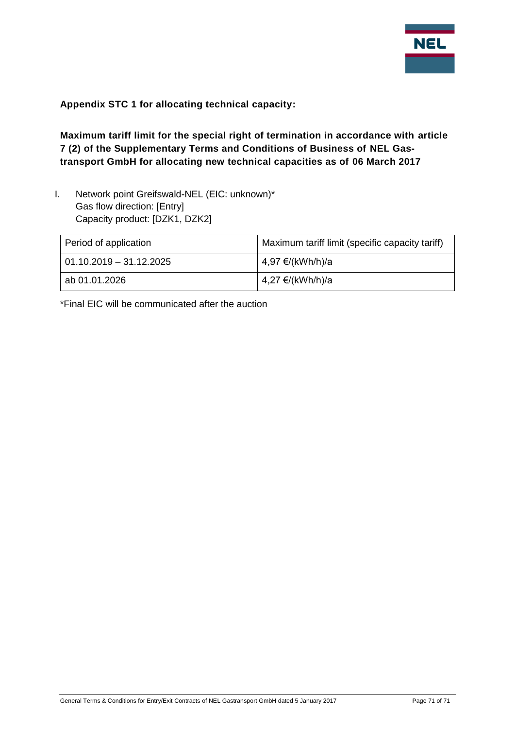**Appendix STC 1 for allocating technical capacity:**

**Maximum tariff limit for the special right of termination in accordance with article 7 (2) of the Supplementary Terms and Conditions of Business of NEL Gas-transport GmbH for allocating new technical capacities as of 06 March 2017**

I. Network point Greifswald-NEL (EIC: unknown)*
Gas flow direction: [Entry]
Capacity product: [DZK1, DZK2]

| Period of application | Maximum tariff limit (specific capacity tariff) |
| --- | --- |
| 01.10.2019 – 31.12.2025 | 4,97 €/(kWh/h)/a |
| ab 01.01.2026 | 4,27 €/(kWh/h)/a |

*Final EIC will be communicated after the auction